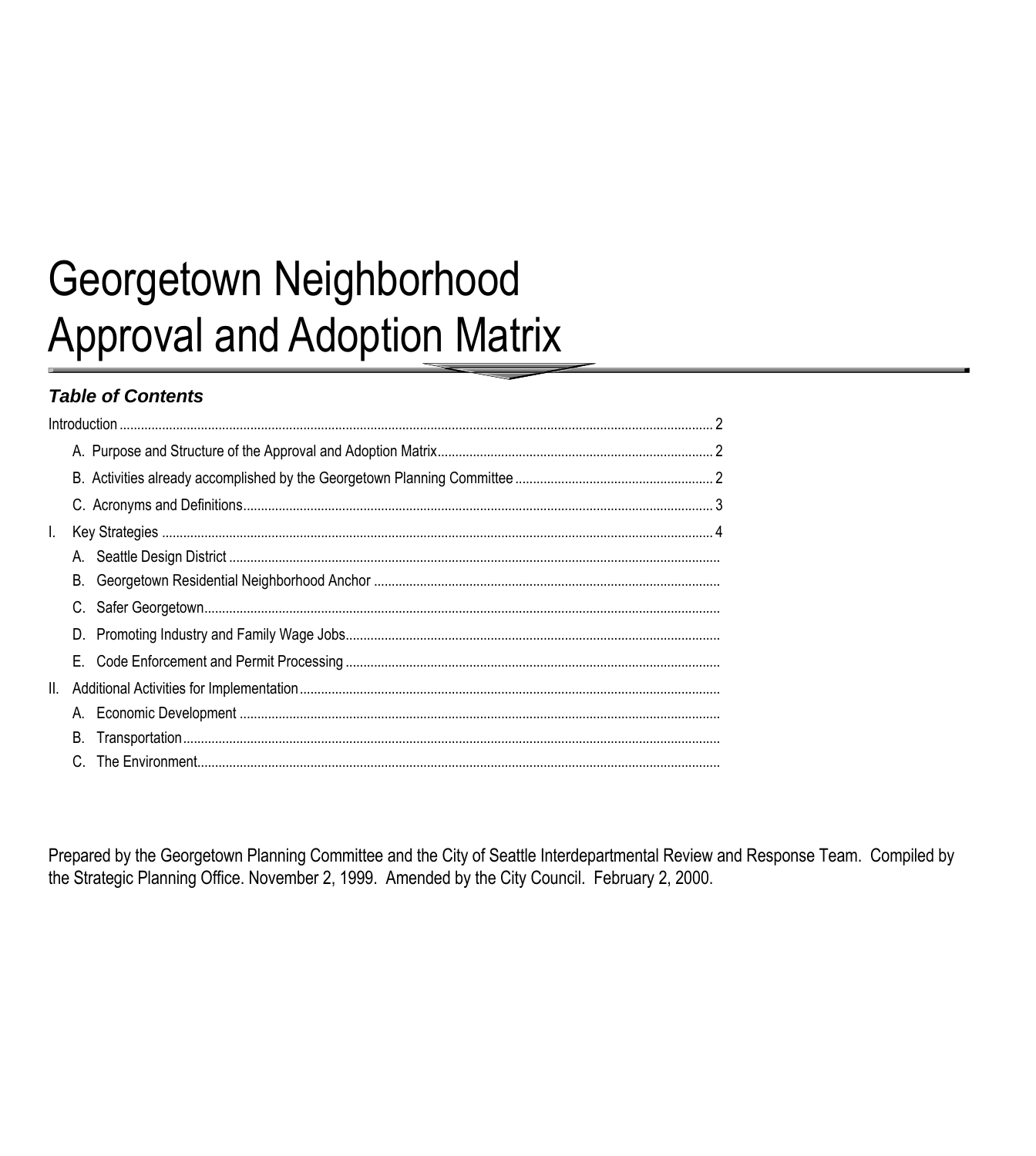# Georgetown Neighborhood Approval and Adoption Matrix

### *Table of Contents*

Introduction ........ 2

- A. Purpose and Structure of the Approval and Adoption Matrix ........ 2
- B. Activities already accomplished by the Georgetown Planning Committee ........ 2
- C. Acronyms and Definitions ........ 3

I. Key Strategies ........ 4

- A. Seattle Design District ........
- B. Georgetown Residential Neighborhood Anchor ........
- C. Safer Georgetown ........
- D. Promoting Industry and Family Wage Jobs ........
- E. Code Enforcement and Permit Processing ........

II. Additional Activities for Implementation ........

- A. Economic Development ........
- B. Transportation ........
- C. The Environment ........

Prepared by the Georgetown Planning Committee and the City of Seattle Interdepartmental Review and Response Team. Compiled by the Strategic Planning Office. November 2, 1999. Amended by the City Council. February 2, 2000.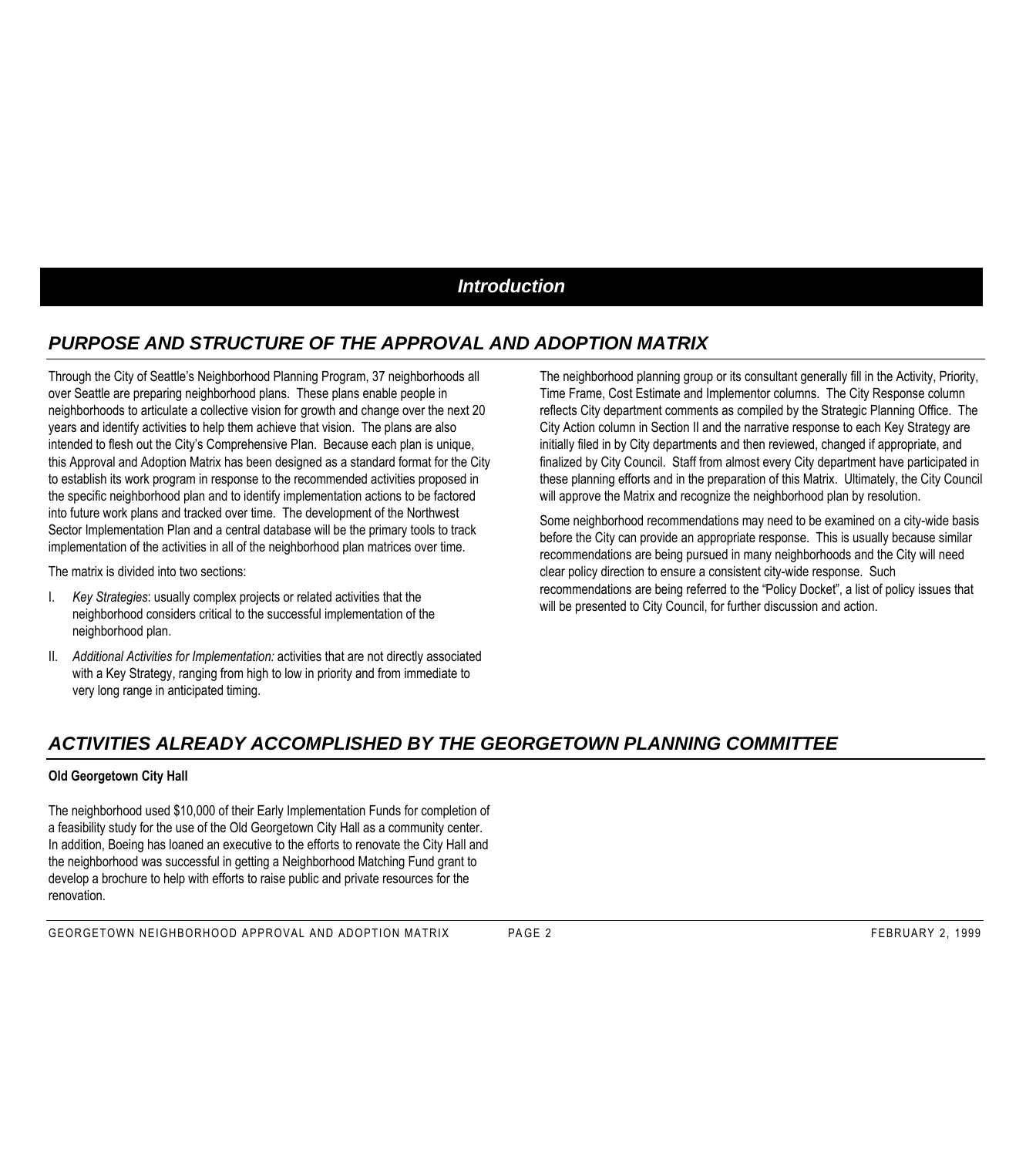# Introduction

## PURPOSE AND STRUCTURE OF THE APPROVAL AND ADOPTION MATRIX

Through the City of Seattle's Neighborhood Planning Program, 37 neighborhoods all over Seattle are preparing neighborhood plans. These plans enable people in neighborhoods to articulate a collective vision for growth and change over the next 20 years and identify activities to help them achieve that vision. The plans are also intended to flesh out the City's Comprehensive Plan. Because each plan is unique, this Approval and Adoption Matrix has been designed as a standard format for the City to establish its work program in response to the recommended activities proposed in the specific neighborhood plan and to identify implementation actions to be factored into future work plans and tracked over time. The development of the Northwest Sector Implementation Plan and a central database will be the primary tools to track implementation of the activities in all of the neighborhood plan matrices over time.

The matrix is divided into two sections:

I. *Key Strategies*: usually complex projects or related activities that the neighborhood considers critical to the successful implementation of the neighborhood plan.

II. *Additional Activities for Implementation:* activities that are not directly associated with a Key Strategy, ranging from high to low in priority and from immediate to very long range in anticipated timing.

The neighborhood planning group or its consultant generally fill in the Activity, Priority, Time Frame, Cost Estimate and Implementor columns. The City Response column reflects City department comments as compiled by the Strategic Planning Office. The City Action column in Section II and the narrative response to each Key Strategy are initially filed in by City departments and then reviewed, changed if appropriate, and finalized by City Council. Staff from almost every City department have participated in these planning efforts and in the preparation of this Matrix. Ultimately, the City Council will approve the Matrix and recognize the neighborhood plan by resolution.

Some neighborhood recommendations may need to be examined on a city-wide basis before the City can provide an appropriate response. This is usually because similar recommendations are being pursued in many neighborhoods and the City will need clear policy direction to ensure a consistent city-wide response. Such recommendations are being referred to the "Policy Docket", a list of policy issues that will be presented to City Council, for further discussion and action.

## ACTIVITIES ALREADY ACCOMPLISHED BY THE GEORGETOWN PLANNING COMMITTEE

**Old Georgetown City Hall**

The neighborhood used $10,000 of their Early Implementation Funds for completion of a feasibility study for the use of the Old Georgetown City Hall as a community center. In addition, Boeing has loaned an executive to the efforts to renovate the City Hall and the neighborhood was successful in getting a Neighborhood Matching Fund grant to develop a brochure to help with efforts to raise public and private resources for the renovation.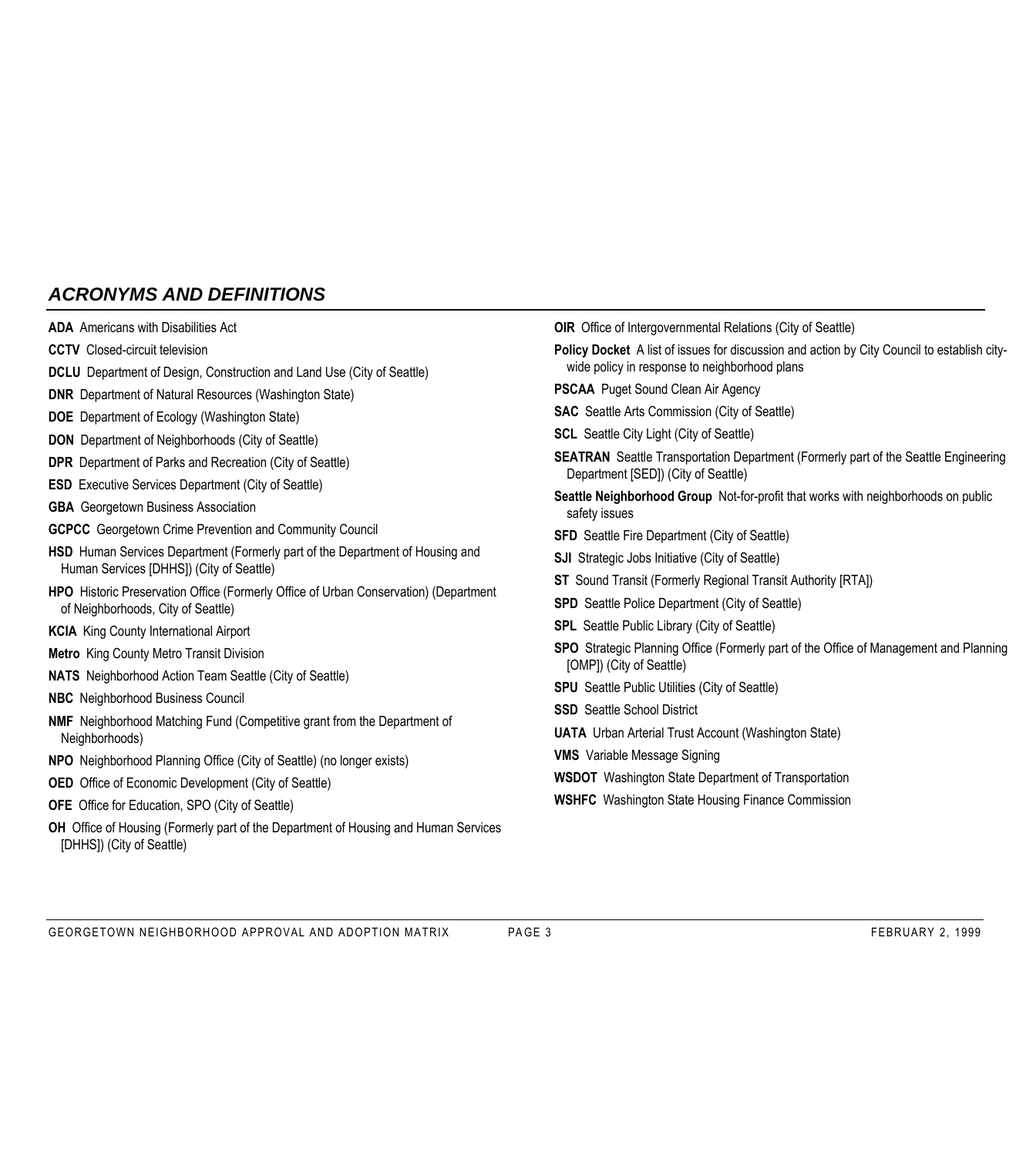## *ACRONYMS AND DEFINITIONS*

**ADA** Americans with Disabilities Act

**CCTV** Closed-circuit television

**DCLU** Department of Design, Construction and Land Use (City of Seattle)

**DNR** Department of Natural Resources (Washington State)

**DOE** Department of Ecology (Washington State)

**DON** Department of Neighborhoods (City of Seattle)

**DPR** Department of Parks and Recreation (City of Seattle)

**ESD** Executive Services Department (City of Seattle)

**GBA** Georgetown Business Association

**GCPCC** Georgetown Crime Prevention and Community Council

**HSD** Human Services Department (Formerly part of the Department of Housing and Human Services [DHHS]) (City of Seattle)

**HPO** Historic Preservation Office (Formerly Office of Urban Conservation) (Department of Neighborhoods, City of Seattle)

**KCIA** King County International Airport

**Metro** King County Metro Transit Division

**NATS** Neighborhood Action Team Seattle (City of Seattle)

**NBC** Neighborhood Business Council

**NMF** Neighborhood Matching Fund (Competitive grant from the Department of Neighborhoods)

**NPO** Neighborhood Planning Office (City of Seattle) (no longer exists)

**OED** Office of Economic Development (City of Seattle)

**OFE** Office for Education, SPO (City of Seattle)

**OH** Office of Housing (Formerly part of the Department of Housing and Human Services [DHHS]) (City of Seattle)

**OIR** Office of Intergovernmental Relations (City of Seattle)

**Policy Docket** A list of issues for discussion and action by City Council to establish city-wide policy in response to neighborhood plans

**PSCAA** Puget Sound Clean Air Agency

**SAC** Seattle Arts Commission (City of Seattle)

**SCL** Seattle City Light (City of Seattle)

**SEATRAN** Seattle Transportation Department (Formerly part of the Seattle Engineering Department [SED]) (City of Seattle)

**Seattle Neighborhood Group** Not-for-profit that works with neighborhoods on public safety issues

**SFD** Seattle Fire Department (City of Seattle)

**SJI** Strategic Jobs Initiative (City of Seattle)

**ST** Sound Transit (Formerly Regional Transit Authority [RTA])

**SPD** Seattle Police Department (City of Seattle)

**SPL** Seattle Public Library (City of Seattle)

**SPO** Strategic Planning Office (Formerly part of the Office of Management and Planning [OMP]) (City of Seattle)

**SPU** Seattle Public Utilities (City of Seattle)

**SSD** Seattle School District

**UATA** Urban Arterial Trust Account (Washington State)

**VMS** Variable Message Signing

**WSDOT** Washington State Department of Transportation

**WSHFC** Washington State Housing Finance Commission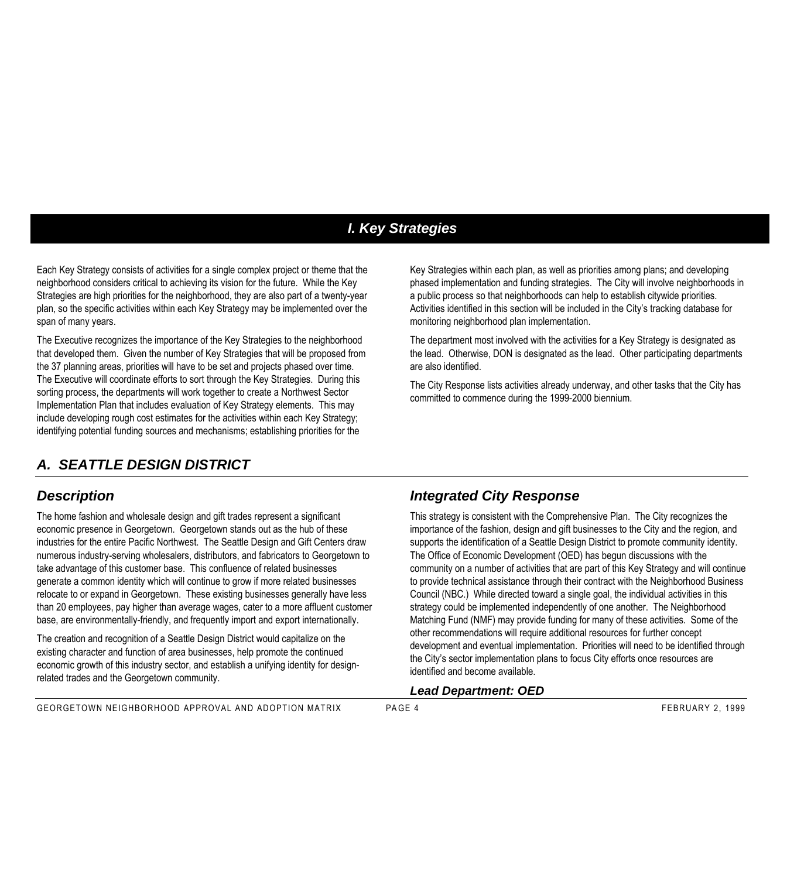# *I. Key Strategies*

Each Key Strategy consists of activities for a single complex project or theme that the neighborhood considers critical to achieving its vision for the future. While the Key Strategies are high priorities for the neighborhood, they are also part of a twenty-year plan, so the specific activities within each Key Strategy may be implemented over the span of many years.

The Executive recognizes the importance of the Key Strategies to the neighborhood that developed them. Given the number of Key Strategies that will be proposed from the 37 planning areas, priorities will have to be set and projects phased over time. The Executive will coordinate efforts to sort through the Key Strategies. During this sorting process, the departments will work together to create a Northwest Sector Implementation Plan that includes evaluation of Key Strategy elements. This may include developing rough cost estimates for the activities within each Key Strategy; identifying potential funding sources and mechanisms; establishing priorities for the Key Strategies within each plan, as well as priorities among plans; and developing phased implementation and funding strategies. The City will involve neighborhoods in a public process so that neighborhoods can help to establish citywide priorities. Activities identified in this section will be included in the City's tracking database for monitoring neighborhood plan implementation.

The department most involved with the activities for a Key Strategy is designated as the lead. Otherwise, DON is designated as the lead. Other participating departments are also identified.

The City Response lists activities already underway, and other tasks that the City has committed to commence during the 1999-2000 biennium.

## *A. SEATTLE DESIGN DISTRICT*

### *Description*

The home fashion and wholesale design and gift trades represent a significant economic presence in Georgetown. Georgetown stands out as the hub of these industries for the entire Pacific Northwest. The Seattle Design and Gift Centers draw numerous industry-serving wholesalers, distributors, and fabricators to Georgetown to take advantage of this customer base. This confluence of related businesses generate a common identity which will continue to grow if more related businesses relocate to or expand in Georgetown. These existing businesses generally have less than 20 employees, pay higher than average wages, cater to a more affluent customer base, are environmentally-friendly, and frequently import and export internationally.

The creation and recognition of a Seattle Design District would capitalize on the existing character and function of area businesses, help promote the continued economic growth of this industry sector, and establish a unifying identity for design-related trades and the Georgetown community.

### *Integrated City Response*

This strategy is consistent with the Comprehensive Plan. The City recognizes the importance of the fashion, design and gift businesses to the City and the region, and supports the identification of a Seattle Design District to promote community identity. The Office of Economic Development (OED) has begun discussions with the community on a number of activities that are part of this Key Strategy and will continue to provide technical assistance through their contract with the Neighborhood Business Council (NBC.) While directed toward a single goal, the individual activities in this strategy could be implemented independently of one another. The Neighborhood Matching Fund (NMF) may provide funding for many of these activities. Some of the other recommendations will require additional resources for further concept development and eventual implementation. Priorities will need to be identified through the City's sector implementation plans to focus City efforts once resources are identified and become available.

***Lead Department: OED***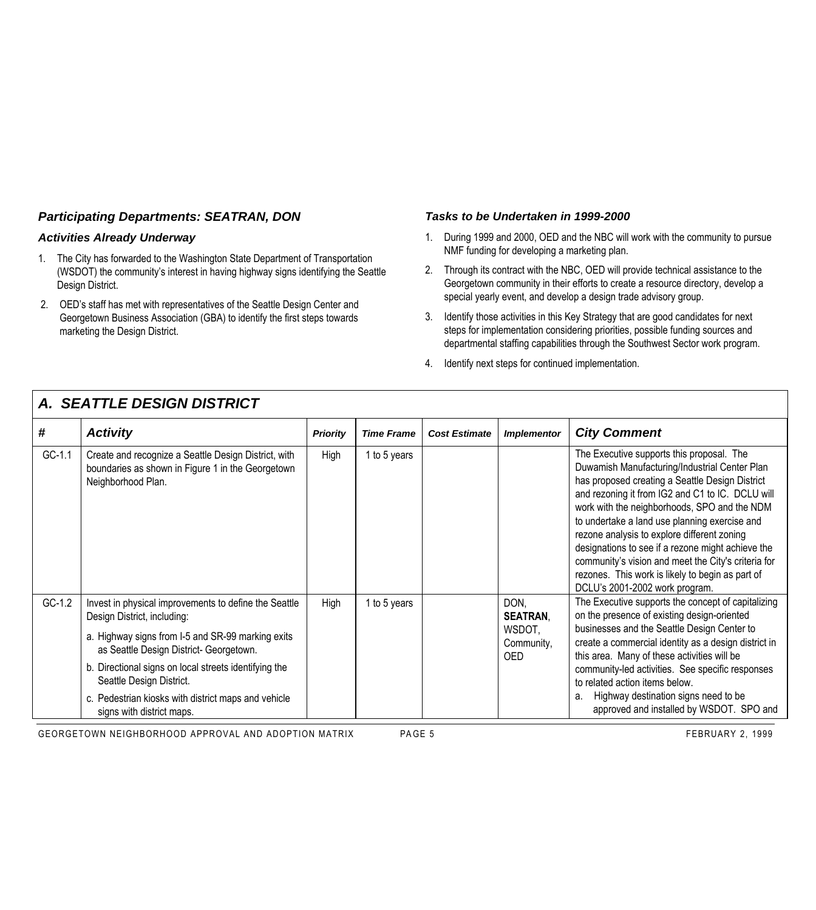### *Participating Departments: SEATRAN, DON*

### *Activities Already Underway*

1. The City has forwarded to the Washington State Department of Transportation (WSDOT) the community's interest in having highway signs identifying the Seattle Design District.
2. OED's staff has met with representatives of the Seattle Design Center and Georgetown Business Association (GBA) to identify the first steps towards marketing the Design District.

### *Tasks to be Undertaken in 1999-2000*

1. During 1999 and 2000, OED and the NBC will work with the community to pursue NMF funding for developing a marketing plan.
2. Through its contract with the NBC, OED will provide technical assistance to the Georgetown community in their efforts to create a resource directory, develop a special yearly event, and develop a design trade advisory group.
3. Identify those activities in this Key Strategy that are good candidates for next steps for implementation considering priorities, possible funding sources and departmental staffing capabilities through the Southwest Sector work program.
4. Identify next steps for continued implementation.

## *A. SEATTLE DESIGN DISTRICT*

| # | *Activity* | *Priority* | *Time Frame* | *Cost Estimate* | *Implementor* | *City Comment* |
|---|---|---|---|---|---|---|
| GC-1.1 | Create and recognize a Seattle Design District, with boundaries as shown in Figure 1 in the Georgetown Neighborhood Plan. | High | 1 to 5 years | | | The Executive supports this proposal. The Duwamish Manufacturing/Industrial Center Plan has proposed creating a Seattle Design District and rezoning it from IG2 and C1 to IC. DCLU will work with the neighborhoods, SPO and the NDM to undertake a land use planning exercise and rezone analysis to explore different zoning designations to see if a rezone might achieve the community's vision and meet the City's criteria for rezones. This work is likely to begin as part of DCLU's 2001-2002 work program. |
| GC-1.2 | Invest in physical improvements to define the Seattle Design District, including:<br>a. Highway signs from I-5 and SR-99 marking exits as Seattle Design District- Georgetown.<br>b. Directional signs on local streets identifying the Seattle Design District.<br>c. Pedestrian kiosks with district maps and vehicle signs with district maps. | High | 1 to 5 years | | DON, **SEATRAN**, WSDOT, Community, OED | The Executive supports the concept of capitalizing on the presence of existing design-oriented businesses and the Seattle Design Center to create a commercial identity as a design district in this area. Many of these activities will be community-led activities. See specific responses to related action items below.<br>a. Highway destination signs need to be approved and installed by WSDOT. SPO and |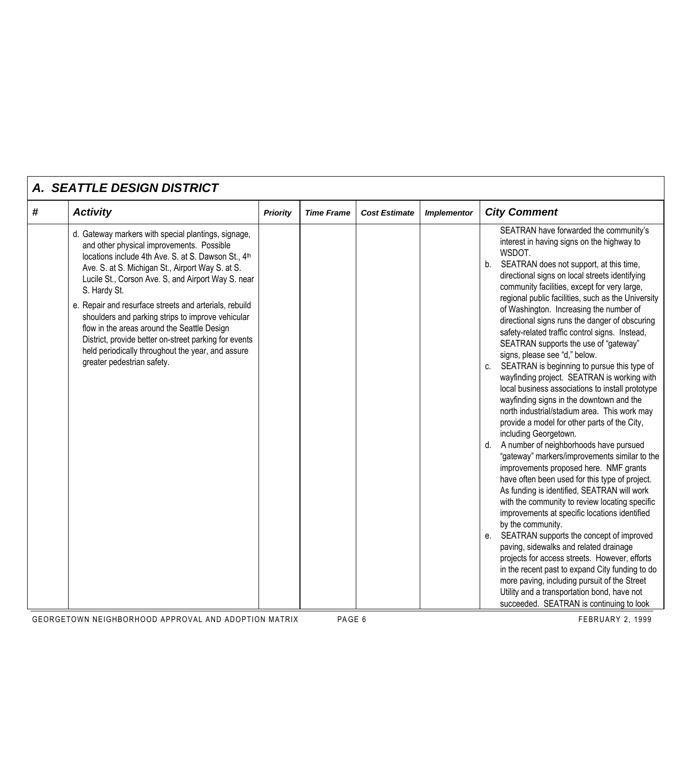## A. SEATTLE DESIGN DISTRICT

| # | Activity | Priority | Time Frame | Cost Estimate | Implementor | City Comment |
|---|---|---|---|---|---|---|
| | d. Gateway markers with special plantings, signage, and other physical improvements. Possible locations include 4th Ave. S. at S. Dawson St., 4th Ave. S. at S. Michigan St., Airport Way S. at S. Lucile St., Corson Ave. S, and Airport Way S. near S. Hardy St.<br><br>e. Repair and resurface streets and arterials, rebuild shoulders and parking strips to improve vehicular flow in the areas around the Seattle Design District, provide better on-street parking for events held periodically throughout the year, and assure greater pedestrian safety. | | | | | SEATRAN have forwarded the community's interest in having signs on the highway to WSDOT.<br><br>b. SEATRAN does not support, at this time, directional signs on local streets identifying community facilities, except for very large, regional public facilities, such as the University of Washington. Increasing the number of directional signs runs the danger of obscuring safety-related traffic control signs. Instead, SEATRAN supports the use of "gateway" signs, please see "d," below.<br><br>c. SEATRAN is beginning to pursue this type of wayfinding project. SEATRAN is working with local business associations to install prototype wayfinding signs in the downtown and the north industrial/stadium area. This work may provide a model for other parts of the City, including Georgetown.<br><br>d. A number of neighborhoods have pursued "gateway" markers/improvements similar to the improvements proposed here. NMF grants have often been used for this type of project. As funding is identified, SEATRAN will work with the community to review locating specific improvements at specific locations identified by the community.<br><br>e. SEATRAN supports the concept of improved paving, sidewalks and related drainage projects for access streets. However, efforts in the recent past to expand City funding to do more paving, including pursuit of the Street Utility and a transportation bond, have not succeeded. SEATRAN is continuing to look |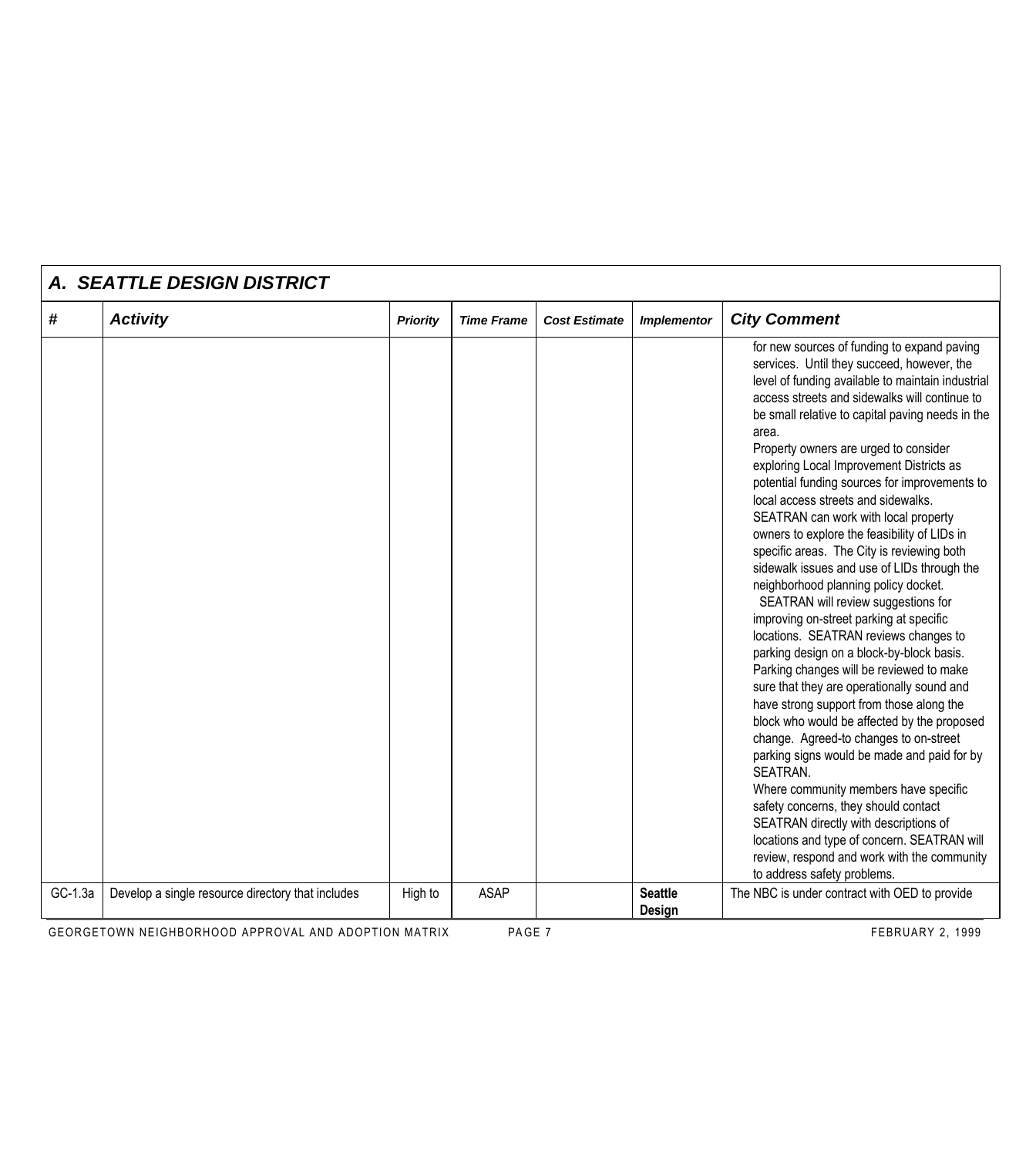## A. SEATTLE DESIGN DISTRICT

| # | Activity | Priority | Time Frame | Cost Estimate | Implementor | City Comment |
|---|---|---|---|---|---|---|
| | | | | | | for new sources of funding to expand paving services. Until they succeed, however, the level of funding available to maintain industrial access streets and sidewalks will continue to be small relative to capital paving needs in the area.<br>Property owners are urged to consider exploring Local Improvement Districts as potential funding sources for improvements to local access streets and sidewalks. SEATRAN can work with local property owners to explore the feasibility of LIDs in specific areas. The City is reviewing both sidewalk issues and use of LIDs through the neighborhood planning policy docket.<br>SEATRAN will review suggestions for improving on-street parking at specific locations. SEATRAN reviews changes to parking design on a block-by-block basis. Parking changes will be reviewed to make sure that they are operationally sound and have strong support from those along the block who would be affected by the proposed change. Agreed-to changes to on-street parking signs would be made and paid for by SEATRAN.<br>Where community members have specific safety concerns, they should contact SEATRAN directly with descriptions of locations and type of concern. SEATRAN will review, respond and work with the community to address safety problems. |
| GC-1.3a | Develop a single resource directory that includes | High to | ASAP | | **Seattle Design** | The NBC is under contract with OED to provide |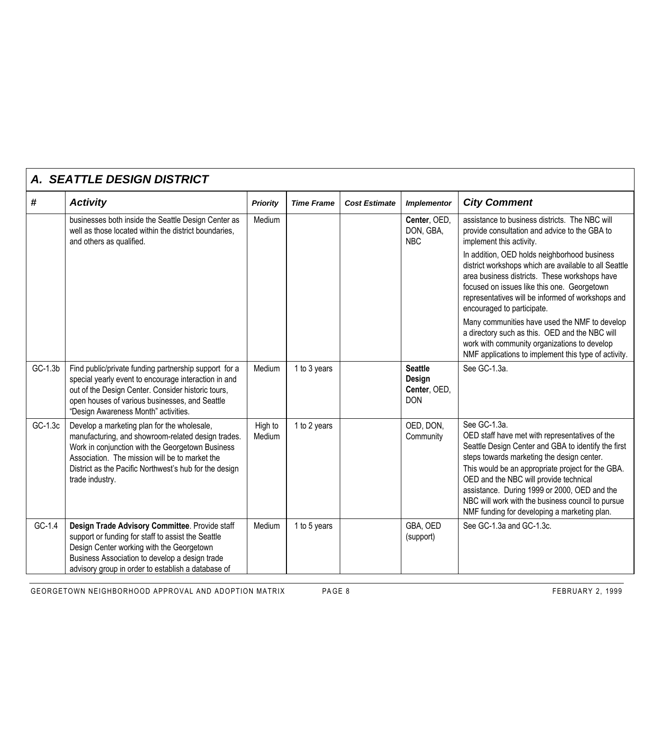## A. SEATTLE DESIGN DISTRICT

| # | Activity | Priority | Time Frame | Cost Estimate | Implementor | City Comment |
|---|---|---|---|---|---|---|
| | businesses both inside the Seattle Design Center as well as those located within the district boundaries, and others as qualified. | Medium | | | **Center**, OED, DON, GBA, NBC | assistance to business districts. The NBC will provide consultation and advice to the GBA to implement this activity.<br>In addition, OED holds neighborhood business district workshops which are available to all Seattle area business districts. These workshops have focused on issues like this one. Georgetown representatives will be informed of workshops and encouraged to participate.<br>Many communities have used the NMF to develop a directory such as this. OED and the NBC will work with community organizations to develop NMF applications to implement this type of activity. |
| GC-1.3b | Find public/private funding partnership support for a special yearly event to encourage interaction in and out of the Design Center. Consider historic tours, open houses of various businesses, and Seattle "Design Awareness Month" activities. | Medium | 1 to 3 years | | **Seattle Design Center**, OED, DON | See GC-1.3a. |
| GC-1.3c | Develop a marketing plan for the wholesale, manufacturing, and showroom-related design trades. Work in conjunction with the Georgetown Business Association. The mission will be to market the District as the Pacific Northwest's hub for the design trade industry. | High to Medium | 1 to 2 years | | OED, DON, Community | See GC-1.3a.<br>OED staff have met with representatives of the Seattle Design Center and GBA to identify the first steps towards marketing the design center.<br>This would be an appropriate project for the GBA. OED and the NBC will provide technical assistance. During 1999 or 2000, OED and the NBC will work with the business council to pursue NMF funding for developing a marketing plan. |
| GC-1.4 | **Design Trade Advisory Committee**. Provide staff support or funding for staff to assist the Seattle Design Center working with the Georgetown Business Association to develop a design trade advisory group in order to establish a database of | Medium | 1 to 5 years | | GBA, OED (support) | See GC-1.3a and GC-1.3c. |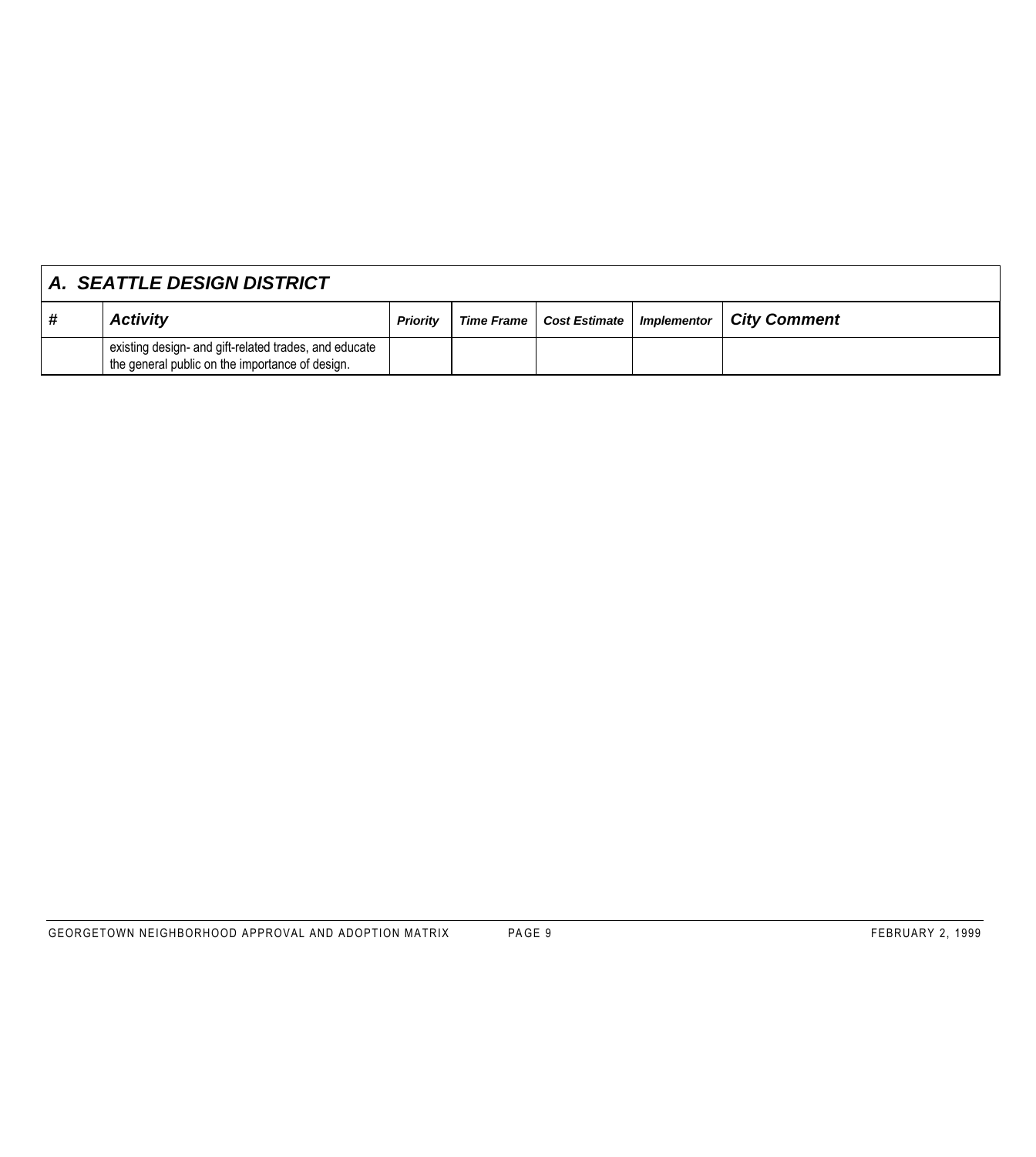## A. SEATTLE DESIGN DISTRICT

| # | Activity | Priority | Time Frame | Cost Estimate | Implementor | City Comment |
|---|---|---|---|---|---|---|
| | existing design- and gift-related trades, and educate the general public on the importance of design. | | | | | |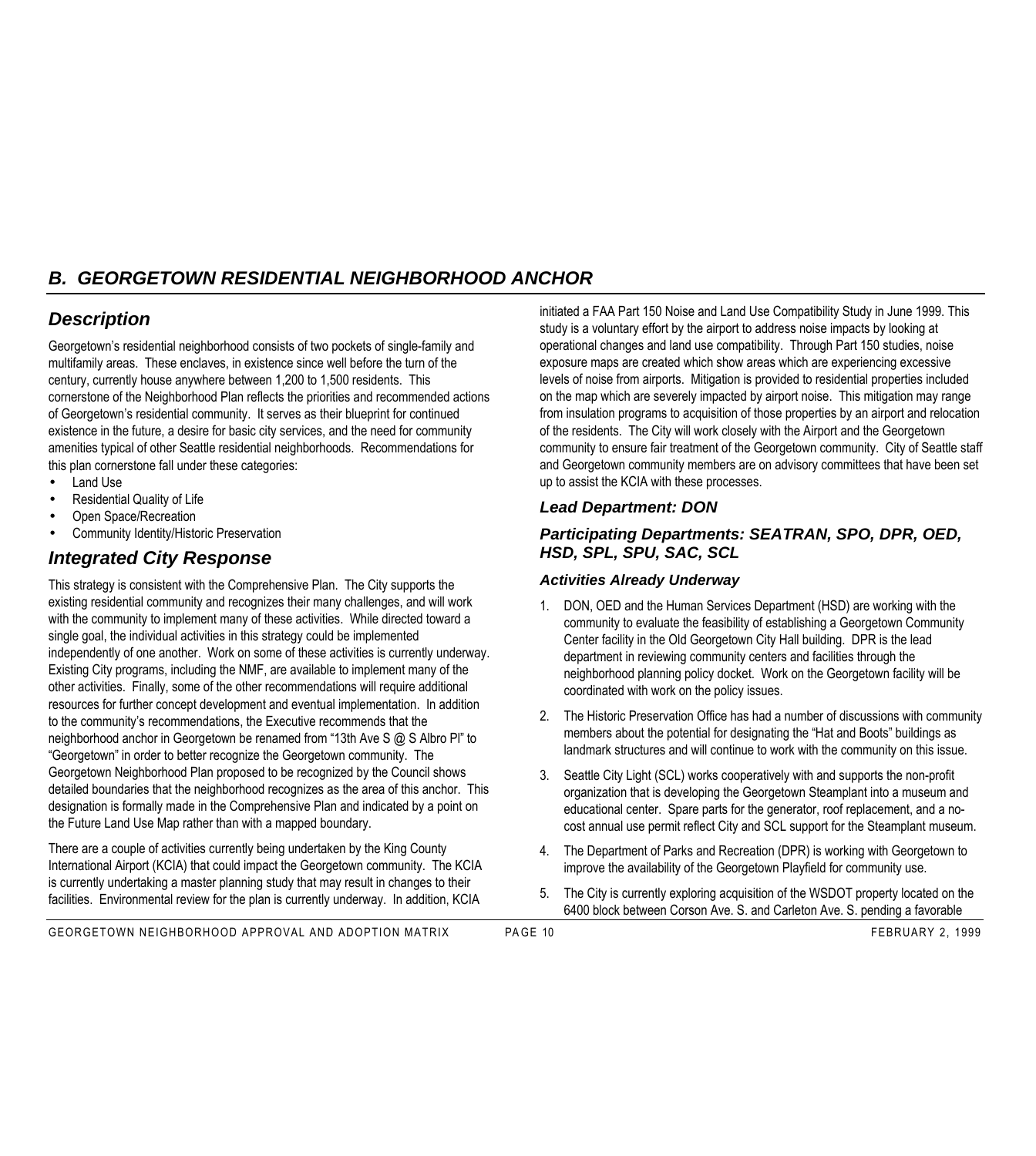## *B. GEORGETOWN RESIDENTIAL NEIGHBORHOOD ANCHOR*

### *Description*

Georgetown's residential neighborhood consists of two pockets of single-family and multifamily areas. These enclaves, in existence since well before the turn of the century, currently house anywhere between 1,200 to 1,500 residents. This cornerstone of the Neighborhood Plan reflects the priorities and recommended actions of Georgetown's residential community. It serves as their blueprint for continued existence in the future, a desire for basic city services, and the need for community amenities typical of other Seattle residential neighborhoods. Recommendations for this plan cornerstone fall under these categories:

- Land Use
- Residential Quality of Life
- Open Space/Recreation
- Community Identity/Historic Preservation

### *Integrated City Response*

This strategy is consistent with the Comprehensive Plan. The City supports the existing residential community and recognizes their many challenges, and will work with the community to implement many of these activities. While directed toward a single goal, the individual activities in this strategy could be implemented independently of one another. Work on some of these activities is currently underway. Existing City programs, including the NMF, are available to implement many of the other activities. Finally, some of the other recommendations will require additional resources for further concept development and eventual implementation. In addition to the community's recommendations, the Executive recommends that the neighborhood anchor in Georgetown be renamed from "13th Ave S @ S Albro Pl" to "Georgetown" in order to better recognize the Georgetown community. The Georgetown Neighborhood Plan proposed to be recognized by the Council shows detailed boundaries that the neighborhood recognizes as the area of this anchor. This designation is formally made in the Comprehensive Plan and indicated by a point on the Future Land Use Map rather than with a mapped boundary.

There are a couple of activities currently being undertaken by the King County International Airport (KCIA) that could impact the Georgetown community. The KCIA is currently undertaking a master planning study that may result in changes to their facilities. Environmental review for the plan is currently underway. In addition, KCIA initiated a FAA Part 150 Noise and Land Use Compatibility Study in June 1999. This study is a voluntary effort by the airport to address noise impacts by looking at operational changes and land use compatibility. Through Part 150 studies, noise exposure maps are created which show areas which are experiencing excessive levels of noise from airports. Mitigation is provided to residential properties included on the map which are severely impacted by airport noise. This mitigation may range from insulation programs to acquisition of those properties by an airport and relocation of the residents. The City will work closely with the Airport and the Georgetown community to ensure fair treatment of the Georgetown community. City of Seattle staff and Georgetown community members are on advisory committees that have been set up to assist the KCIA with these processes.

### *Lead Department: DON*

### *Participating Departments: SEATRAN, SPO, DPR, OED, HSD, SPL, SPU, SAC, SCL*

#### *Activities Already Underway*

1. DON, OED and the Human Services Department (HSD) are working with the community to evaluate the feasibility of establishing a Georgetown Community Center facility in the Old Georgetown City Hall building. DPR is the lead department in reviewing community centers and facilities through the neighborhood planning policy docket. Work on the Georgetown facility will be coordinated with work on the policy issues.
2. The Historic Preservation Office has had a number of discussions with community members about the potential for designating the "Hat and Boots" buildings as landmark structures and will continue to work with the community on this issue.
3. Seattle City Light (SCL) works cooperatively with and supports the non-profit organization that is developing the Georgetown Steamplant into a museum and educational center. Spare parts for the generator, roof replacement, and a no-cost annual use permit reflect City and SCL support for the Steamplant museum.
4. The Department of Parks and Recreation (DPR) is working with Georgetown to improve the availability of the Georgetown Playfield for community use.
5. The City is currently exploring acquisition of the WSDOT property located on the 6400 block between Corson Ave. S. and Carleton Ave. S. pending a favorable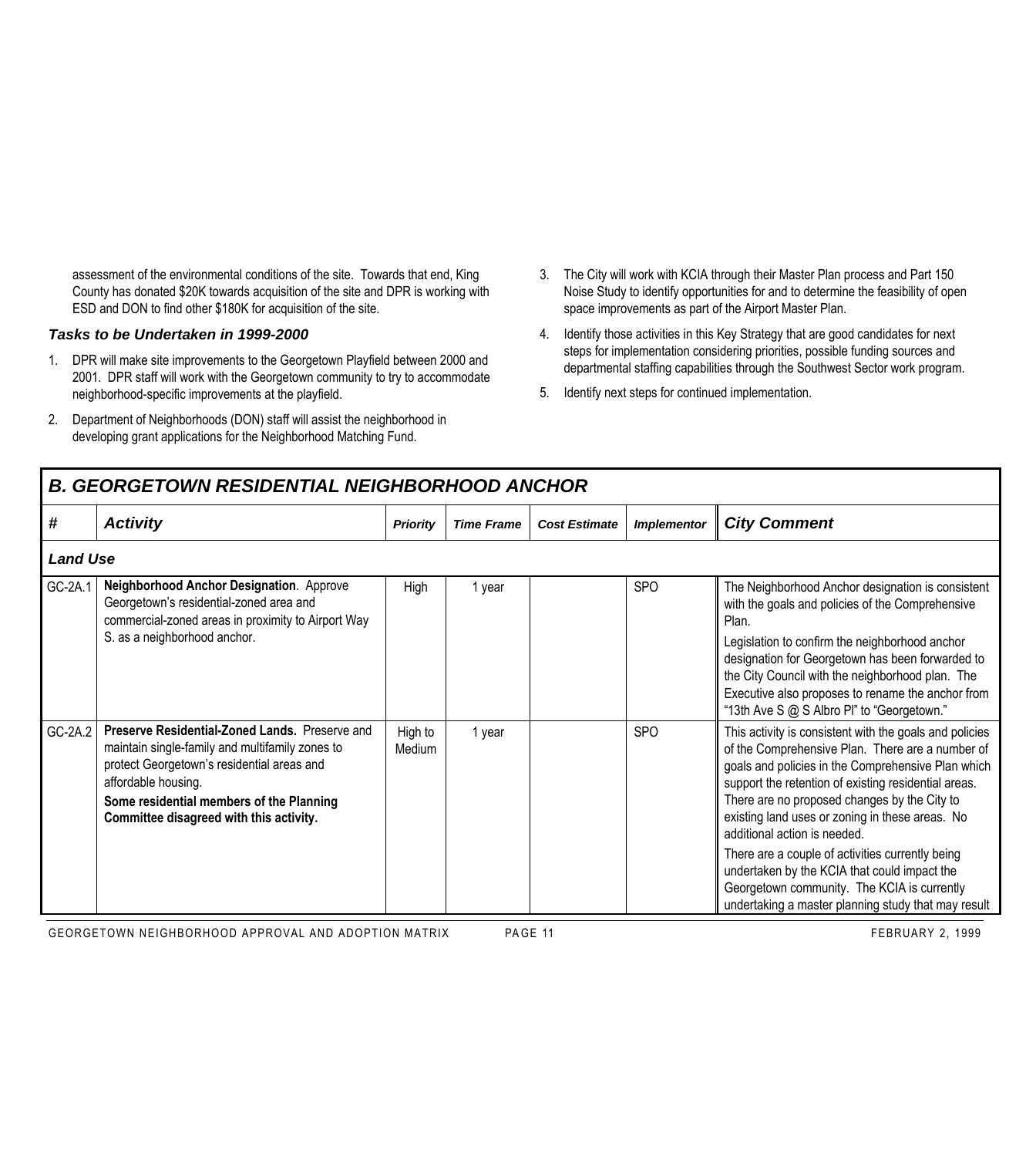assessment of the environmental conditions of the site. Towards that end, King County has donated $20K towards acquisition of the site and DPR is working with ESD and DON to find other $180K for acquisition of the site.

### *Tasks to be Undertaken in 1999-2000*

1. DPR will make site improvements to the Georgetown Playfield between 2000 and 2001. DPR staff will work with the Georgetown community to try to accommodate neighborhood-specific improvements at the playfield.
2. Department of Neighborhoods (DON) staff will assist the neighborhood in developing grant applications for the Neighborhood Matching Fund.
3. The City will work with KCIA through their Master Plan process and Part 150 Noise Study to identify opportunities for and to determine the feasibility of open space improvements as part of the Airport Master Plan.
4. Identify those activities in this Key Strategy that are good candidates for next steps for implementation considering priorities, possible funding sources and departmental staffing capabilities through the Southwest Sector work program.
5. Identify next steps for continued implementation.

## *B. GEORGETOWN RESIDENTIAL NEIGHBORHOOD ANCHOR*

| # | Activity | Priority | Time Frame | Cost Estimate | Implementor | City Comment |
|---|---|---|---|---|---|---|
| ***Land Use*** | | | | | | |
| GC-2A.1 | **Neighborhood Anchor Designation**. Approve Georgetown's residential-zoned area and commercial-zoned areas in proximity to Airport Way S. as a neighborhood anchor. | High | 1 year | | SPO | The Neighborhood Anchor designation is consistent with the goals and policies of the Comprehensive Plan.<br>Legislation to confirm the neighborhood anchor designation for Georgetown has been forwarded to the City Council with the neighborhood plan. The Executive also proposes to rename the anchor from "13th Ave S @ S Albro Pl" to "Georgetown." |
| GC-2A.2 | **Preserve Residential-Zoned Lands.** Preserve and maintain single-family and multifamily zones to protect Georgetown's residential areas and affordable housing.<br>**Some residential members of the Planning Committee disagreed with this activity.** | High to Medium | 1 year | | SPO | This activity is consistent with the goals and policies of the Comprehensive Plan. There are a number of goals and policies in the Comprehensive Plan which support the retention of existing residential areas. There are no proposed changes by the City to existing land uses or zoning in these areas. No additional action is needed.<br>There are a couple of activities currently being undertaken by the KCIA that could impact the Georgetown community. The KCIA is currently undertaking a master planning study that may result |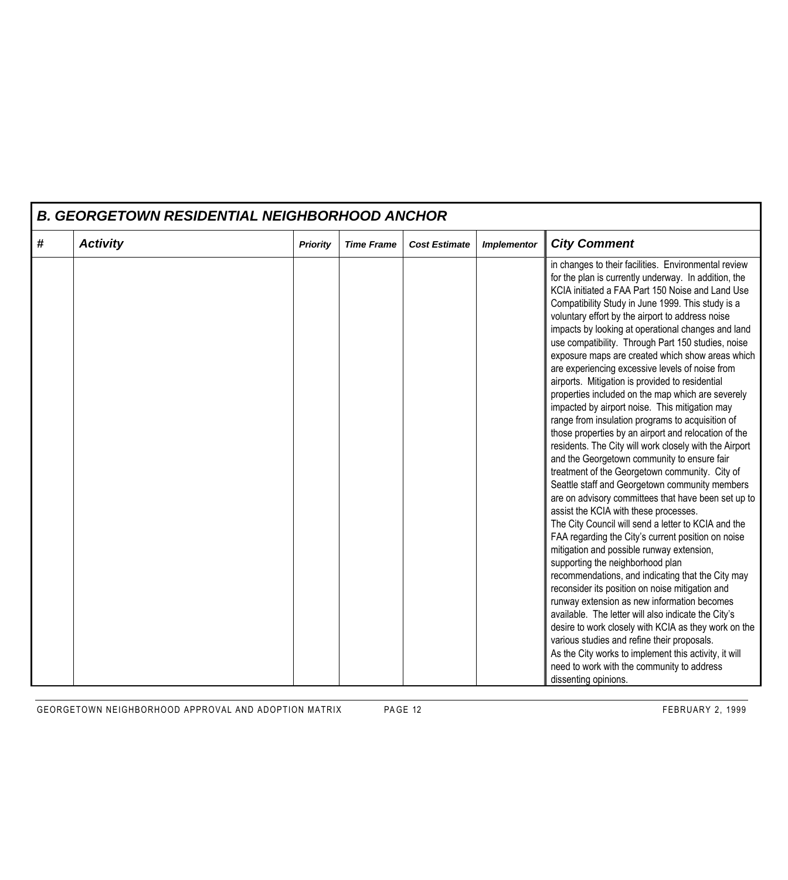## B. GEORGETOWN RESIDENTIAL NEIGHBORHOOD ANCHOR

| # | Activity | Priority | Time Frame | Cost Estimate | Implementor | City Comment |
|---|---|---|---|---|---|---|
| | | | | | | in changes to their facilities. Environmental review for the plan is currently underway. In addition, the KCIA initiated a FAA Part 150 Noise and Land Use Compatibility Study in June 1999. This study is a voluntary effort by the airport to address noise impacts by looking at operational changes and land use compatibility. Through Part 150 studies, noise exposure maps are created which show areas which are experiencing excessive levels of noise from airports. Mitigation is provided to residential properties included on the map which are severely impacted by airport noise. This mitigation may range from insulation programs to acquisition of those properties by an airport and relocation of the residents. The City will work closely with the Airport and the Georgetown community to ensure fair treatment of the Georgetown community. City of Seattle staff and Georgetown community members are on advisory committees that have been set up to assist the KCIA with these processes.<br>The City Council will send a letter to KCIA and the FAA regarding the City's current position on noise mitigation and possible runway extension, supporting the neighborhood plan recommendations, and indicating that the City may reconsider its position on noise mitigation and runway extension as new information becomes available. The letter will also indicate the City's desire to work closely with KCIA as they work on the various studies and refine their proposals.<br>As the City works to implement this activity, it will need to work with the community to address dissenting opinions. |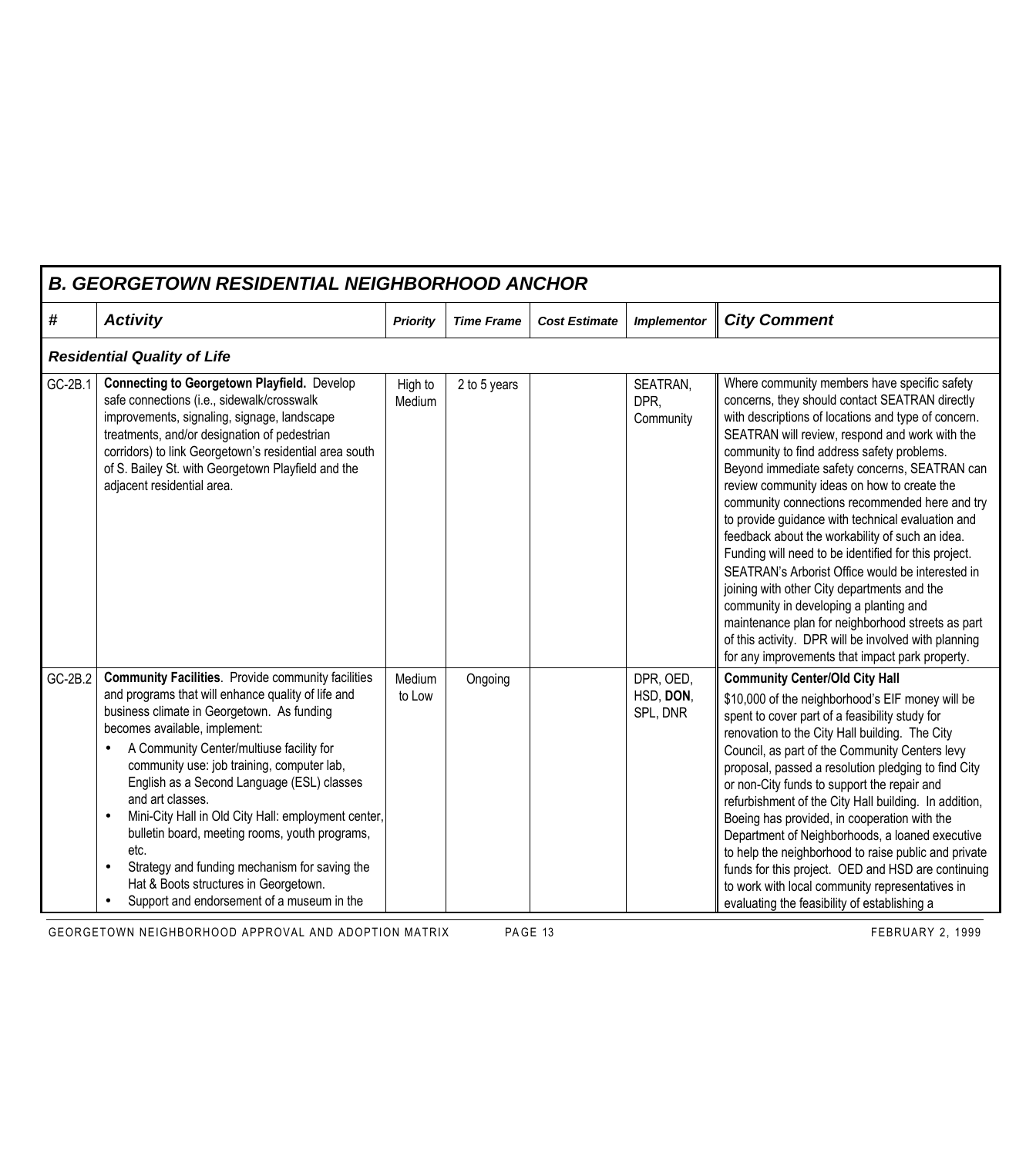## B. GEORGETOWN RESIDENTIAL NEIGHBORHOOD ANCHOR

| # | Activity | Priority | Time Frame | Cost Estimate | Implementor | City Comment |
|---|---|---|---|---|---|---|
| ***Residential Quality of Life*** | | | | | | |
| GC-2B.1 | **Connecting to Georgetown Playfield.** Develop safe connections (i.e., sidewalk/crosswalk improvements, signaling, signage, landscape treatments, and/or designation of pedestrian corridors) to link Georgetown's residential area south of S. Bailey St. with Georgetown Playfield and the adjacent residential area. | High to Medium | 2 to 5 years | | SEATRAN, DPR, Community | Where community members have specific safety concerns, they should contact SEATRAN directly with descriptions of locations and type of concern. SEATRAN will review, respond and work with the community to find address safety problems. Beyond immediate safety concerns, SEATRAN can review community ideas on how to create the community connections recommended here and try to provide guidance with technical evaluation and feedback about the workability of such an idea. Funding will need to be identified for this project. SEATRAN's Arborist Office would be interested in joining with other City departments and the community in developing a planting and maintenance plan for neighborhood streets as part of this activity. DPR will be involved with planning for any improvements that impact park property. |
| GC-2B.2 | **Community Facilities**. Provide community facilities and programs that will enhance quality of life and business climate in Georgetown. As funding becomes available, implement:<br>• A Community Center/multiuse facility for community use: job training, computer lab, English as a Second Language (ESL) classes and art classes.<br>• Mini-City Hall in Old City Hall: employment center, bulletin board, meeting rooms, youth programs, etc.<br>• Strategy and funding mechanism for saving the Hat & Boots structures in Georgetown.<br>• Support and endorsement of a museum in the | Medium to Low | Ongoing | | DPR, OED, HSD, **DON**, SPL, DNR | **Community Center/Old City Hall**<br>$10,000 of the neighborhood's EIF money will be spent to cover part of a feasibility study for renovation to the City Hall building. The City Council, as part of the Community Centers levy proposal, passed a resolution pledging to find City or non-City funds to support the repair and refurbishment of the City Hall building. In addition, Boeing has provided, in cooperation with the Department of Neighborhoods, a loaned executive to help the neighborhood to raise public and private funds for this project. OED and HSD are continuing to work with local community representatives in evaluating the feasibility of establishing a |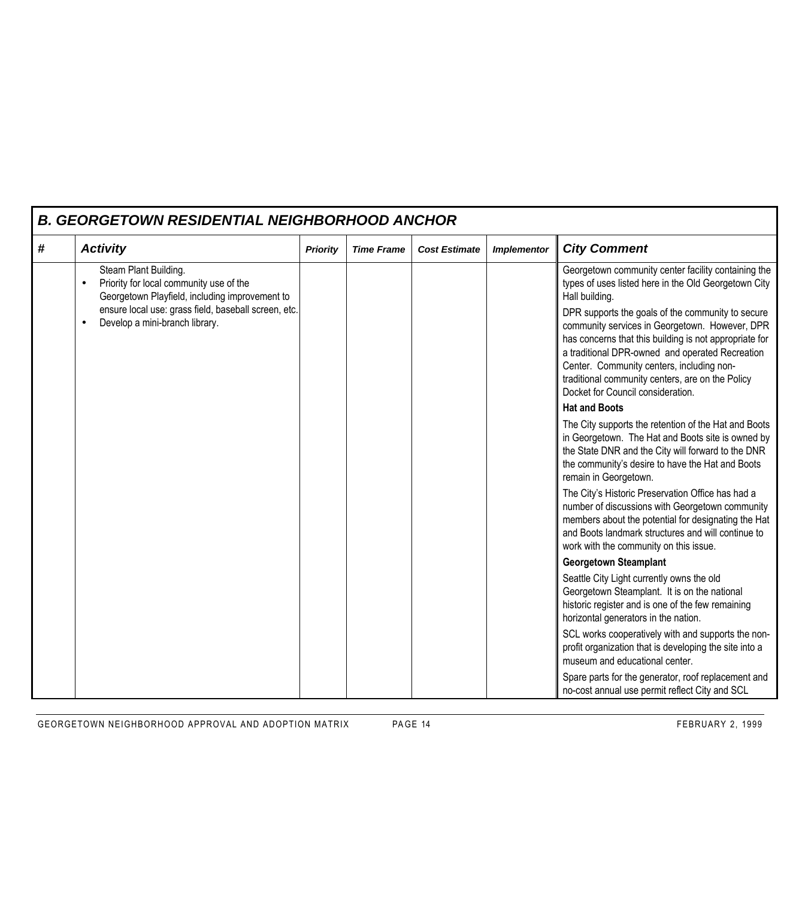## B. GEORGETOWN RESIDENTIAL NEIGHBORHOOD ANCHOR

| # | Activity | Priority | Time Frame | Cost Estimate | Implementor | City Comment |
|---|---|---|---|---|---|---|
| | Steam Plant Building.<br>• Priority for local community use of the Georgetown Playfield, including improvement to ensure local use: grass field, baseball screen, etc.<br>• Develop a mini-branch library. | | | | | Georgetown community center facility containing the types of uses listed here in the Old Georgetown City Hall building.<br>DPR supports the goals of the community to secure community services in Georgetown. However, DPR has concerns that this building is not appropriate for a traditional DPR-owned and operated Recreation Center. Community centers, including non-traditional community centers, are on the Policy Docket for Council consideration.<br>**Hat and Boots**<br>The City supports the retention of the Hat and Boots in Georgetown. The Hat and Boots site is owned by the State DNR and the City will forward to the DNR the community's desire to have the Hat and Boots remain in Georgetown.<br>The City's Historic Preservation Office has had a number of discussions with Georgetown community members about the potential for designating the Hat and Boots landmark structures and will continue to work with the community on this issue.<br>**Georgetown Steamplant**<br>Seattle City Light currently owns the old Georgetown Steamplant. It is on the national historic register and is one of the few remaining horizontal generators in the nation.<br>SCL works cooperatively with and supports the non-profit organization that is developing the site into a museum and educational center.<br>Spare parts for the generator, roof replacement and no-cost annual use permit reflect City and SCL |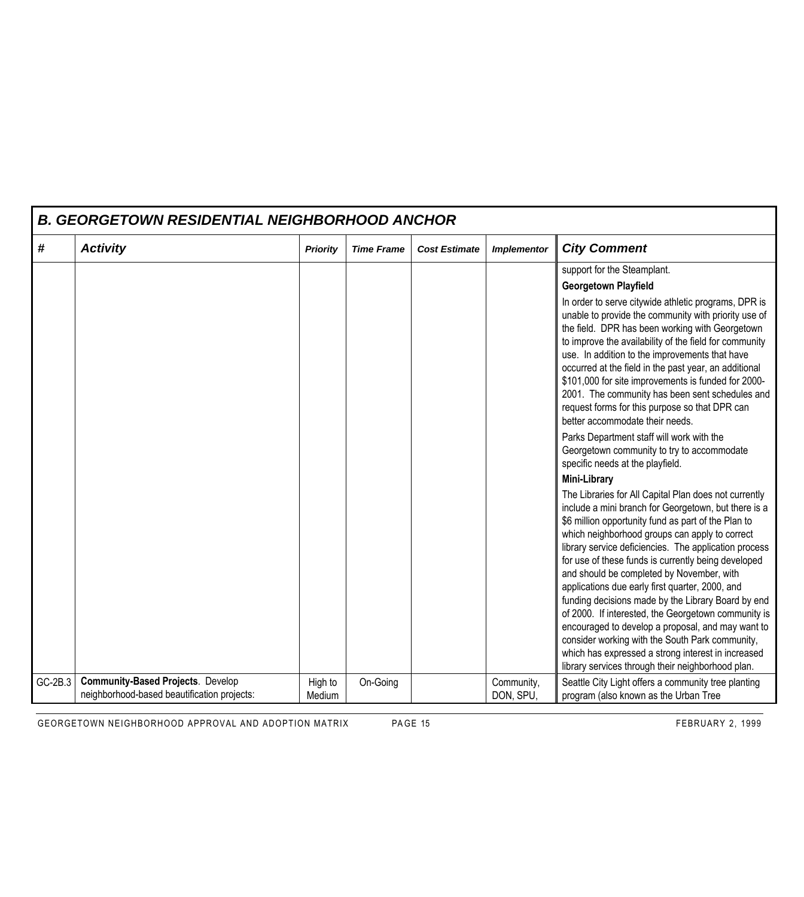## B. GEORGETOWN RESIDENTIAL NEIGHBORHOOD ANCHOR

| # | Activity | Priority | Time Frame | Cost Estimate | Implementor | City Comment |
|---|---|---|---|---|---|---|
| | | | | | | support for the Steamplant.<br>**Georgetown Playfield**<br>In order to serve citywide athletic programs, DPR is unable to provide the community with priority use of the field. DPR has been working with Georgetown to improve the availability of the field for community use. In addition to the improvements that have occurred at the field in the past year, an additional $101,000 for site improvements is funded for 2000-2001. The community has been sent schedules and request forms for this purpose so that DPR can better accommodate their needs.<br>Parks Department staff will work with the Georgetown community to try to accommodate specific needs at the playfield.<br>**Mini-Library**<br>The Libraries for All Capital Plan does not currently include a mini branch for Georgetown, but there is a $6 million opportunity fund as part of the Plan to which neighborhood groups can apply to correct library service deficiencies. The application process for use of these funds is currently being developed and should be completed by November, with applications due early first quarter, 2000, and funding decisions made by the Library Board by end of 2000. If interested, the Georgetown community is encouraged to develop a proposal, and may want to consider working with the South Park community, which has expressed a strong interest in increased library services through their neighborhood plan. |
| GC-2B.3 | **Community-Based Projects**. Develop neighborhood-based beautification projects: | High to Medium | On-Going | | Community, DON, SPU, | Seattle City Light offers a community tree planting program (also known as the Urban Tree |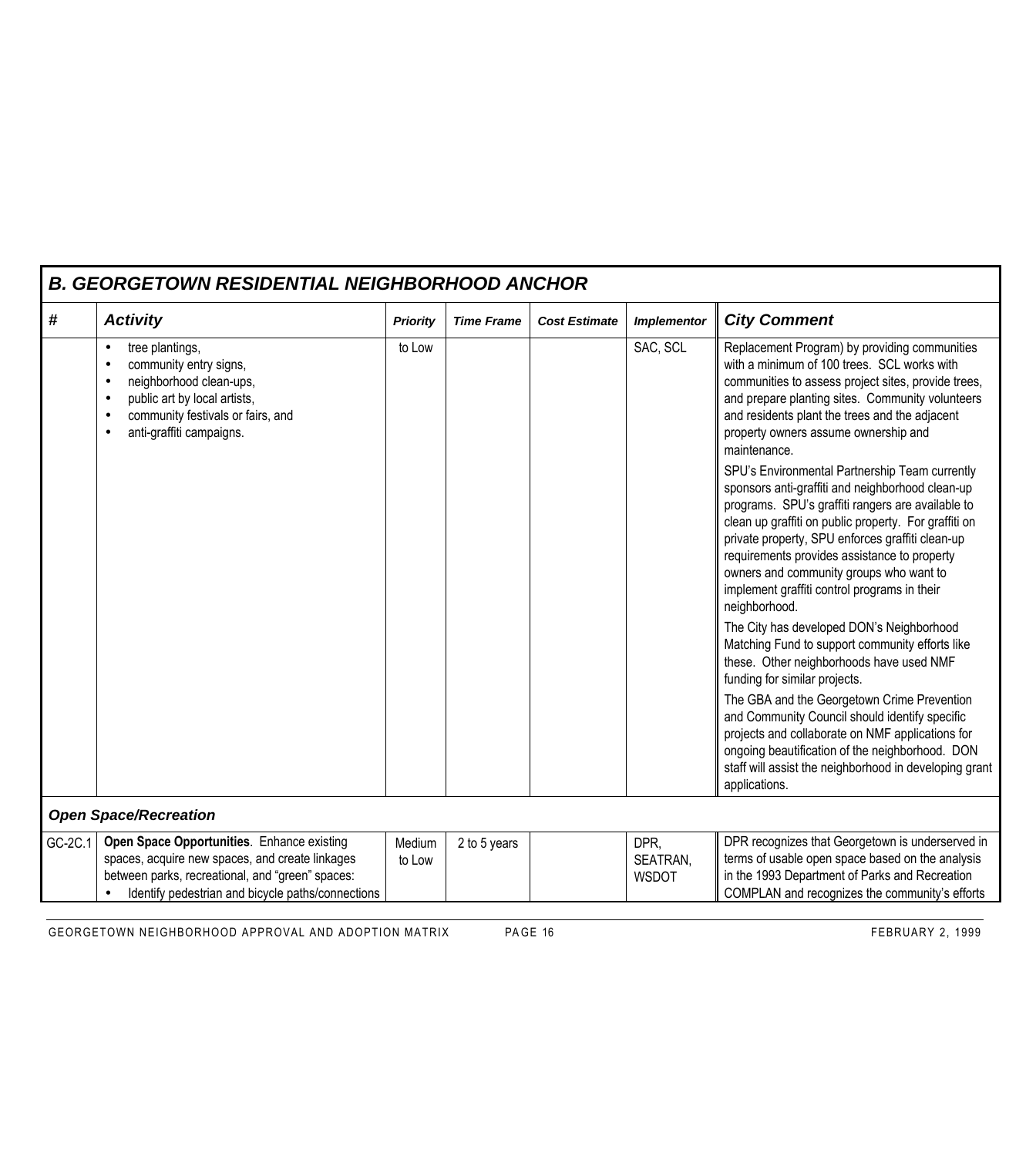## B. GEORGETOWN RESIDENTIAL NEIGHBORHOOD ANCHOR

| # | Activity | Priority | Time Frame | Cost Estimate | Implementor | City Comment |
|---|---|---|---|---|---|---|
| | • tree plantings,<br>• community entry signs,<br>• neighborhood clean-ups,<br>• public art by local artists,<br>• community festivals or fairs, and<br>• anti-graffiti campaigns. | to Low | | | SAC, SCL | Replacement Program) by providing communities with a minimum of 100 trees. SCL works with communities to assess project sites, provide trees, and prepare planting sites. Community volunteers and residents plant the trees and the adjacent property owners assume ownership and maintenance.<br><br>SPU's Environmental Partnership Team currently sponsors anti-graffiti and neighborhood clean-up programs. SPU's graffiti rangers are available to clean up graffiti on public property. For graffiti on private property, SPU enforces graffiti clean-up requirements provides assistance to property owners and community groups who want to implement graffiti control programs in their neighborhood.<br><br>The City has developed DON's Neighborhood Matching Fund to support community efforts like these. Other neighborhoods have used NMF funding for similar projects.<br><br>The GBA and the Georgetown Crime Prevention and Community Council should identify specific projects and collaborate on NMF applications for ongoing beautification of the neighborhood. DON staff will assist the neighborhood in developing grant applications. |
| | ***Open Space/Recreation*** | | | | | |
| GC-2C.1 | **Open Space Opportunities**. Enhance existing spaces, acquire new spaces, and create linkages between parks, recreational, and "green" spaces:<br>• Identify pedestrian and bicycle paths/connections | Medium to Low | 2 to 5 years | | DPR, SEATRAN, WSDOT | DPR recognizes that Georgetown is underserved in terms of usable open space based on the analysis in the 1993 Department of Parks and Recreation COMPLAN and recognizes the community's efforts |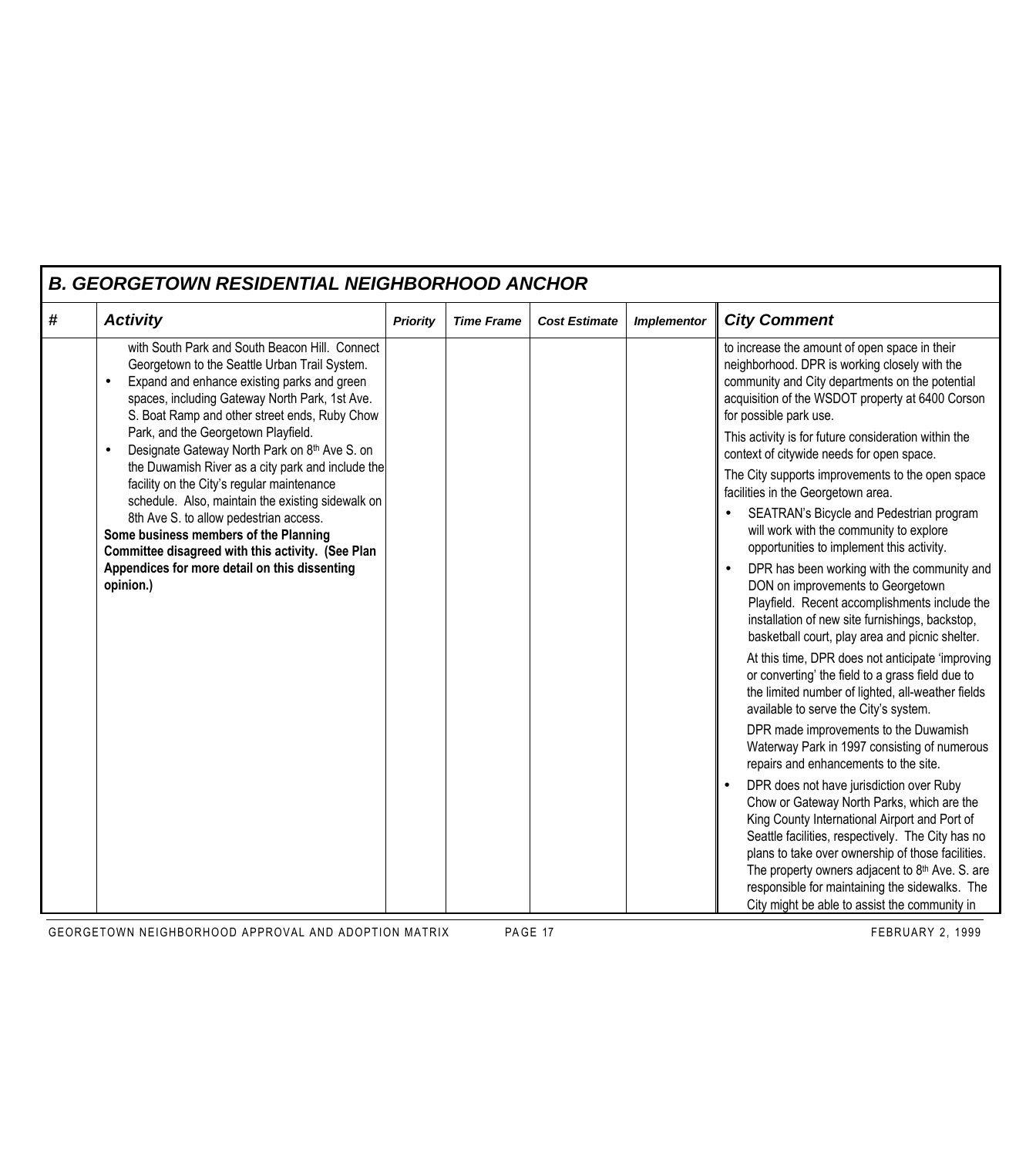## B. GEORGETOWN RESIDENTIAL NEIGHBORHOOD ANCHOR

| # | Activity | Priority | Time Frame | Cost Estimate | Implementor | City Comment |
|---|---|---|---|---|---|---|
| | with South Park and South Beacon Hill. Connect Georgetown to the Seattle Urban Trail System.<br>• Expand and enhance existing parks and green spaces, including Gateway North Park, 1st Ave. S. Boat Ramp and other street ends, Ruby Chow Park, and the Georgetown Playfield.<br>• Designate Gateway North Park on 8th Ave S. on the Duwamish River as a city park and include the facility on the City's regular maintenance schedule. Also, maintain the existing sidewalk on 8th Ave S. to allow pedestrian access.<br>**Some business members of the Planning Committee disagreed with this activity. (See Plan Appendices for more detail on this dissenting opinion.)** | | | | | to increase the amount of open space in their neighborhood. DPR is working closely with the community and City departments on the potential acquisition of the WSDOT property at 6400 Corson for possible park use.<br>This activity is for future consideration within the context of citywide needs for open space.<br>The City supports improvements to the open space facilities in the Georgetown area.<br>• SEATRAN's Bicycle and Pedestrian program will work with the community to explore opportunities to implement this activity.<br>• DPR has been working with the community and DON on improvements to Georgetown Playfield. Recent accomplishments include the installation of new site furnishings, backstop, basketball court, play area and picnic shelter.<br>At this time, DPR does not anticipate 'improving or converting' the field to a grass field due to the limited number of lighted, all-weather fields available to serve the City's system.<br>DPR made improvements to the Duwamish Waterway Park in 1997 consisting of numerous repairs and enhancements to the site.<br>• DPR does not have jurisdiction over Ruby Chow or Gateway North Parks, which are the King County International Airport and Port of Seattle facilities, respectively. The City has no plans to take over ownership of those facilities. The property owners adjacent to 8th Ave. S. are responsible for maintaining the sidewalks. The City might be able to assist the community in |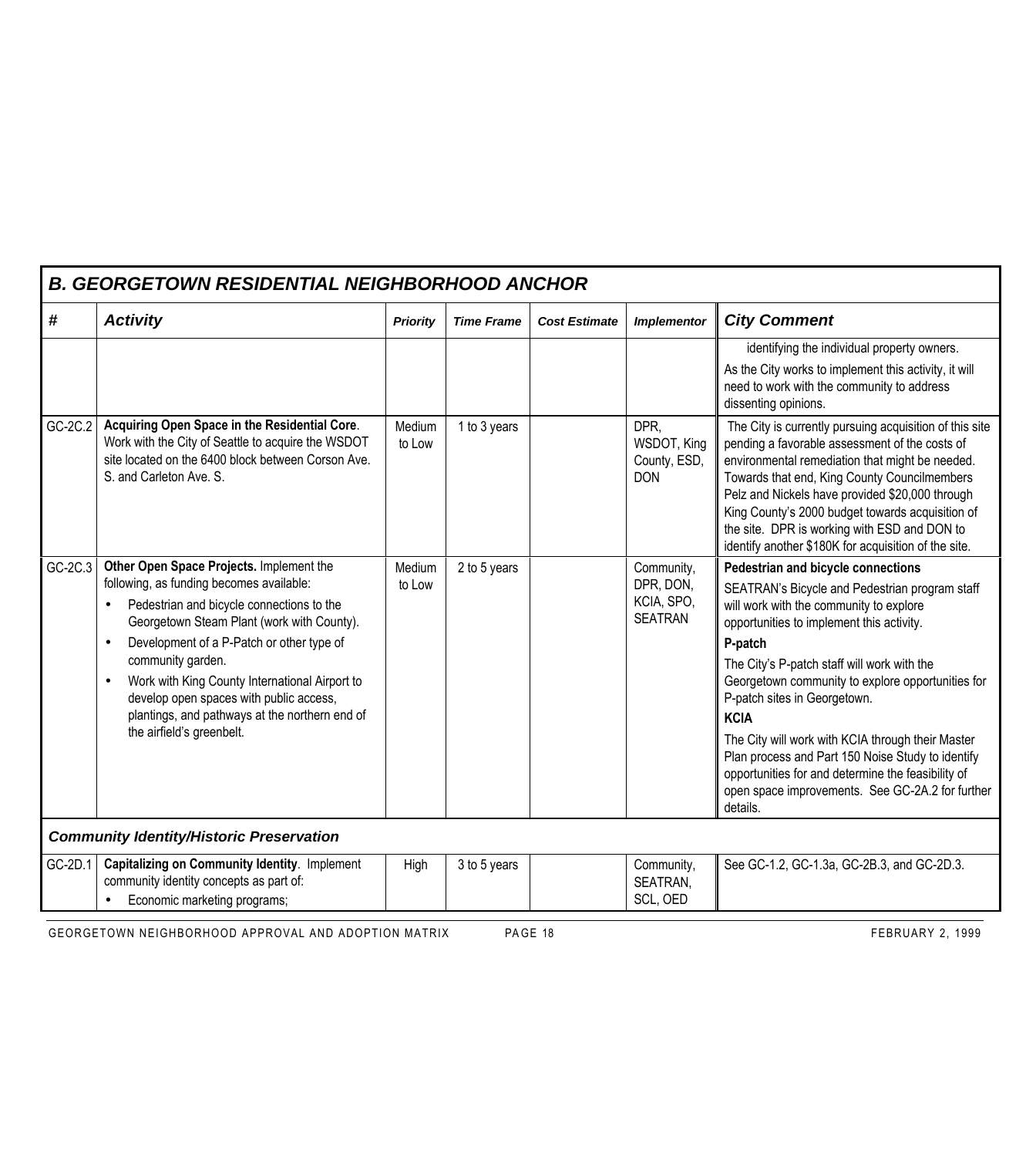## B. GEORGETOWN RESIDENTIAL NEIGHBORHOOD ANCHOR

| # | Activity | Priority | Time Frame | Cost Estimate | Implementor | City Comment |
|---|---|---|---|---|---|---|
| | | | | | | identifying the individual property owners.<br>As the City works to implement this activity, it will need to work with the community to address dissenting opinions. |
| GC-2C.2 | **Acquiring Open Space in the Residential Core**. Work with the City of Seattle to acquire the WSDOT site located on the 6400 block between Corson Ave. S. and Carleton Ave. S. | Medium to Low | 1 to 3 years | | DPR, WSDOT, King County, ESD, DON | The City is currently pursuing acquisition of this site pending a favorable assessment of the costs of environmental remediation that might be needed. Towards that end, King County Councilmembers Pelz and Nickels have provided $20,000 through King County's 2000 budget towards acquisition of the site. DPR is working with ESD and DON to identify another $180K for acquisition of the site. |
| GC-2C.3 | **Other Open Space Projects.** Implement the following, as funding becomes available:<br>• Pedestrian and bicycle connections to the Georgetown Steam Plant (work with County).<br>• Development of a P-Patch or other type of community garden.<br>• Work with King County International Airport to develop open spaces with public access, plantings, and pathways at the northern end of the airfield's greenbelt. | Medium to Low | 2 to 5 years | | Community, DPR, DON, KCIA, SPO, SEATRAN | **Pedestrian and bicycle connections**<br>SEATRAN's Bicycle and Pedestrian program staff will work with the community to explore opportunities to implement this activity.<br>**P-patch**<br>The City's P-patch staff will work with the Georgetown community to explore opportunities for P-patch sites in Georgetown.<br>**KCIA**<br>The City will work with KCIA through their Master Plan process and Part 150 Noise Study to identify opportunities for and determine the feasibility of open space improvements. See GC-2A.2 for further details. |
| | ***Community Identity/Historic Preservation*** | | | | | |
| GC-2D.1 | **Capitalizing on Community Identity**. Implement community identity concepts as part of:<br>• Economic marketing programs; | High | 3 to 5 years | | Community, SEATRAN, SCL, OED | See GC-1.2, GC-1.3a, GC-2B.3, and GC-2D.3. |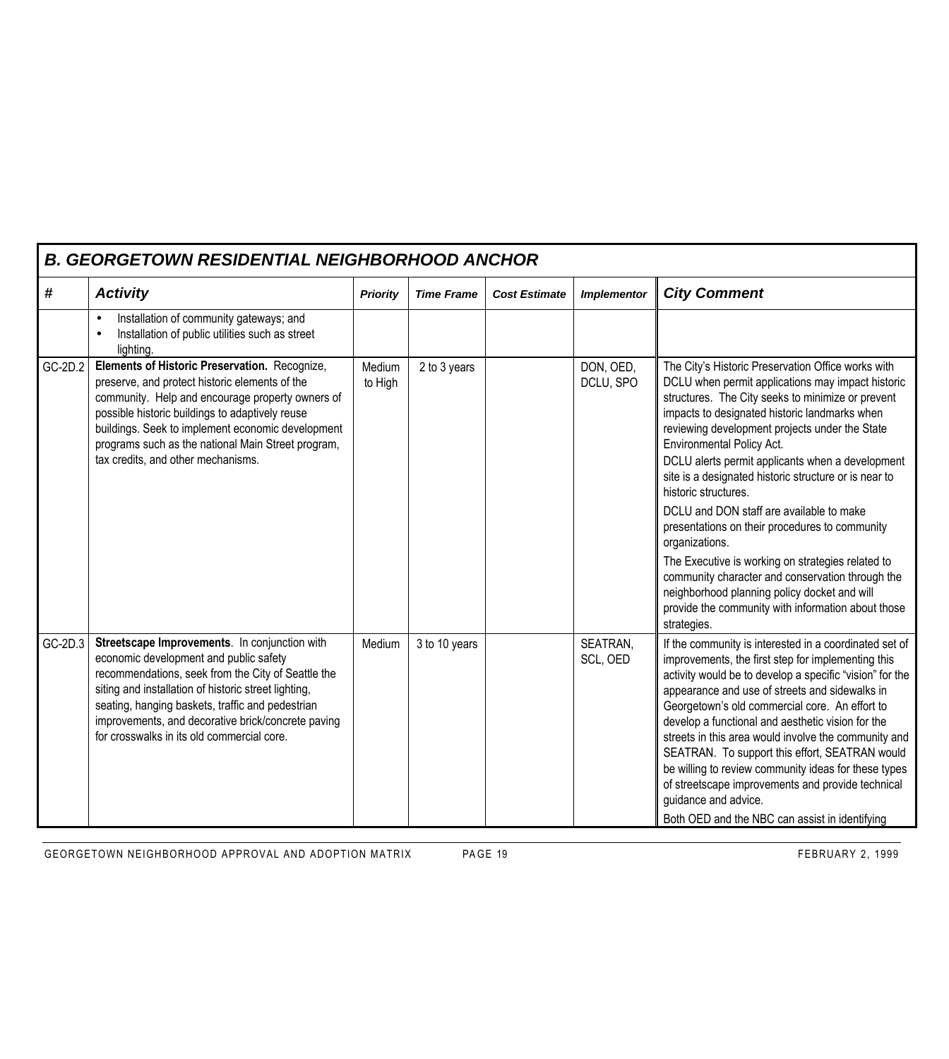## B. GEORGETOWN RESIDENTIAL NEIGHBORHOOD ANCHOR

| # | Activity | Priority | Time Frame | Cost Estimate | Implementor | City Comment |
|---|---|---|---|---|---|---|
| | • Installation of community gateways; and<br>• Installation of public utilities such as street lighting. | | | | | |
| GC-2D.2 | **Elements of Historic Preservation.** Recognize, preserve, and protect historic elements of the community. Help and encourage property owners of possible historic buildings to adaptively reuse buildings. Seek to implement economic development programs such as the national Main Street program, tax credits, and other mechanisms. | Medium to High | 2 to 3 years | | DON, OED, DCLU, SPO | The City's Historic Preservation Office works with DCLU when permit applications may impact historic structures. The City seeks to minimize or prevent impacts to designated historic landmarks when reviewing development projects under the State Environmental Policy Act.<br>DCLU alerts permit applicants when a development site is a designated historic structure or is near to historic structures.<br>DCLU and DON staff are available to make presentations on their procedures to community organizations.<br>The Executive is working on strategies related to community character and conservation through the neighborhood planning policy docket and will provide the community with information about those strategies. |
| GC-2D.3 | **Streetscape Improvements**. In conjunction with economic development and public safety recommendations, seek from the City of Seattle the siting and installation of historic street lighting, seating, hanging baskets, traffic and pedestrian improvements, and decorative brick/concrete paving for crosswalks in its old commercial core. | Medium | 3 to 10 years | | SEATRAN, SCL, OED | If the community is interested in a coordinated set of improvements, the first step for implementing this activity would be to develop a specific "vision" for the appearance and use of streets and sidewalks in Georgetown's old commercial core. An effort to develop a functional and aesthetic vision for the streets in this area would involve the community and SEATRAN. To support this effort, SEATRAN would be willing to review community ideas for these types of streetscape improvements and provide technical guidance and advice.<br>Both OED and the NBC can assist in identifying |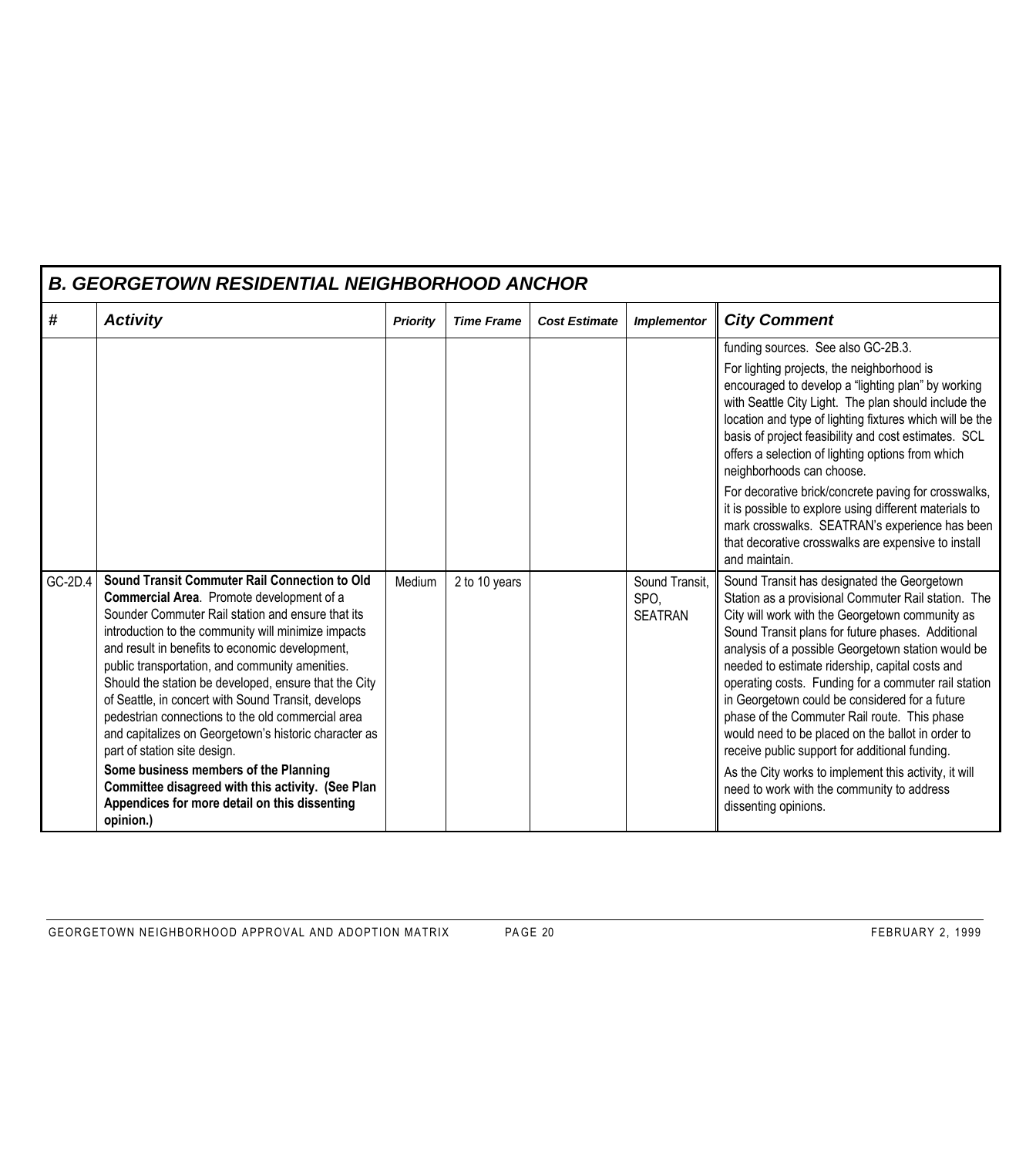## B. GEORGETOWN RESIDENTIAL NEIGHBORHOOD ANCHOR

| # | Activity | Priority | Time Frame | Cost Estimate | Implementor | City Comment |
|---|---|---|---|---|---|---|
| | | | | | | funding sources. See also GC-2B.3.<br>For lighting projects, the neighborhood is encouraged to develop a "lighting plan" by working with Seattle City Light. The plan should include the location and type of lighting fixtures which will be the basis of project feasibility and cost estimates. SCL offers a selection of lighting options from which neighborhoods can choose.<br>For decorative brick/concrete paving for crosswalks, it is possible to explore using different materials to mark crosswalks. SEATRAN's experience has been that decorative crosswalks are expensive to install and maintain. |
| GC-2D.4 | **Sound Transit Commuter Rail Connection to Old Commercial Area**. Promote development of a Sounder Commuter Rail station and ensure that its introduction to the community will minimize impacts and result in benefits to economic development, public transportation, and community amenities. Should the station be developed, ensure that the City of Seattle, in concert with Sound Transit, develops pedestrian connections to the old commercial area and capitalizes on Georgetown's historic character as part of station site design.<br>**Some business members of the Planning Committee disagreed with this activity. (See Plan Appendices for more detail on this dissenting opinion.)** | Medium | 2 to 10 years | | Sound Transit, SPO, SEATRAN | Sound Transit has designated the Georgetown Station as a provisional Commuter Rail station. The City will work with the Georgetown community as Sound Transit plans for future phases. Additional analysis of a possible Georgetown station would be needed to estimate ridership, capital costs and operating costs. Funding for a commuter rail station in Georgetown could be considered for a future phase of the Commuter Rail route. This phase would need to be placed on the ballot in order to receive public support for additional funding.<br>As the City works to implement this activity, it will need to work with the community to address dissenting opinions. |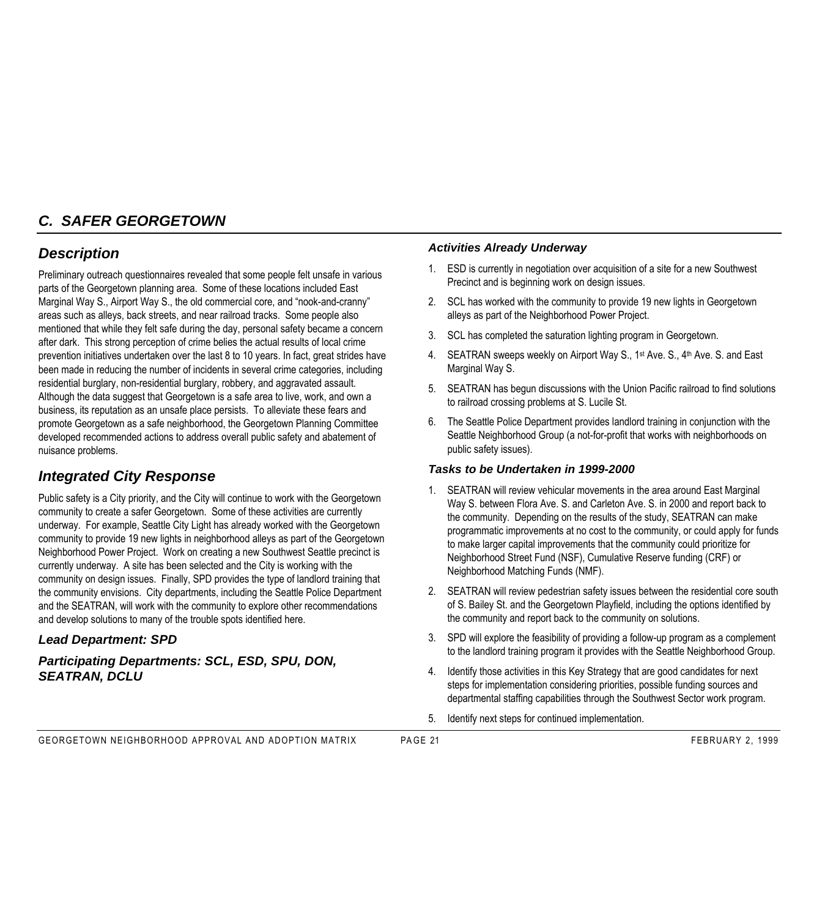## C. SAFER GEORGETOWN

### Description

Preliminary outreach questionnaires revealed that some people felt unsafe in various parts of the Georgetown planning area. Some of these locations included East Marginal Way S., Airport Way S., the old commercial core, and "nook-and-cranny" areas such as alleys, back streets, and near railroad tracks. Some people also mentioned that while they felt safe during the day, personal safety became a concern after dark. This strong perception of crime belies the actual results of local crime prevention initiatives undertaken over the last 8 to 10 years. In fact, great strides have been made in reducing the number of incidents in several crime categories, including residential burglary, non-residential burglary, robbery, and aggravated assault. Although the data suggest that Georgetown is a safe area to live, work, and own a business, its reputation as an unsafe place persists. To alleviate these fears and promote Georgetown as a safe neighborhood, the Georgetown Planning Committee developed recommended actions to address overall public safety and abatement of nuisance problems.

### Integrated City Response

Public safety is a City priority, and the City will continue to work with the Georgetown community to create a safer Georgetown. Some of these activities are currently underway. For example, Seattle City Light has already worked with the Georgetown community to provide 19 new lights in neighborhood alleys as part of the Georgetown Neighborhood Power Project. Work on creating a new Southwest Seattle precinct is currently underway. A site has been selected and the City is working with the community on design issues. Finally, SPD provides the type of landlord training that the community envisions. City departments, including the Seattle Police Department and the SEATRAN, will work with the community to explore other recommendations and develop solutions to many of the trouble spots identified here.

#### *Lead Department: SPD*

#### *Participating Departments: SCL, ESD, SPU, DON, SEATRAN, DCLU*

#### *Activities Already Underway*

1. ESD is currently in negotiation over acquisition of a site for a new Southwest Precinct and is beginning work on design issues.
2. SCL has worked with the community to provide 19 new lights in Georgetown alleys as part of the Neighborhood Power Project.
3. SCL has completed the saturation lighting program in Georgetown.
4. SEATRAN sweeps weekly on Airport Way S., 1st Ave. S., 4th Ave. S. and East Marginal Way S.
5. SEATRAN has begun discussions with the Union Pacific railroad to find solutions to railroad crossing problems at S. Lucile St.
6. The Seattle Police Department provides landlord training in conjunction with the Seattle Neighborhood Group (a not-for-profit that works with neighborhoods on public safety issues).

#### *Tasks to be Undertaken in 1999-2000*

1. SEATRAN will review vehicular movements in the area around East Marginal Way S. between Flora Ave. S. and Carleton Ave. S. in 2000 and report back to the community. Depending on the results of the study, SEATRAN can make programmatic improvements at no cost to the community, or could apply for funds to make larger capital improvements that the community could prioritize for Neighborhood Street Fund (NSF), Cumulative Reserve funding (CRF) or Neighborhood Matching Funds (NMF).
2. SEATRAN will review pedestrian safety issues between the residential core south of S. Bailey St. and the Georgetown Playfield, including the options identified by the community and report back to the community on solutions.
3. SPD will explore the feasibility of providing a follow-up program as a complement to the landlord training program it provides with the Seattle Neighborhood Group.
4. Identify those activities in this Key Strategy that are good candidates for next steps for implementation considering priorities, possible funding sources and departmental staffing capabilities through the Southwest Sector work program.
5. Identify next steps for continued implementation.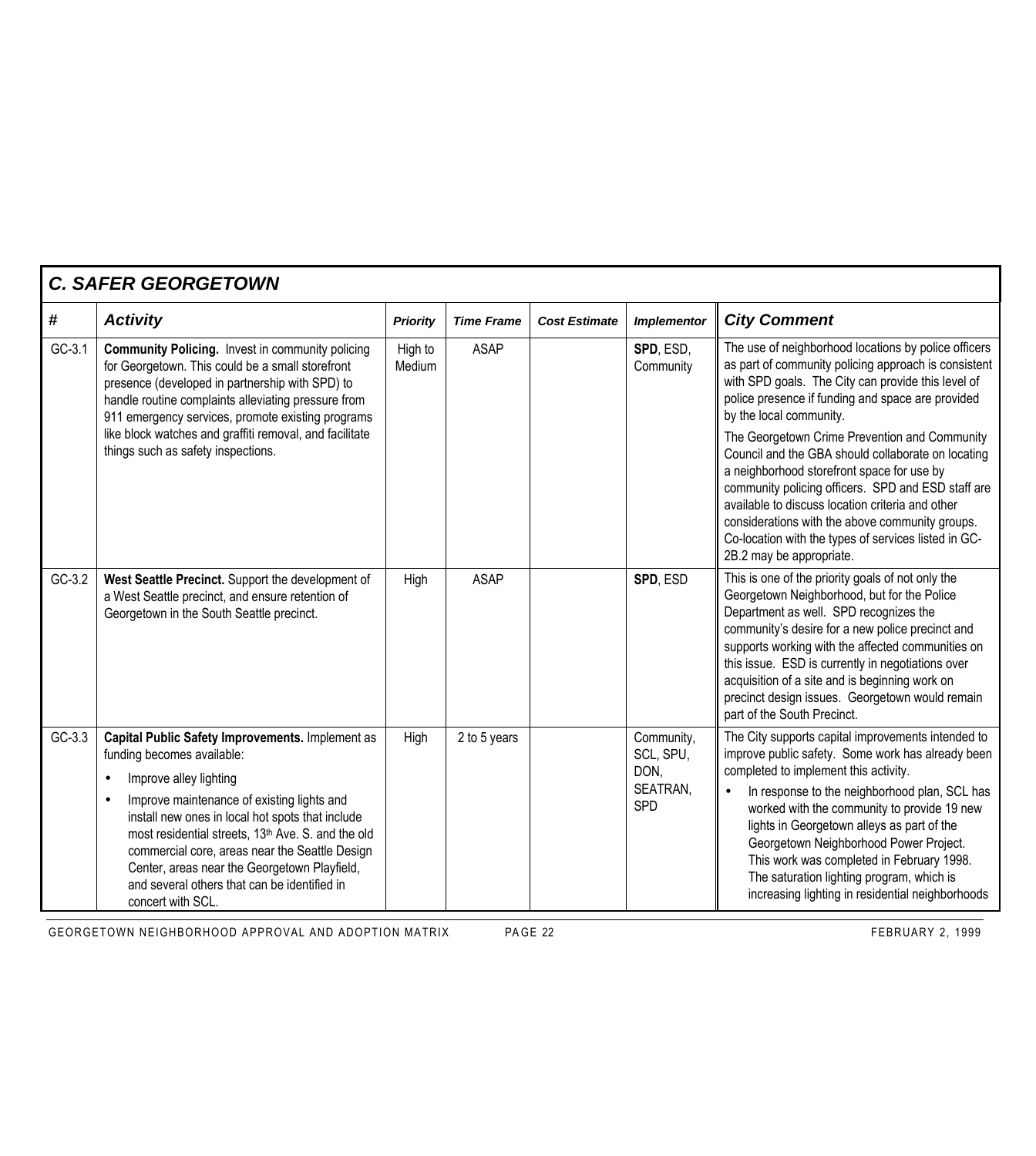## C. SAFER GEORGETOWN

| # | Activity | Priority | Time Frame | Cost Estimate | Implementor | City Comment |
|---|---|---|---|---|---|---|
| GC-3.1 | **Community Policing.** Invest in community policing for Georgetown. This could be a small storefront presence (developed in partnership with SPD) to handle routine complaints alleviating pressure from 911 emergency services, promote existing programs like block watches and graffiti removal, and facilitate things such as safety inspections. | High to Medium | ASAP | | **SPD**, ESD, Community | The use of neighborhood locations by police officers as part of community policing approach is consistent with SPD goals. The City can provide this level of police presence if funding and space are provided by the local community.<br><br>The Georgetown Crime Prevention and Community Council and the GBA should collaborate on locating a neighborhood storefront space for use by community policing officers. SPD and ESD staff are available to discuss location criteria and other considerations with the above community groups. Co-location with the types of services listed in GC-2B.2 may be appropriate. |
| GC-3.2 | **West Seattle Precinct.** Support the development of a West Seattle precinct, and ensure retention of Georgetown in the South Seattle precinct. | High | ASAP | | **SPD**, ESD | This is one of the priority goals of not only the Georgetown Neighborhood, but for the Police Department as well. SPD recognizes the community's desire for a new police precinct and supports working with the affected communities on this issue. ESD is currently in negotiations over acquisition of a site and is beginning work on precinct design issues. Georgetown would remain part of the South Precinct. |
| GC-3.3 | **Capital Public Safety Improvements.** Implement as funding becomes available:<br>• Improve alley lighting<br>• Improve maintenance of existing lights and install new ones in local hot spots that include most residential streets, 13th Ave. S. and the old commercial core, areas near the Seattle Design Center, areas near the Georgetown Playfield, and several others that can be identified in concert with SCL. | High | 2 to 5 years | | Community, SCL, SPU, DON, SEATRAN, SPD | The City supports capital improvements intended to improve public safety. Some work has already been completed to implement this activity.<br>• In response to the neighborhood plan, SCL has worked with the community to provide 19 new lights in Georgetown alleys as part of the Georgetown Neighborhood Power Project. This work was completed in February 1998. The saturation lighting program, which is increasing lighting in residential neighborhoods |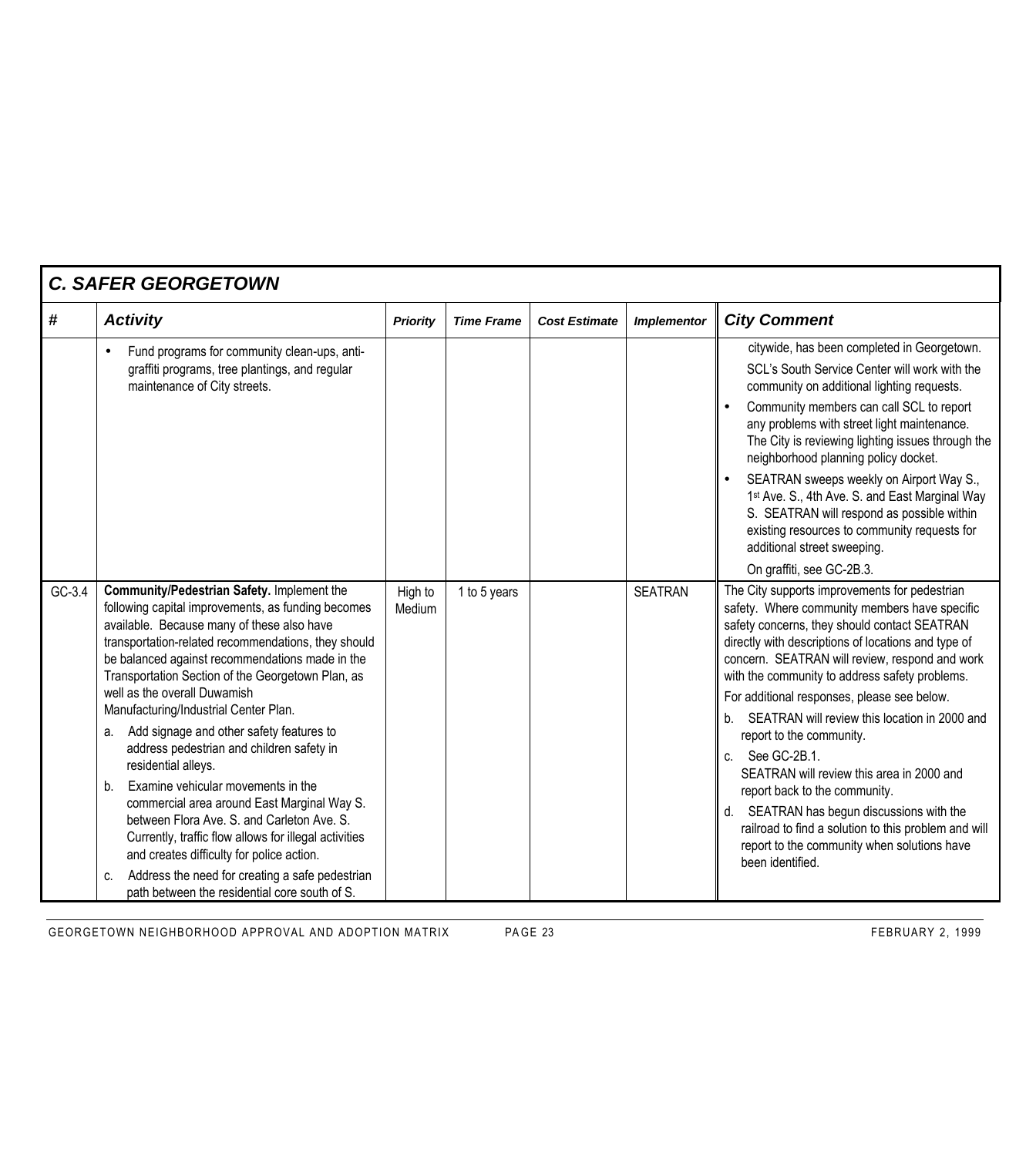## C. SAFER GEORGETOWN

| # | Activity | Priority | Time Frame | Cost Estimate | Implementor | City Comment |
|---|---|---|---|---|---|---|
| | • Fund programs for community clean-ups, anti-graffiti programs, tree plantings, and regular maintenance of City streets. | | | | | citywide, has been completed in Georgetown. SCL's South Service Center will work with the community on additional lighting requests.<br>• Community members can call SCL to report any problems with street light maintenance. The City is reviewing lighting issues through the neighborhood planning policy docket.<br>• SEATRAN sweeps weekly on Airport Way S., 1st Ave. S., 4th Ave. S. and East Marginal Way S. SEATRAN will respond as possible within existing resources to community requests for additional street sweeping.<br>On graffiti, see GC-2B.3. |
| GC-3.4 | **Community/Pedestrian Safety.** Implement the following capital improvements, as funding becomes available. Because many of these also have transportation-related recommendations, they should be balanced against recommendations made in the Transportation Section of the Georgetown Plan, as well as the overall Duwamish Manufacturing/Industrial Center Plan.<br>a. Add signage and other safety features to address pedestrian and children safety in residential alleys.<br>b. Examine vehicular movements in the commercial area around East Marginal Way S. between Flora Ave. S. and Carleton Ave. S. Currently, traffic flow allows for illegal activities and creates difficulty for police action.<br>c. Address the need for creating a safe pedestrian path between the residential core south of S. | High to Medium | 1 to 5 years | | SEATRAN | The City supports improvements for pedestrian safety. Where community members have specific safety concerns, they should contact SEATRAN directly with descriptions of locations and type of concern. SEATRAN will review, respond and work with the community to address safety problems.<br>For additional responses, please see below.<br>b. SEATRAN will review this location in 2000 and report to the community.<br>c. See GC-2B.1. SEATRAN will review this area in 2000 and report back to the community.<br>d. SEATRAN has begun discussions with the railroad to find a solution to this problem and will report to the community when solutions have been identified. |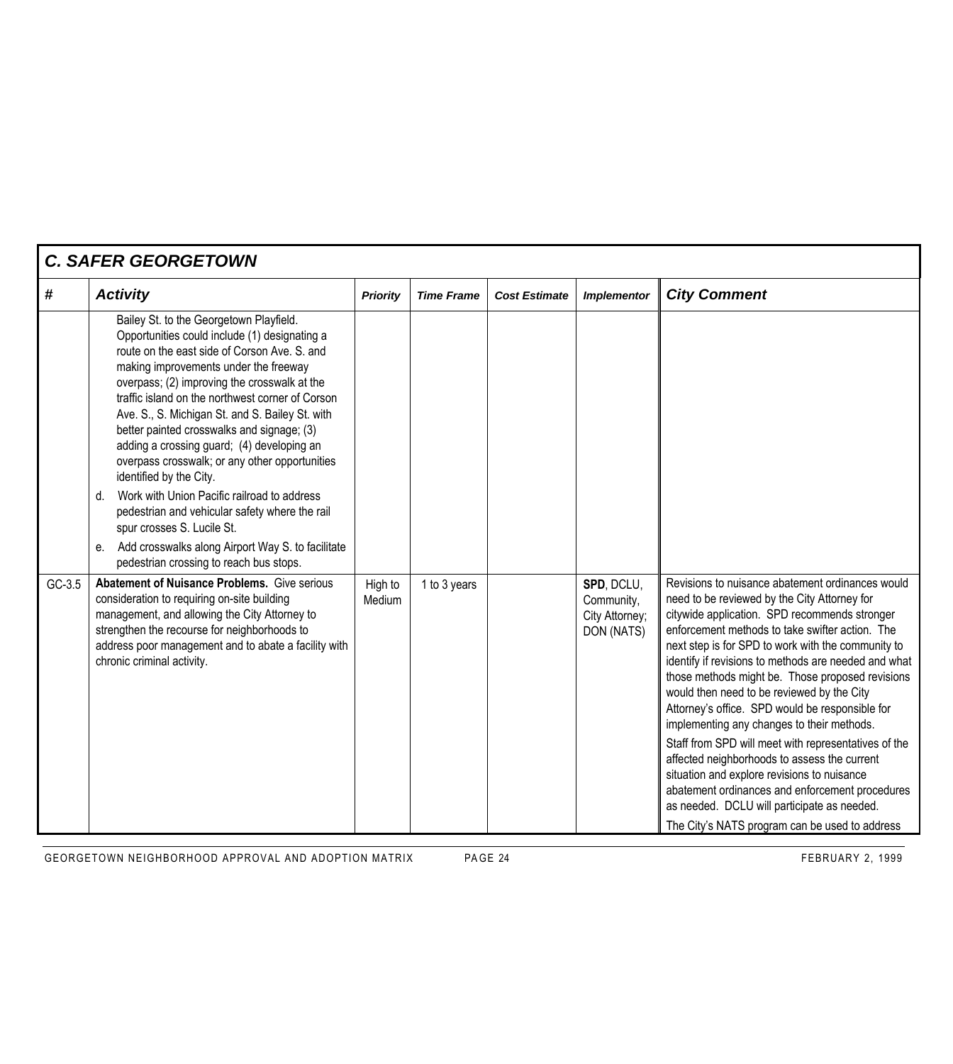## C. SAFER GEORGETOWN

| # | Activity | Priority | Time Frame | Cost Estimate | Implementor | City Comment |
|---|---|---|---|---|---|---|
| | Bailey St. to the Georgetown Playfield. Opportunities could include (1) designating a route on the east side of Corson Ave. S. and making improvements under the freeway overpass; (2) improving the crosswalk at the traffic island on the northwest corner of Corson Ave. S., S. Michigan St. and S. Bailey St. with better painted crosswalks and signage; (3) adding a crossing guard; (4) developing an overpass crosswalk; or any other opportunities identified by the City.<br>d. Work with Union Pacific railroad to address pedestrian and vehicular safety where the rail spur crosses S. Lucile St.<br>e. Add crosswalks along Airport Way S. to facilitate pedestrian crossing to reach bus stops. | | | | | |
| GC-3.5 | **Abatement of Nuisance Problems.** Give serious consideration to requiring on-site building management, and allowing the City Attorney to strengthen the recourse for neighborhoods to address poor management and to abate a facility with chronic criminal activity. | High to Medium | 1 to 3 years | | **SPD**, DCLU, Community, City Attorney; DON (NATS) | Revisions to nuisance abatement ordinances would need to be reviewed by the City Attorney for citywide application. SPD recommends stronger enforcement methods to take swifter action. The next step is for SPD to work with the community to identify if revisions to methods are needed and what those methods might be. Those proposed revisions would then need to be reviewed by the City Attorney's office. SPD would be responsible for implementing any changes to their methods.<br>Staff from SPD will meet with representatives of the affected neighborhoods to assess the current situation and explore revisions to nuisance abatement ordinances and enforcement procedures as needed. DCLU will participate as needed.<br>The City's NATS program can be used to address |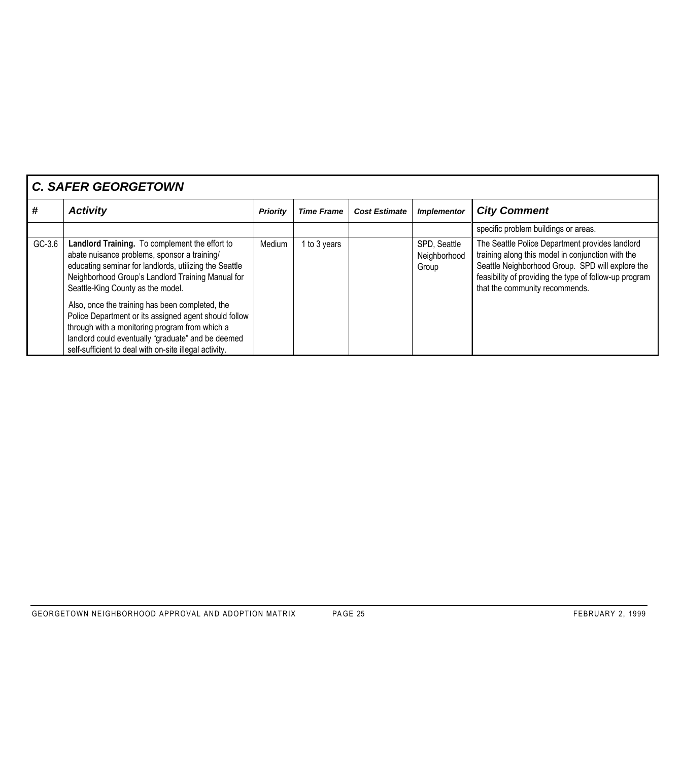## C. SAFER GEORGETOWN

| # | Activity | Priority | Time Frame | Cost Estimate | Implementor | City Comment |
|---|---|---|---|---|---|---|
| | | | | | | specific problem buildings or areas. |
| GC-3.6 | **Landlord Training.** To complement the effort to abate nuisance problems, sponsor a training/ educating seminar for landlords, utilizing the Seattle Neighborhood Group's Landlord Training Manual for Seattle-King County as the model.<br><br>Also, once the training has been completed, the Police Department or its assigned agent should follow through with a monitoring program from which a landlord could eventually "graduate" and be deemed self-sufficient to deal with on-site illegal activity. | Medium | 1 to 3 years | | SPD, Seattle Neighborhood Group | The Seattle Police Department provides landlord training along this model in conjunction with the Seattle Neighborhood Group. SPD will explore the feasibility of providing the type of follow-up program that the community recommends. |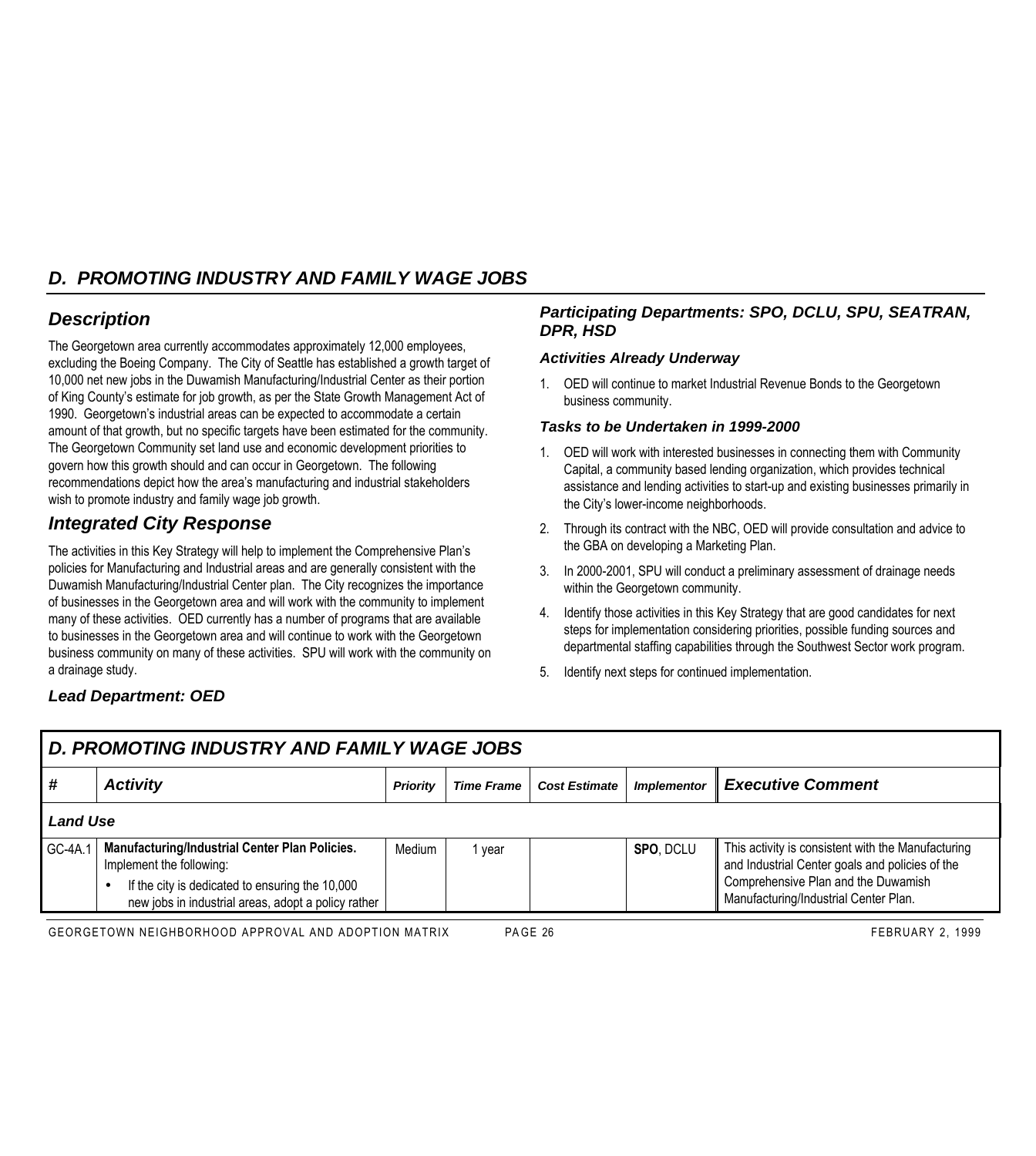## *D. PROMOTING INDUSTRY AND FAMILY WAGE JOBS*

### *Description*

The Georgetown area currently accommodates approximately 12,000 employees, excluding the Boeing Company. The City of Seattle has established a growth target of 10,000 net new jobs in the Duwamish Manufacturing/Industrial Center as their portion of King County's estimate for job growth, as per the State Growth Management Act of 1990. Georgetown's industrial areas can be expected to accommodate a certain amount of that growth, but no specific targets have been estimated for the community. The Georgetown Community set land use and economic development priorities to govern how this growth should and can occur in Georgetown. The following recommendations depict how the area's manufacturing and industrial stakeholders wish to promote industry and family wage job growth.

### *Integrated City Response*

The activities in this Key Strategy will help to implement the Comprehensive Plan's policies for Manufacturing and Industrial areas and are generally consistent with the Duwamish Manufacturing/Industrial Center plan. The City recognizes the importance of businesses in the Georgetown area and will work with the community to implement many of these activities. OED currently has a number of programs that are available to businesses in the Georgetown area and will continue to work with the Georgetown business community on many of these activities. SPU will work with the community on a drainage study.

#### *Lead Department: OED*

#### *Participating Departments: SPO, DCLU, SPU, SEATRAN, DPR, HSD*

#### *Activities Already Underway*

1. OED will continue to market Industrial Revenue Bonds to the Georgetown business community.

#### *Tasks to be Undertaken in 1999-2000*

1. OED will work with interested businesses in connecting them with Community Capital, a community based lending organization, which provides technical assistance and lending activities to start-up and existing businesses primarily in the City's lower-income neighborhoods.
2. Through its contract with the NBC, OED will provide consultation and advice to the GBA on developing a Marketing Plan.
3. In 2000-2001, SPU will conduct a preliminary assessment of drainage needs within the Georgetown community.
4. Identify those activities in this Key Strategy that are good candidates for next steps for implementation considering priorities, possible funding sources and departmental staffing capabilities through the Southwest Sector work program.
5. Identify next steps for continued implementation.

| # | Activity | Priority | Time Frame | Cost Estimate | Implementor | Executive Comment |
|---|---|---|---|---|---|---|
| ***Land Use*** | | | | | | |
| GC-4A.1 | **Manufacturing/Industrial Center Plan Policies.** Implement the following:<br>• If the city is dedicated to ensuring the 10,000 new jobs in industrial areas, adopt a policy rather | Medium | 1 year | | **SPO**, DCLU | This activity is consistent with the Manufacturing and Industrial Center goals and policies of the Comprehensive Plan and the Duwamish Manufacturing/Industrial Center Plan. |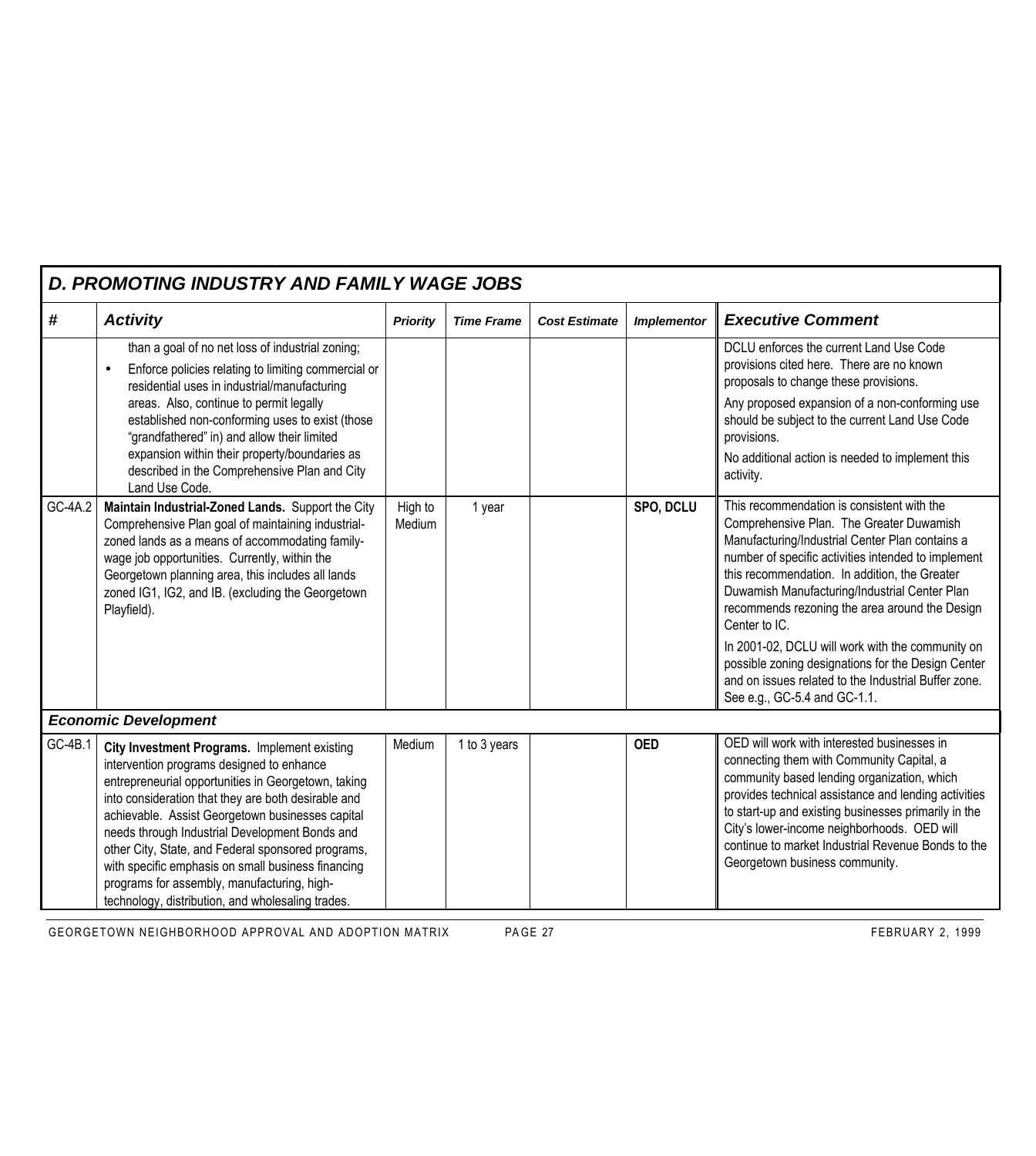## D. PROMOTING INDUSTRY AND FAMILY WAGE JOBS

| # | Activity | Priority | Time Frame | Cost Estimate | Implementor | Executive Comment |
|---|---|---|---|---|---|---|
| | than a goal of no net loss of industrial zoning;<br>• Enforce policies relating to limiting commercial or residential uses in industrial/manufacturing areas. Also, continue to permit legally established non-conforming uses to exist (those "grandfathered" in) and allow their limited expansion within their property/boundaries as described in the Comprehensive Plan and City Land Use Code. | | | | | DCLU enforces the current Land Use Code provisions cited here. There are no known proposals to change these provisions.<br>Any proposed expansion of a non-conforming use should be subject to the current Land Use Code provisions.<br>No additional action is needed to implement this activity. |
| GC-4A.2 | **Maintain Industrial-Zoned Lands.** Support the City Comprehensive Plan goal of maintaining industrial-zoned lands as a means of accommodating family-wage job opportunities. Currently, within the Georgetown planning area, this includes all lands zoned IG1, IG2, and IB. (excluding the Georgetown Playfield). | High to Medium | 1 year | | **SPO, DCLU** | This recommendation is consistent with the Comprehensive Plan. The Greater Duwamish Manufacturing/Industrial Center Plan contains a number of specific activities intended to implement this recommendation. In addition, the Greater Duwamish Manufacturing/Industrial Center Plan recommends rezoning the area around the Design Center to IC.<br>In 2001-02, DCLU will work with the community on possible zoning designations for the Design Center and on issues related to the Industrial Buffer zone. See e.g., GC-5.4 and GC-1.1. |
| ***Economic Development*** | | | | | | |
| GC-4B.1 | **City Investment Programs.** Implement existing intervention programs designed to enhance entrepreneurial opportunities in Georgetown, taking into consideration that they are both desirable and achievable. Assist Georgetown businesses capital needs through Industrial Development Bonds and other City, State, and Federal sponsored programs, with specific emphasis on small business financing programs for assembly, manufacturing, high-technology, distribution, and wholesaling trades. | Medium | 1 to 3 years | | **OED** | OED will work with interested businesses in connecting them with Community Capital, a community based lending organization, which provides technical assistance and lending activities to start-up and existing businesses primarily in the City's lower-income neighborhoods. OED will continue to market Industrial Revenue Bonds to the Georgetown business community. |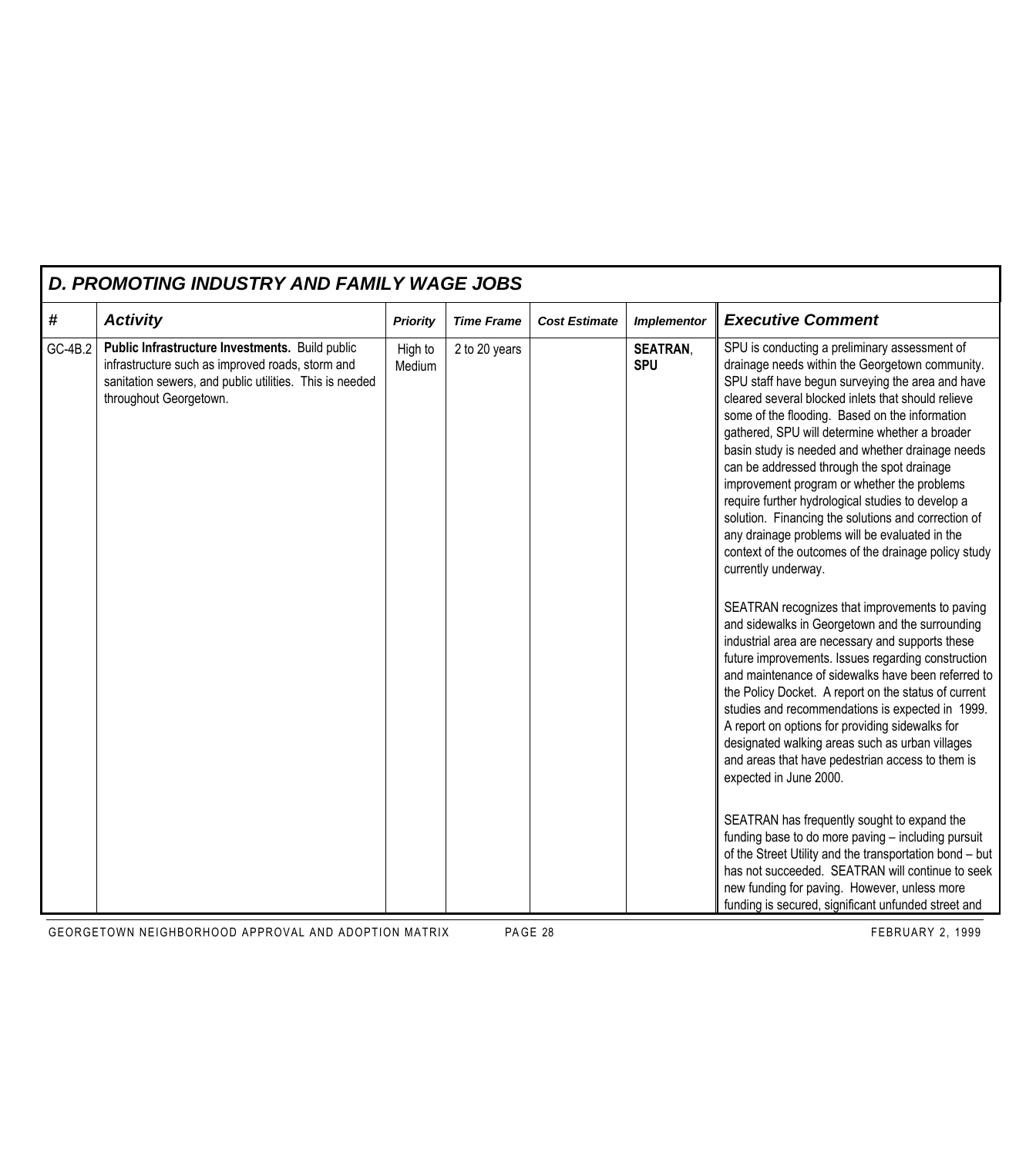## D. PROMOTING INDUSTRY AND FAMILY WAGE JOBS

| # | Activity | Priority | Time Frame | Cost Estimate | Implementor | Executive Comment |
|---|---|---|---|---|---|---|
| GC-4B.2 | **Public Infrastructure Investments.** Build public infrastructure such as improved roads, storm and sanitation sewers, and public utilities. This is needed throughout Georgetown. | High to Medium | 2 to 20 years | | **SEATRAN, SPU** | SPU is conducting a preliminary assessment of drainage needs within the Georgetown community. SPU staff have begun surveying the area and have cleared several blocked inlets that should relieve some of the flooding. Based on the information gathered, SPU will determine whether a broader basin study is needed and whether drainage needs can be addressed through the spot drainage improvement program or whether the problems require further hydrological studies to develop a solution. Financing the solutions and correction of any drainage problems will be evaluated in the context of the outcomes of the drainage policy study currently underway.<br><br>SEATRAN recognizes that improvements to paving and sidewalks in Georgetown and the surrounding industrial area are necessary and supports these future improvements. Issues regarding construction and maintenance of sidewalks have been referred to the Policy Docket. A report on the status of current studies and recommendations is expected in 1999. A report on options for providing sidewalks for designated walking areas such as urban villages and areas that have pedestrian access to them is expected in June 2000.<br><br>SEATRAN has frequently sought to expand the funding base to do more paving – including pursuit of the Street Utility and the transportation bond – but has not succeeded. SEATRAN will continue to seek new funding for paving. However, unless more funding is secured, significant unfunded street and |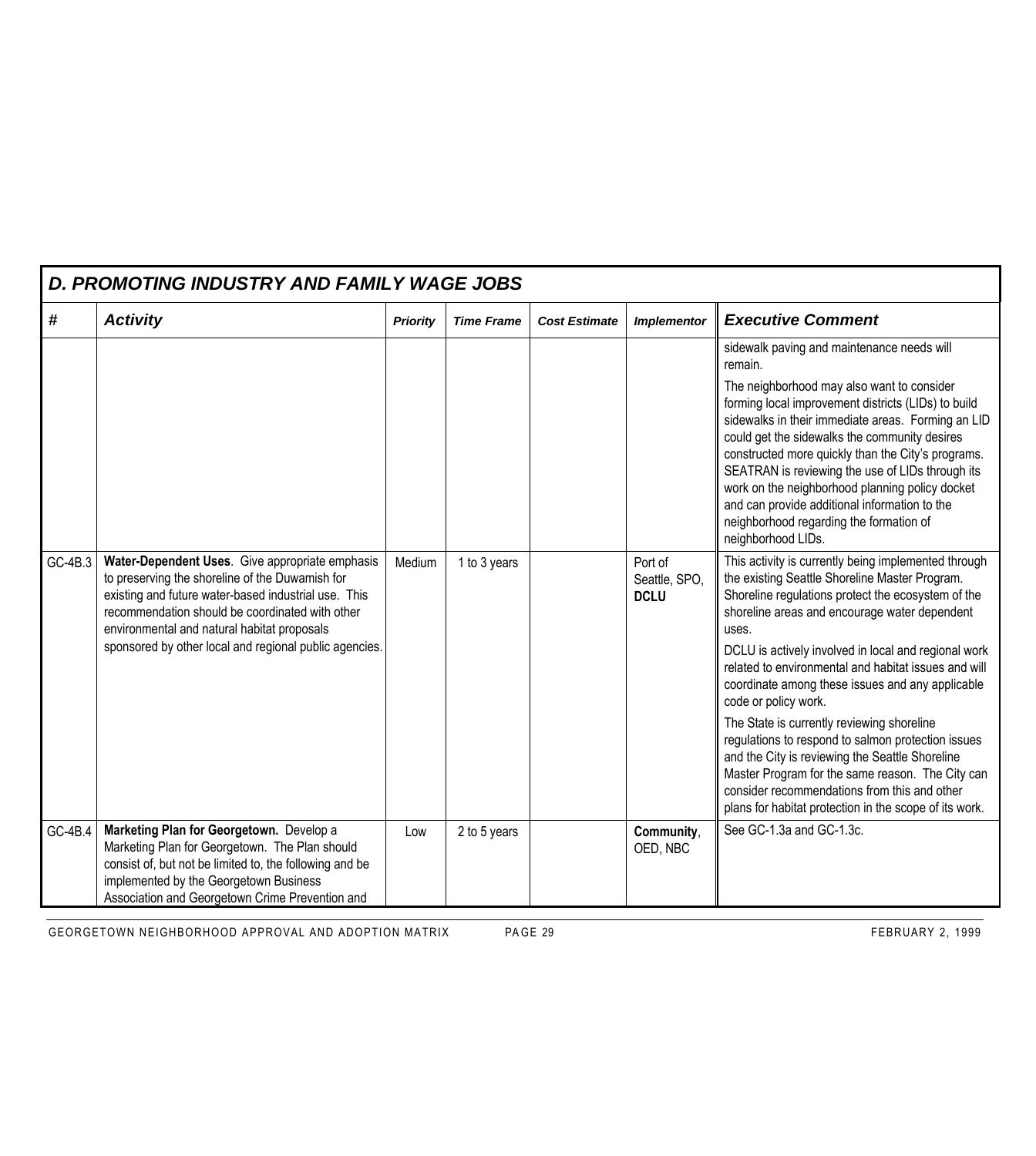## D. PROMOTING INDUSTRY AND FAMILY WAGE JOBS

| # | Activity | Priority | Time Frame | Cost Estimate | Implementor | Executive Comment |
|---|---|---|---|---|---|---|
| | | | | | | sidewalk paving and maintenance needs will remain.<br><br>The neighborhood may also want to consider forming local improvement districts (LIDs) to build sidewalks in their immediate areas. Forming an LID could get the sidewalks the community desires constructed more quickly than the City's programs. SEATRAN is reviewing the use of LIDs through its work on the neighborhood planning policy docket and can provide additional information to the neighborhood regarding the formation of neighborhood LIDs. |
| GC-4B.3 | **Water-Dependent Uses**. Give appropriate emphasis to preserving the shoreline of the Duwamish for existing and future water-based industrial use. This recommendation should be coordinated with other environmental and natural habitat proposals sponsored by other local and regional public agencies. | Medium | 1 to 3 years | | Port of Seattle, SPO, **DCLU** | This activity is currently being implemented through the existing Seattle Shoreline Master Program. Shoreline regulations protect the ecosystem of the shoreline areas and encourage water dependent uses.<br><br>DCLU is actively involved in local and regional work related to environmental and habitat issues and will coordinate among these issues and any applicable code or policy work.<br><br>The State is currently reviewing shoreline regulations to respond to salmon protection issues and the City is reviewing the Seattle Shoreline Master Program for the same reason. The City can consider recommendations from this and other plans for habitat protection in the scope of its work. |
| GC-4B.4 | **Marketing Plan for Georgetown.** Develop a Marketing Plan for Georgetown. The Plan should consist of, but not be limited to, the following and be implemented by the Georgetown Business Association and Georgetown Crime Prevention and | Low | 2 to 5 years | | **Community**, OED, NBC | See GC-1.3a and GC-1.3c. |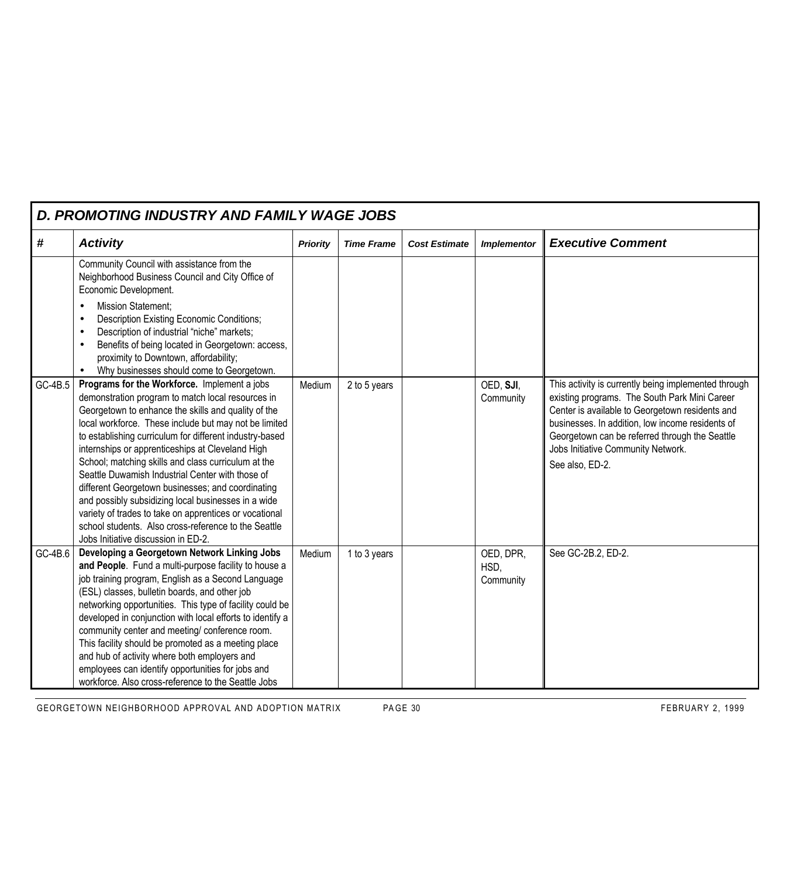## D. PROMOTING INDUSTRY AND FAMILY WAGE JOBS

| # | Activity | Priority | Time Frame | Cost Estimate | Implementor | Executive Comment |
|---|---|---|---|---|---|---|
| | Community Council with assistance from the Neighborhood Business Council and City Office of Economic Development. <br>• Mission Statement; <br>• Description Existing Economic Conditions; <br>• Description of industrial "niche" markets; <br>• Benefits of being located in Georgetown: access, proximity to Downtown, affordability; <br>• Why businesses should come to Georgetown. | | | | | |
| GC-4B.5 | **Programs for the Workforce.** Implement a jobs demonstration program to match local resources in Georgetown to enhance the skills and quality of the local workforce. These include but may not be limited to establishing curriculum for different industry-based internships or apprenticeships at Cleveland High School; matching skills and class curriculum at the Seattle Duwamish Industrial Center with those of different Georgetown businesses; and coordinating and possibly subsidizing local businesses in a wide variety of trades to take on apprentices or vocational school students. Also cross-reference to the Seattle Jobs Initiative discussion in ED-2. | Medium | 2 to 5 years | | OED, **SJI**, Community | This activity is currently being implemented through existing programs. The South Park Mini Career Center is available to Georgetown residents and businesses. In addition, low income residents of Georgetown can be referred through the Seattle Jobs Initiative Community Network. <br>See also, ED-2. |
| GC-4B.6 | **Developing a Georgetown Network Linking Jobs and People**. Fund a multi-purpose facility to house a job training program, English as a Second Language (ESL) classes, bulletin boards, and other job networking opportunities. This type of facility could be developed in conjunction with local efforts to identify a community center and meeting/ conference room. This facility should be promoted as a meeting place and hub of activity where both employers and employees can identify opportunities for jobs and workforce. Also cross-reference to the Seattle Jobs | Medium | 1 to 3 years | | OED, DPR, HSD, Community | See GC-2B.2, ED-2. |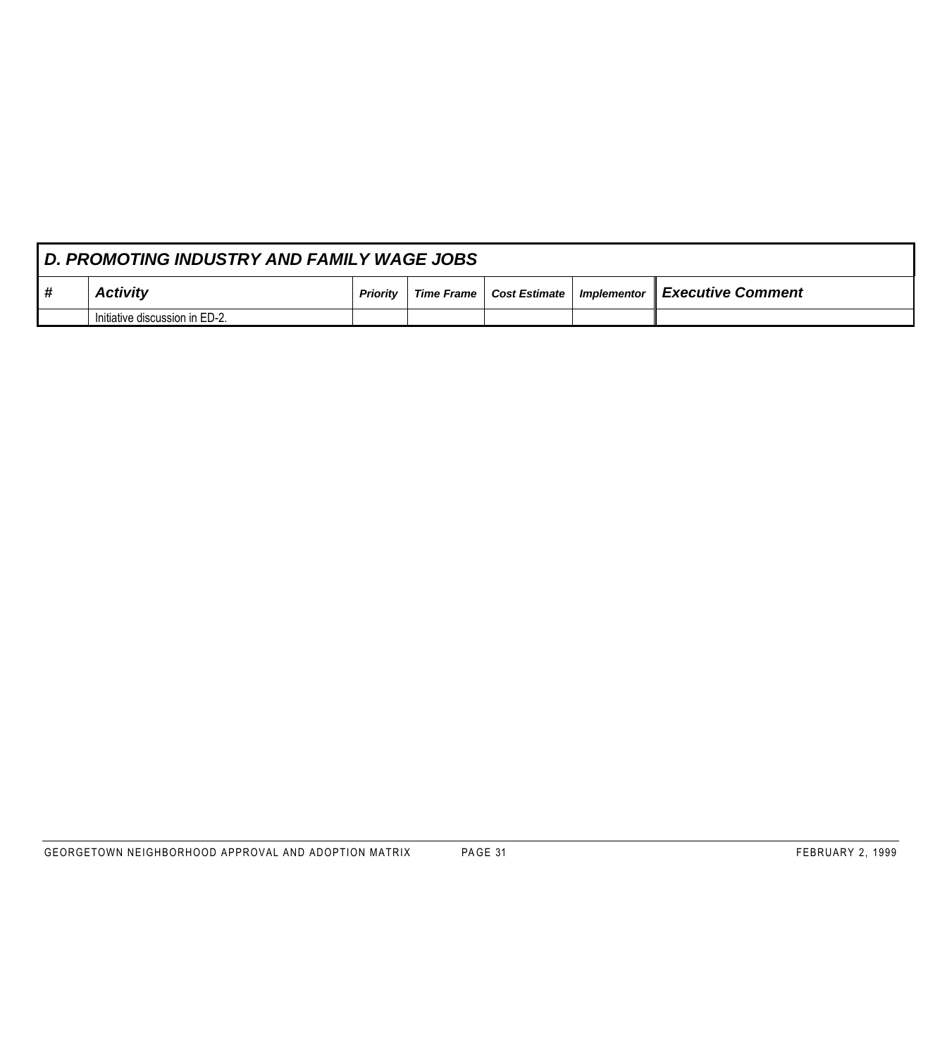| D. PROMOTING INDUSTRY AND FAMILY WAGE JOBS | | | | | | |
|---|---|---|---|---|---|---|
| **#** | ***Activity*** | ***Priority*** | ***Time Frame*** | ***Cost Estimate*** | ***Implementor*** | ***Executive Comment*** |
| | Initiative discussion in ED-2. | | | | | |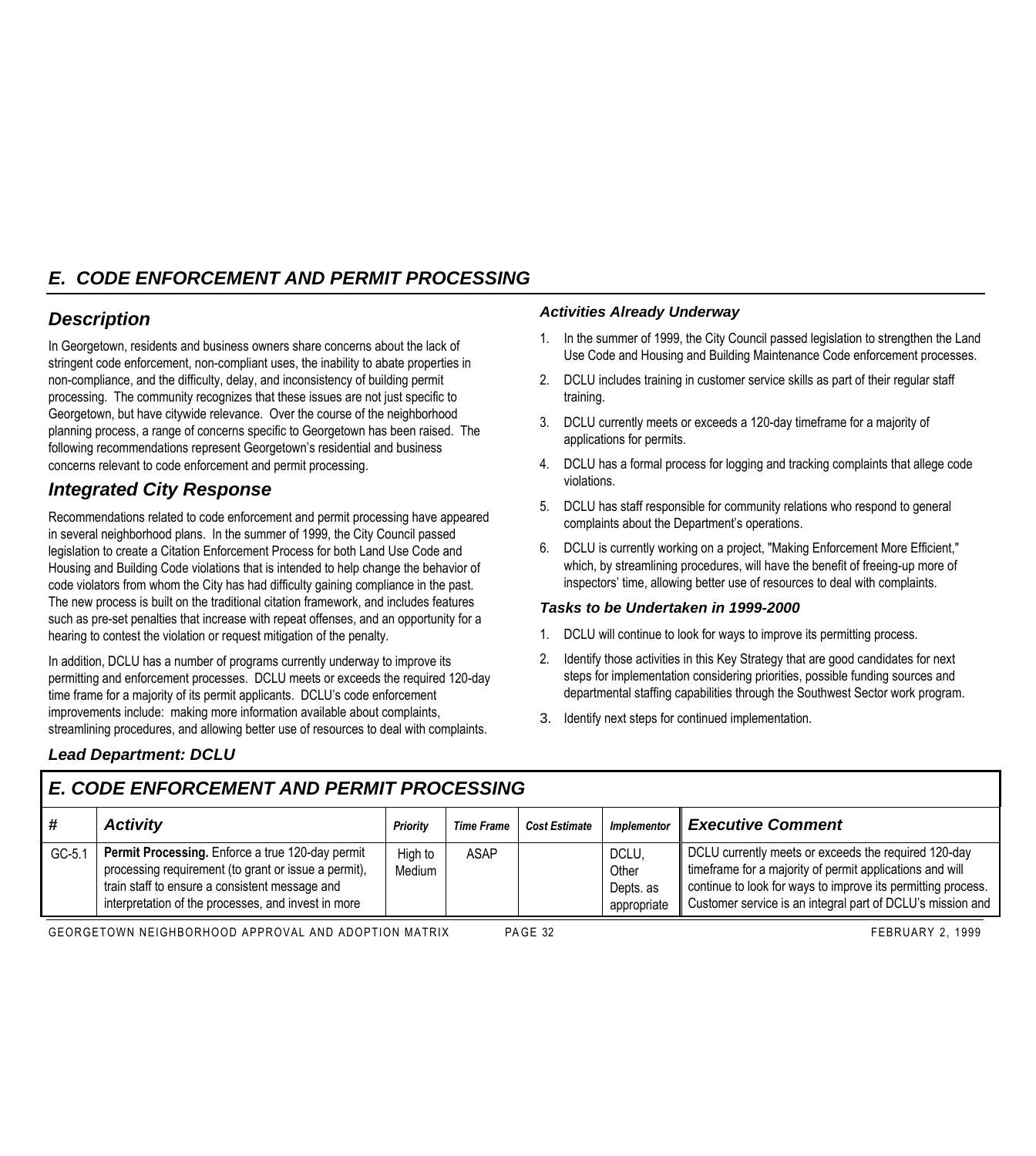# E. CODE ENFORCEMENT AND PERMIT PROCESSING

## Description

In Georgetown, residents and business owners share concerns about the lack of stringent code enforcement, non-compliant uses, the inability to abate properties in non-compliance, and the difficulty, delay, and inconsistency of building permit processing. The community recognizes that these issues are not just specific to Georgetown, but have citywide relevance. Over the course of the neighborhood planning process, a range of concerns specific to Georgetown has been raised. The following recommendations represent Georgetown's residential and business concerns relevant to code enforcement and permit processing.

## Integrated City Response

Recommendations related to code enforcement and permit processing have appeared in several neighborhood plans. In the summer of 1999, the City Council passed legislation to create a Citation Enforcement Process for both Land Use Code and Housing and Building Code violations that is intended to help change the behavior of code violators from whom the City has had difficulty gaining compliance in the past. The new process is built on the traditional citation framework, and includes features such as pre-set penalties that increase with repeat offenses, and an opportunity for a hearing to contest the violation or request mitigation of the penalty.

In addition, DCLU has a number of programs currently underway to improve its permitting and enforcement processes. DCLU meets or exceeds the required 120-day time frame for a majority of its permit applicants. DCLU's code enforcement improvements include: making more information available about complaints, streamlining procedures, and allowing better use of resources to deal with complaints.

### Activities Already Underway

1. In the summer of 1999, the City Council passed legislation to strengthen the Land Use Code and Housing and Building Maintenance Code enforcement processes.
2. DCLU includes training in customer service skills as part of their regular staff training.
3. DCLU currently meets or exceeds a 120-day timeframe for a majority of applications for permits.
4. DCLU has a formal process for logging and tracking complaints that allege code violations.
5. DCLU has staff responsible for community relations who respond to general complaints about the Department's operations.
6. DCLU is currently working on a project, "Making Enforcement More Efficient," which, by streamlining procedures, will have the benefit of freeing-up more of inspectors' time, allowing better use of resources to deal with complaints.

### Tasks to be Undertaken in 1999-2000

1. DCLU will continue to look for ways to improve its permitting process.
2. Identify those activities in this Key Strategy that are good candidates for next steps for implementation considering priorities, possible funding sources and departmental staffing capabilities through the Southwest Sector work program.
3. Identify next steps for continued implementation.

### Lead Department: DCLU

## E. CODE ENFORCEMENT AND PERMIT PROCESSING

| # | Activity | Priority | Time Frame | Cost Estimate | Implementor | Executive Comment |
|---|---|---|---|---|---|---|
| GC-5.1 | **Permit Processing.** Enforce a true 120-day permit processing requirement (to grant or issue a permit), train staff to ensure a consistent message and interpretation of the processes, and invest in more | High to Medium | ASAP | | DCLU, Other Depts. as appropriate | DCLU currently meets or exceeds the required 120-day timeframe for a majority of permit applications and will continue to look for ways to improve its permitting process. Customer service is an integral part of DCLU's mission and |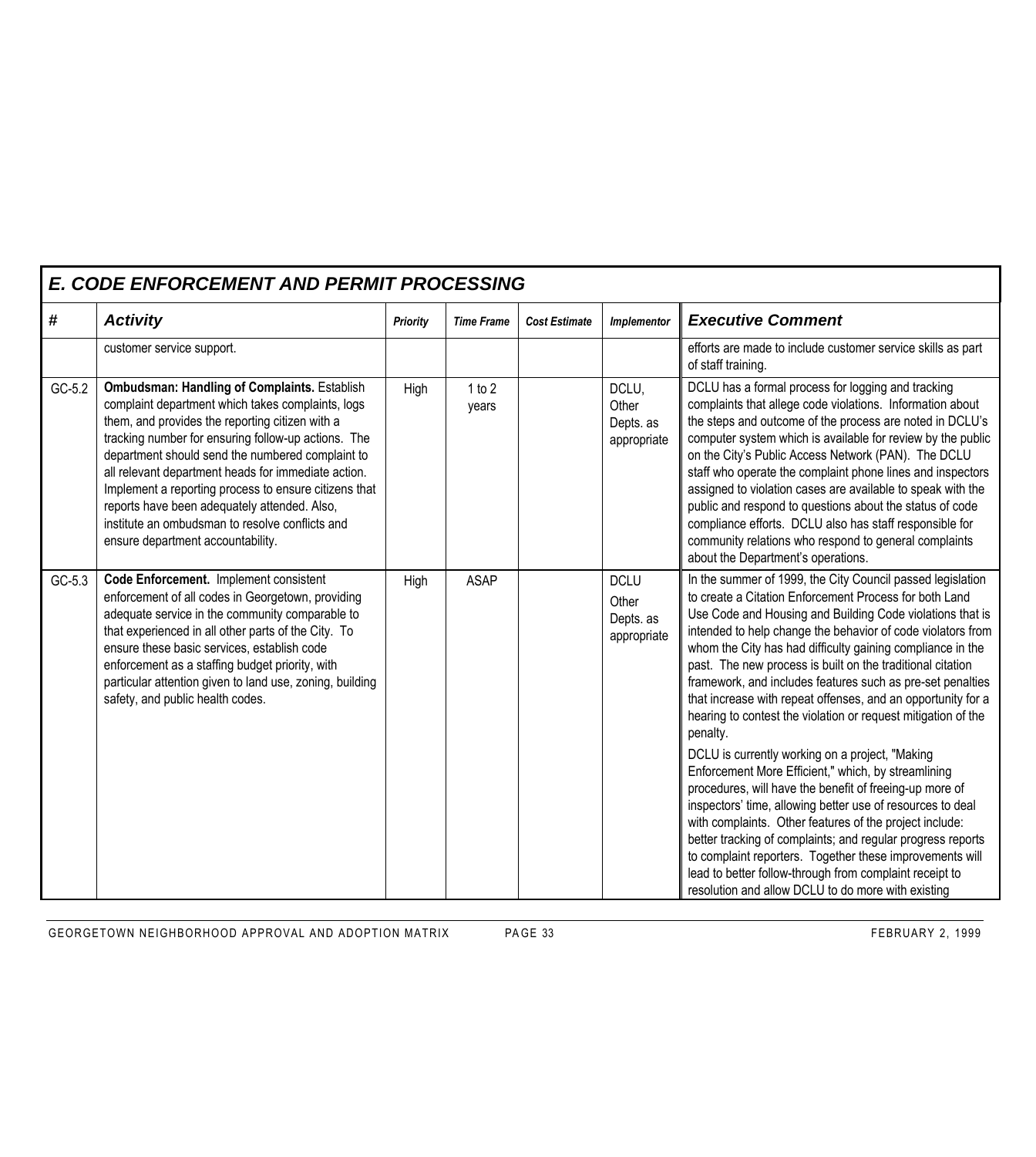## E. CODE ENFORCEMENT AND PERMIT PROCESSING

| # | Activity | Priority | Time Frame | Cost Estimate | Implementor | Executive Comment |
|---|---|---|---|---|---|---|
| | customer service support. | | | | | efforts are made to include customer service skills as part of staff training. |
| GC-5.2 | **Ombudsman: Handling of Complaints.** Establish complaint department which takes complaints, logs them, and provides the reporting citizen with a tracking number for ensuring follow-up actions. The department should send the numbered complaint to all relevant department heads for immediate action. Implement a reporting process to ensure citizens that reports have been adequately attended. Also, institute an ombudsman to resolve conflicts and ensure department accountability. | High | 1 to 2 years | | DCLU, Other Depts. as appropriate | DCLU has a formal process for logging and tracking complaints that allege code violations. Information about the steps and outcome of the process are noted in DCLU's computer system which is available for review by the public on the City's Public Access Network (PAN). The DCLU staff who operate the complaint phone lines and inspectors assigned to violation cases are available to speak with the public and respond to questions about the status of code compliance efforts. DCLU also has staff responsible for community relations who respond to general complaints about the Department's operations. |
| GC-5.3 | **Code Enforcement.** Implement consistent enforcement of all codes in Georgetown, providing adequate service in the community comparable to that experienced in all other parts of the City. To ensure these basic services, establish code enforcement as a staffing budget priority, with particular attention given to land use, zoning, building safety, and public health codes. | High | ASAP | | DCLU Other Depts. as appropriate | In the summer of 1999, the City Council passed legislation to create a Citation Enforcement Process for both Land Use Code and Housing and Building Code violations that is intended to help change the behavior of code violators from whom the City has had difficulty gaining compliance in the past. The new process is built on the traditional citation framework, and includes features such as pre-set penalties that increase with repeat offenses, and an opportunity for a hearing to contest the violation or request mitigation of the penalty.<br><br>DCLU is currently working on a project, "Making Enforcement More Efficient," which, by streamlining procedures, will have the benefit of freeing-up more of inspectors' time, allowing better use of resources to deal with complaints. Other features of the project include: better tracking of complaints; and regular progress reports to complaint reporters. Together these improvements will lead to better follow-through from complaint receipt to resolution and allow DCLU to do more with existing |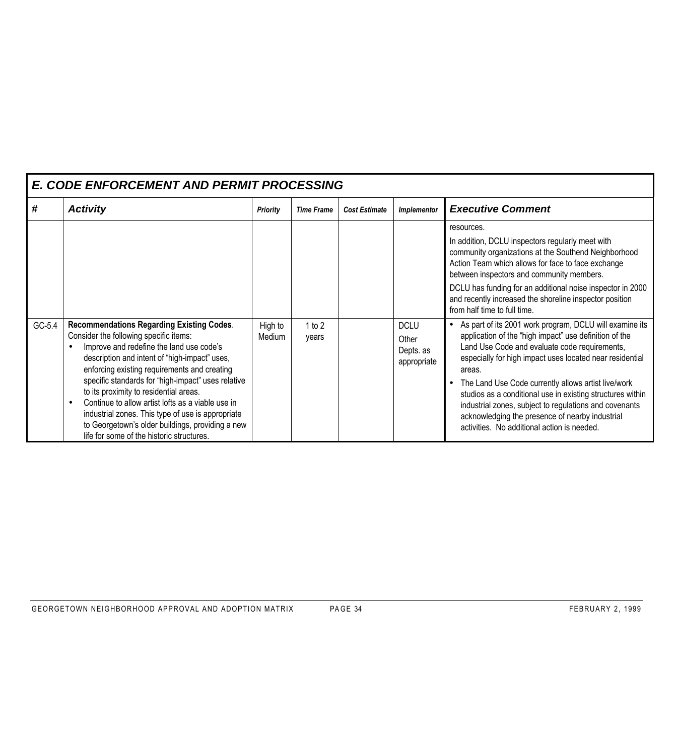## E. CODE ENFORCEMENT AND PERMIT PROCESSING

| # | Activity | Priority | Time Frame | Cost Estimate | Implementor | Executive Comment |
|---|---|---|---|---|---|---|
| | | | | | | resources.<br>In addition, DCLU inspectors regularly meet with community organizations at the Southend Neighborhood Action Team which allows for face to face exchange between inspectors and community members.<br>DCLU has funding for an additional noise inspector in 2000 and recently increased the shoreline inspector position from half time to full time. |
| GC-5.4 | **Recommendations Regarding Existing Codes**. Consider the following specific items:<br>• Improve and redefine the land use code's description and intent of "high-impact" uses, enforcing existing requirements and creating specific standards for "high-impact" uses relative to its proximity to residential areas.<br>• Continue to allow artist lofts as a viable use in industrial zones. This type of use is appropriate to Georgetown's older buildings, providing a new life for some of the historic structures. | High to Medium | 1 to 2 years | | DCLU<br>Other Depts. as appropriate | • As part of its 2001 work program, DCLU will examine its application of the "high impact" use definition of the Land Use Code and evaluate code requirements, especially for high impact uses located near residential areas.<br>• The Land Use Code currently allows artist live/work studios as a conditional use in existing structures within industrial zones, subject to regulations and covenants acknowledging the presence of nearby industrial activities. No additional action is needed. |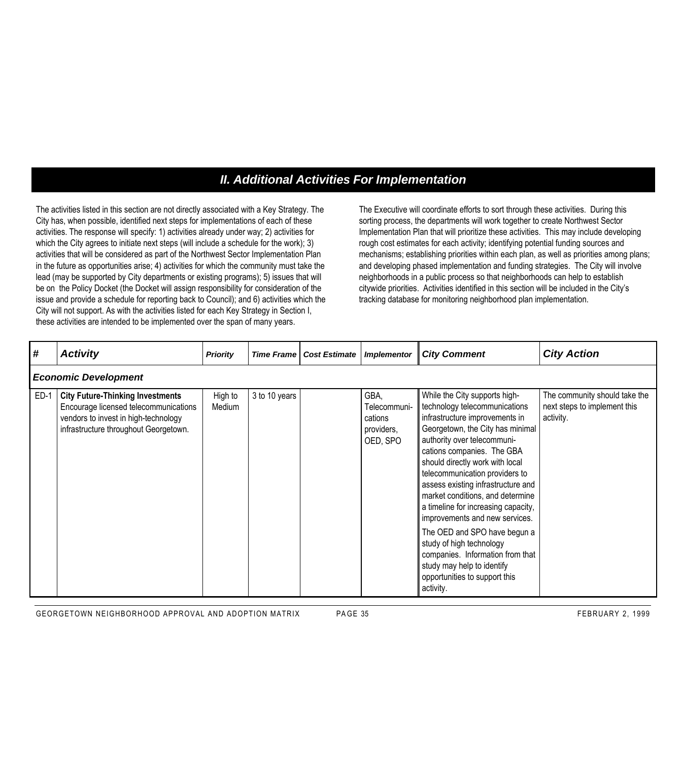## *II. Additional Activities For Implementation*

The activities listed in this section are not directly associated with a Key Strategy. The City has, when possible, identified next steps for implementations of each of these activities. The response will specify: 1) activities already under way; 2) activities for which the City agrees to initiate next steps (will include a schedule for the work); 3) activities that will be considered as part of the Northwest Sector Implementation Plan in the future as opportunities arise; 4) activities for which the community must take the lead (may be supported by City departments or existing programs); 5) issues that will be on the Policy Docket (the Docket will assign responsibility for consideration of the issue and provide a schedule for reporting back to Council); and 6) activities which the City will not support. As with the activities listed for each Key Strategy in Section I, these activities are intended to be implemented over the span of many years.

The Executive will coordinate efforts to sort through these activities. During this sorting process, the departments will work together to create Northwest Sector Implementation Plan that will prioritize these activities. This may include developing rough cost estimates for each activity; identifying potential funding sources and mechanisms; establishing priorities within each plan, as well as priorities among plans; and developing phased implementation and funding strategies. The City will involve neighborhoods in a public process so that neighborhoods can help to establish citywide priorities. Activities identified in this section will be included in the City's tracking database for monitoring neighborhood plan implementation.

| # | Activity | Priority | Time Frame | Cost Estimate | Implementor | City Comment | City Action |
|---|---|---|---|---|---|---|---|
| ***Economic Development*** | | | | | | | |
| ED-1 | **City Future-Thinking Investments** Encourage licensed telecommunications vendors to invest in high-technology infrastructure throughout Georgetown. | High to Medium | 3 to 10 years | | GBA, Telecommunications providers, OED, SPO | While the City supports high-technology telecommunications infrastructure improvements in Georgetown, the City has minimal authority over telecommunications companies. The GBA should directly work with local telecommunication providers to assess existing infrastructure and market conditions, and determine a timeline for increasing capacity, improvements and new services. The OED and SPO have begun a study of high technology companies. Information from that study may help to identify opportunities to support this activity. | The community should take the next steps to implement this activity. |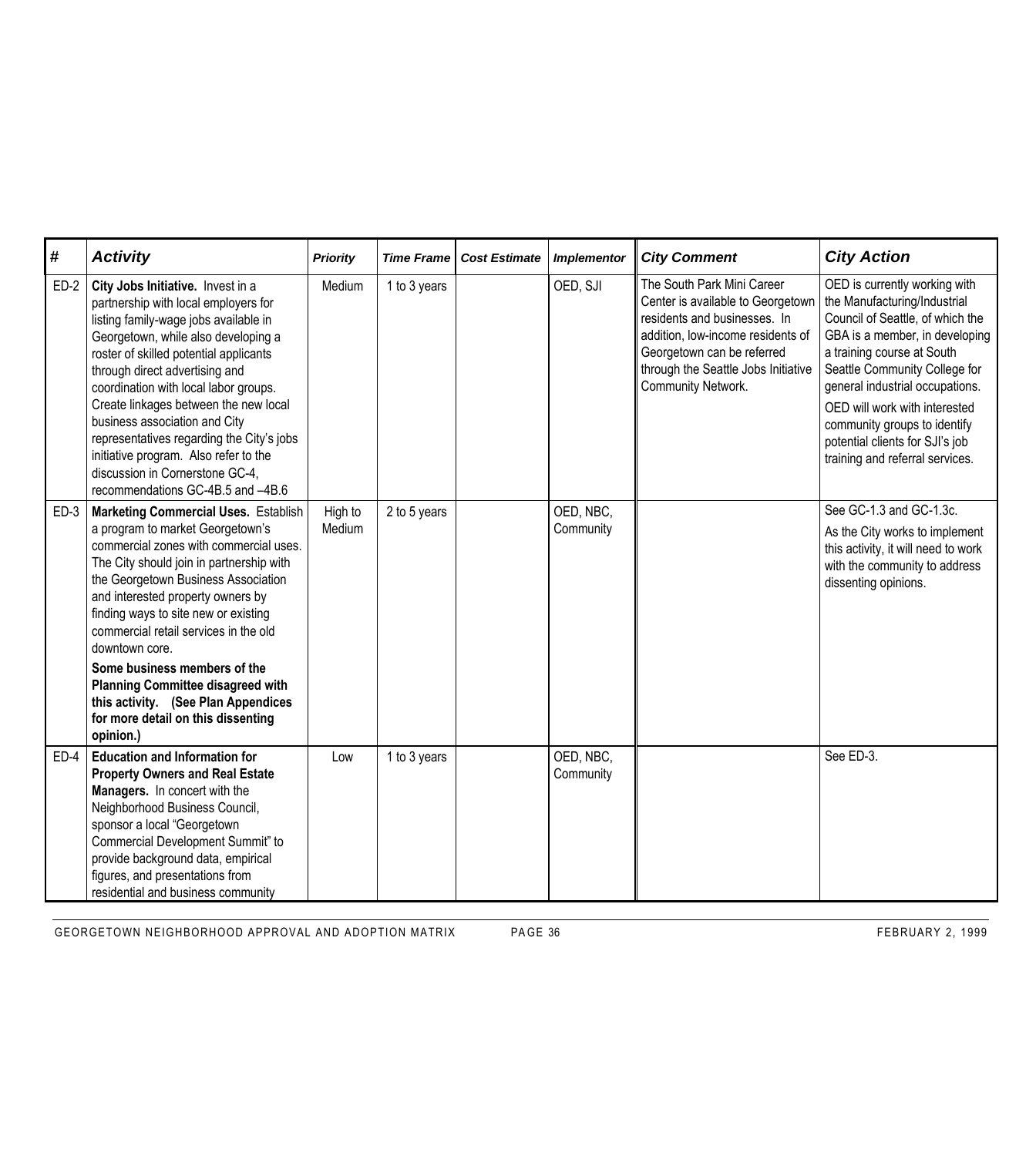| # | Activity | Priority | Time Frame | Cost Estimate | Implementor | City Comment | City Action |
|---|---|---|---|---|---|---|---|
| ED-2 | **City Jobs Initiative.** Invest in a partnership with local employers for listing family-wage jobs available in Georgetown, while also developing a roster of skilled potential applicants through direct advertising and coordination with local labor groups. Create linkages between the new local business association and City representatives regarding the City's jobs initiative program. Also refer to the discussion in Cornerstone GC-4, recommendations GC-4B.5 and –4B.6 | Medium | 1 to 3 years | | OED, SJI | The South Park Mini Career Center is available to Georgetown residents and businesses. In addition, low-income residents of Georgetown can be referred through the Seattle Jobs Initiative Community Network. | OED is currently working with the Manufacturing/Industrial Council of Seattle, of which the GBA is a member, in developing a training course at South Seattle Community College for general industrial occupations.<br>OED will work with interested community groups to identify potential clients for SJI's job training and referral services. |
| ED-3 | **Marketing Commercial Uses.** Establish a program to market Georgetown's commercial zones with commercial uses. The City should join in partnership with the Georgetown Business Association and interested property owners by finding ways to site new or existing commercial retail services in the old downtown core.<br>**Some business members of the Planning Committee disagreed with this activity. (See Plan Appendices for more detail on this dissenting opinion.)** | High to Medium | 2 to 5 years | | OED, NBC, Community | | See GC-1.3 and GC-1.3c.<br>As the City works to implement this activity, it will need to work with the community to address dissenting opinions. |
| ED-4 | **Education and Information for Property Owners and Real Estate Managers.** In concert with the Neighborhood Business Council, sponsor a local "Georgetown Commercial Development Summit" to provide background data, empirical figures, and presentations from residential and business community | Low | 1 to 3 years | | OED, NBC, Community | | See ED-3. |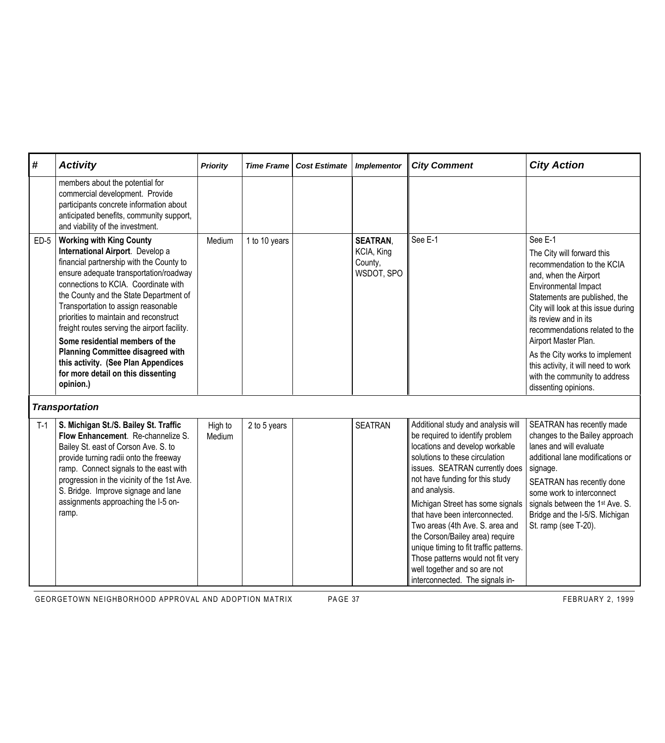| # | Activity | Priority | Time Frame | Cost Estimate | Implementor | City Comment | City Action |
|---|---|---|---|---|---|---|---|
| | members about the potential for commercial development. Provide participants concrete information about anticipated benefits, community support, and viability of the investment. | | | | | | |
| ED-5 | **Working with King County International Airport**. Develop a financial partnership with the County to ensure adequate transportation/roadway connections to KCIA. Coordinate with the County and the State Department of Transportation to assign reasonable priorities to maintain and reconstruct freight routes serving the airport facility. **Some residential members of the Planning Committee disagreed with this activity. (See Plan Appendices for more detail on this dissenting opinion.)** | Medium | 1 to 10 years | | **SEATRAN**, KCIA, King County, WSDOT, SPO | See E-1 | See E-1 The City will forward this recommendation to the KCIA and, when the Airport Environmental Impact Statements are published, the City will look at this issue during its review and in its recommendations related to the Airport Master Plan. As the City works to implement this activity, it will need to work with the community to address dissenting opinions. |
| | ***Transportation*** | | | | | | |
| T-1 | **S. Michigan St./S. Bailey St. Traffic Flow Enhancement**. Re-channelize S. Bailey St. east of Corson Ave. S. to provide turning radii onto the freeway ramp. Connect signals to the east with progression in the vicinity of the 1st Ave. S. Bridge. Improve signage and lane assignments approaching the I-5 on-ramp. | High to Medium | 2 to 5 years | | SEATRAN | Additional study and analysis will be required to identify problem locations and develop workable solutions to these circulation issues. SEATRAN currently does not have funding for this study and analysis. Michigan Street has some signals that have been interconnected. Two areas (4th Ave. S. area and the Corson/Bailey area) require unique timing to fit traffic patterns. Those patterns would not fit very well together and so are not interconnected. The signals in- | SEATRAN has recently made changes to the Bailey approach lanes and will evaluate additional lane modifications or signage. SEATRAN has recently done some work to interconnect signals between the 1st Ave. S. Bridge and the I-5/S. Michigan St. ramp (see T-20). |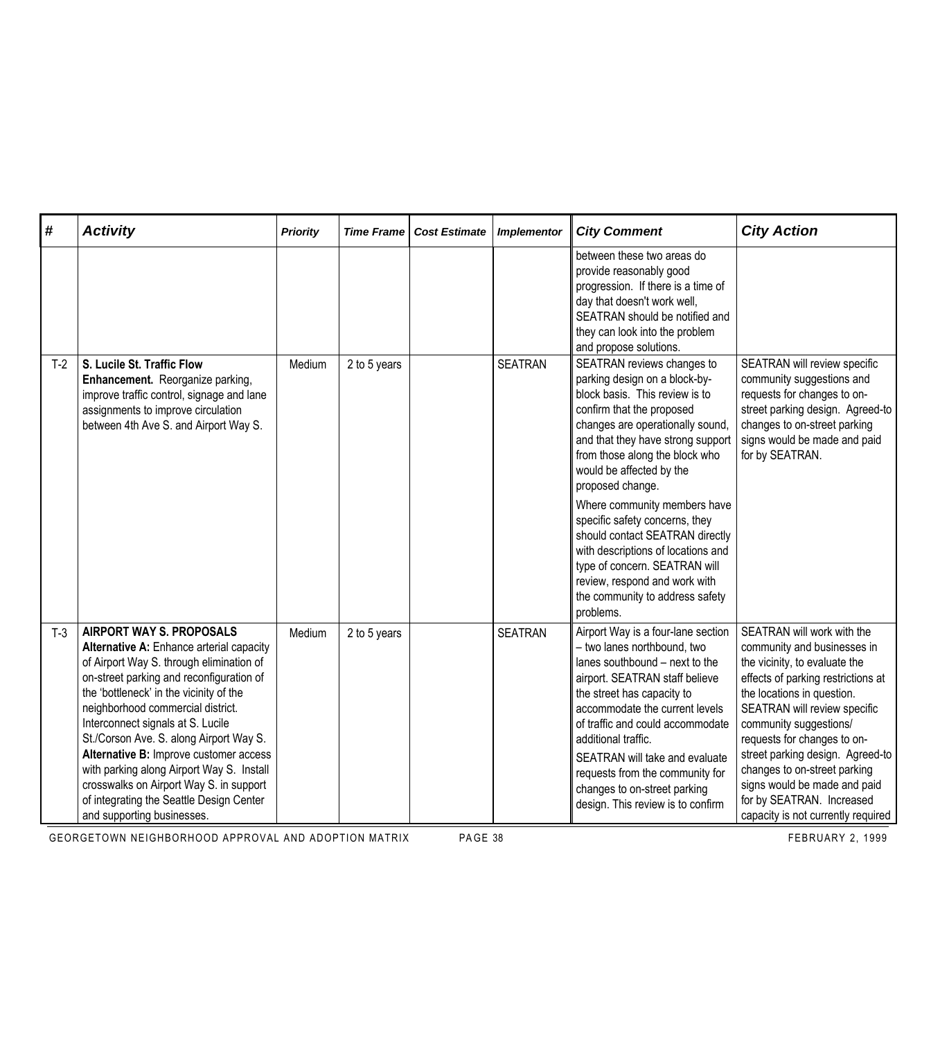| # | Activity | Priority | Time Frame | Cost Estimate | Implementor | City Comment | City Action |
|---|---|---|---|---|---|---|---|
| | | | | | | between these two areas do provide reasonably good progression. If there is a time of day that doesn't work well, SEATRAN should be notified and they can look into the problem and propose solutions. | |
| T-2 | **S. Lucile St. Traffic Flow Enhancement.** Reorganize parking, improve traffic control, signage and lane assignments to improve circulation between 4th Ave S. and Airport Way S. | Medium | 2 to 5 years | | SEATRAN | SEATRAN reviews changes to parking design on a block-by-block basis. This review is to confirm that the proposed changes are operationally sound, and that they have strong support from those along the block who would be affected by the proposed change.<br><br>Where community members have specific safety concerns, they should contact SEATRAN directly with descriptions of locations and type of concern. SEATRAN will review, respond and work with the community to address safety problems. | SEATRAN will review specific community suggestions and requests for changes to on-street parking design. Agreed-to changes to on-street parking signs would be made and paid for by SEATRAN. |
| T-3 | **AIRPORT WAY S. PROPOSALS**<br>**Alternative A:** Enhance arterial capacity of Airport Way S. through elimination of on-street parking and reconfiguration of the 'bottleneck' in the vicinity of the neighborhood commercial district. Interconnect signals at S. Lucile St./Corson Ave. S. along Airport Way S.<br>**Alternative B:** Improve customer access with parking along Airport Way S. Install crosswalks on Airport Way S. in support of integrating the Seattle Design Center and supporting businesses. | Medium | 2 to 5 years | | SEATRAN | Airport Way is a four-lane section – two lanes northbound, two lanes southbound – next to the airport. SEATRAN staff believe the street has capacity to accommodate the current levels of traffic and could accommodate additional traffic.<br>SEATRAN will take and evaluate requests from the community for changes to on-street parking design. This review is to confirm | SEATRAN will work with the community and businesses in the vicinity, to evaluate the effects of parking restrictions at the locations in question. SEATRAN will review specific community suggestions/ requests for changes to on-street parking design. Agreed-to changes to on-street parking signs would be made and paid for by SEATRAN. Increased capacity is not currently required |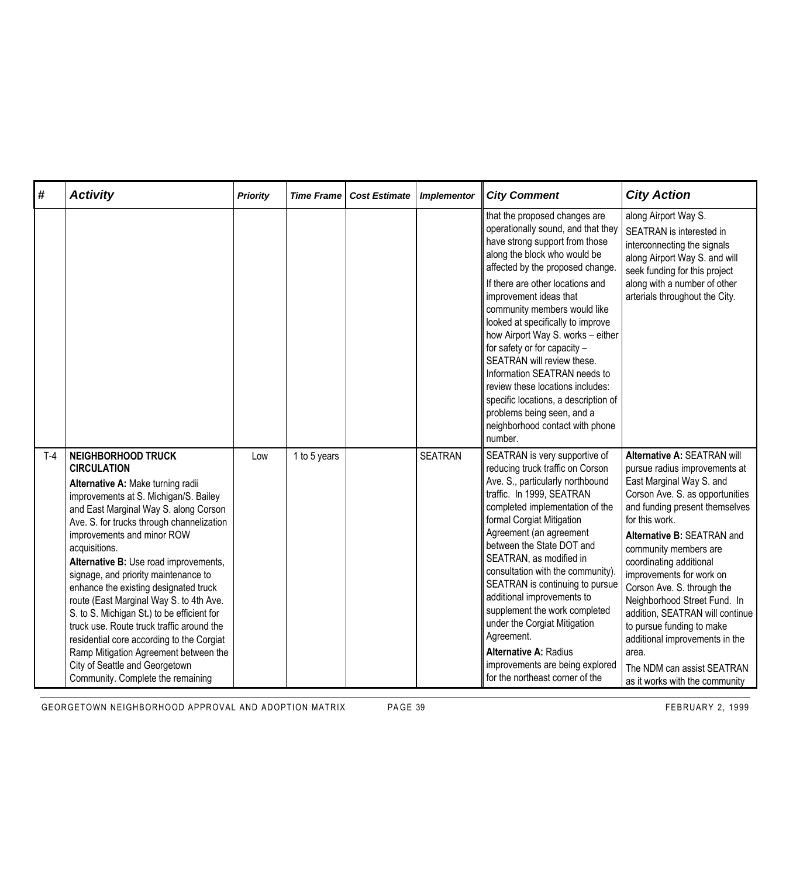| # | Activity | Priority | Time Frame | Cost Estimate | Implementor | City Comment | City Action |
|---|---|---|---|---|---|---|---|
| | | | | | | that the proposed changes are operationally sound, and that they have strong support from those along the block who would be affected by the proposed change.<br>If there are other locations and improvement ideas that community members would like looked at specifically to improve how Airport Way S. works – either for safety or for capacity – SEATRAN will review these. Information SEATRAN needs to review these locations includes: specific locations, a description of problems being seen, and a neighborhood contact with phone number. | along Airport Way S.<br>SEATRAN is interested in interconnecting the signals along Airport Way S. and will seek funding for this project along with a number of other arterials throughout the City. |
| T-4 | **NEIGHBORHOOD TRUCK CIRCULATION**<br>**Alternative A:** Make turning radii improvements at S. Michigan/S. Bailey and East Marginal Way S. along Corson Ave. S. for trucks through channelization improvements and minor ROW acquisitions.<br>**Alternative B:** Use road improvements, signage, and priority maintenance to enhance the existing designated truck route (East Marginal Way S. to 4th Ave. S. to S. Michigan St**.**) to be efficient for truck use. Route truck traffic around the residential core according to the Corgiat Ramp Mitigation Agreement between the City of Seattle and Georgetown Community. Complete the remaining | Low | 1 to 5 years | | SEATRAN | SEATRAN is very supportive of reducing truck traffic on Corson Ave. S., particularly northbound traffic. In 1999, SEATRAN completed implementation of the formal Corgiat Mitigation Agreement (an agreement between the State DOT and SEATRAN, as modified in consultation with the community). SEATRAN is continuing to pursue additional improvements to supplement the work completed under the Corgiat Mitigation Agreement.<br>**Alternative A:** Radius improvements are being explored for the northeast corner of the | **Alternative A:** SEATRAN will pursue radius improvements at East Marginal Way S. and Corson Ave. S. as opportunities and funding present themselves for this work.<br>**Alternative B:** SEATRAN and community members are coordinating additional improvements for work on Corson Ave. S. through the Neighborhood Street Fund. In addition, SEATRAN will continue to pursue funding to make additional improvements in the area.<br>The NDM can assist SEATRAN as it works with the community |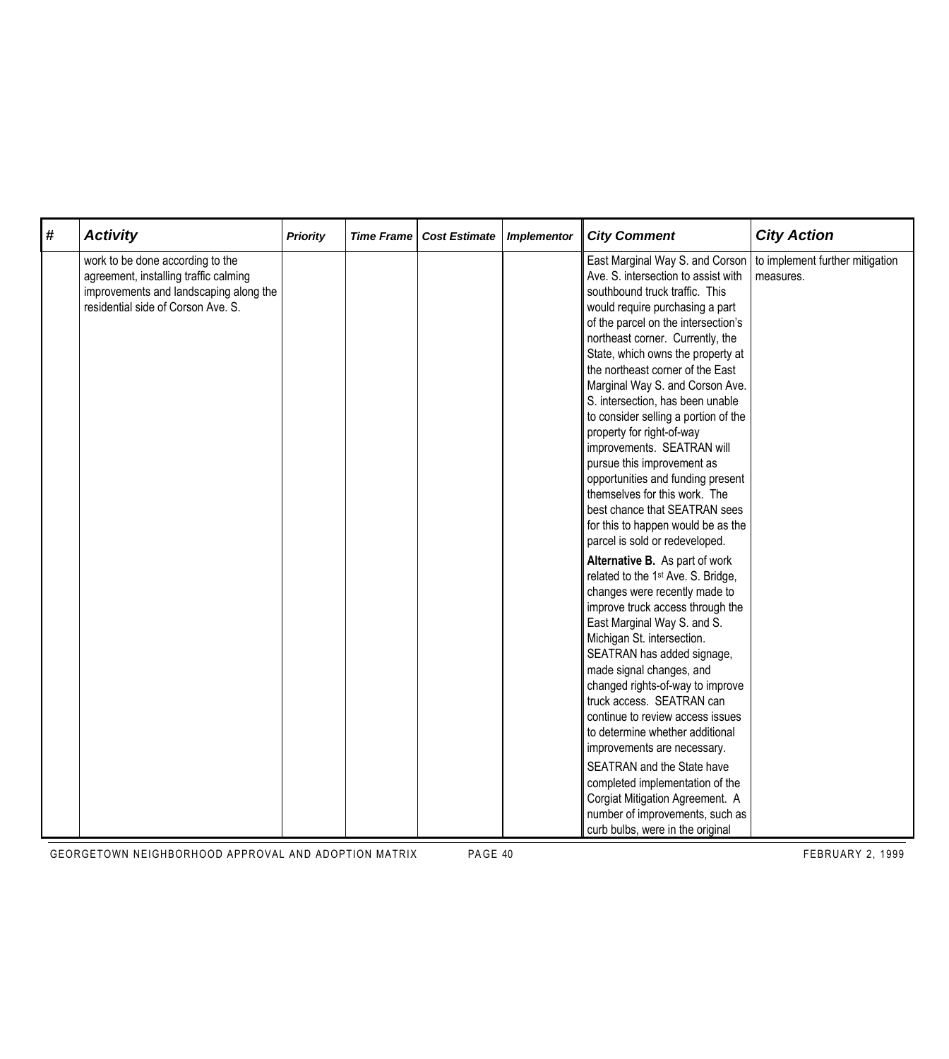| # | Activity | Priority | Time Frame | Cost Estimate | Implementor | City Comment | City Action |
|---|---|---|---|---|---|---|---|
| | work to be done according to the agreement, installing traffic calming improvements and landscaping along the residential side of Corson Ave. S. | | | | | East Marginal Way S. and Corson Ave. S. intersection to assist with southbound truck traffic. This would require purchasing a part of the parcel on the intersection's northeast corner. Currently, the State, which owns the property at the northeast corner of the East Marginal Way S. and Corson Ave. S. intersection, has been unable to consider selling a portion of the property for right-of-way improvements. SEATRAN will pursue this improvement as opportunities and funding present themselves for this work. The best chance that SEATRAN sees for this to happen would be as the parcel is sold or redeveloped.<br><br>**Alternative B.** As part of work related to the 1st Ave. S. Bridge, changes were recently made to improve truck access through the East Marginal Way S. and S. Michigan St. intersection. SEATRAN has added signage, made signal changes, and changed rights-of-way to improve truck access. SEATRAN can continue to review access issues to determine whether additional improvements are necessary.<br><br>SEATRAN and the State have completed implementation of the Corgiat Mitigation Agreement. A number of improvements, such as curb bulbs, were in the original | to implement further mitigation measures. |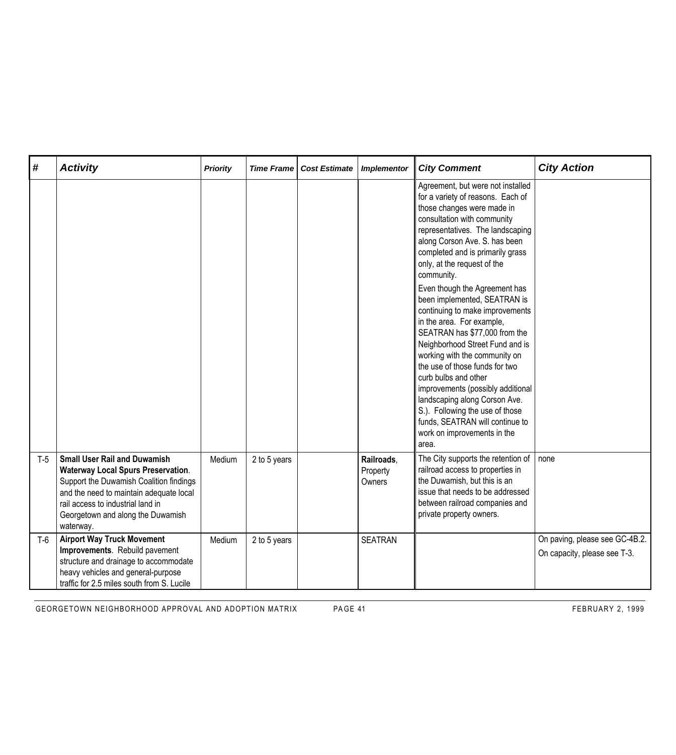| # | Activity | Priority | Time Frame | Cost Estimate | Implementor | City Comment | City Action |
|---|---|---|---|---|---|---|---|
| | | | | | | Agreement, but were not installed for a variety of reasons. Each of those changes were made in consultation with community representatives. The landscaping along Corson Ave. S. has been completed and is primarily grass only, at the request of the community.<br><br>Even though the Agreement has been implemented, SEATRAN is continuing to make improvements in the area. For example, SEATRAN has $77,000 from the Neighborhood Street Fund and is working with the community on the use of those funds for two curb bulbs and other improvements (possibly additional landscaping along Corson Ave. S.). Following the use of those funds, SEATRAN will continue to work on improvements in the area. | |
| T-5 | **Small User Rail and Duwamish Waterway Local Spurs Preservation**. Support the Duwamish Coalition findings and the need to maintain adequate local rail access to industrial land in Georgetown and along the Duwamish waterway. | Medium | 2 to 5 years | | **Railroads**, Property Owners | The City supports the retention of railroad access to properties in the Duwamish, but this is an issue that needs to be addressed between railroad companies and private property owners. | none |
| T-6 | **Airport Way Truck Movement Improvements**. Rebuild pavement structure and drainage to accommodate heavy vehicles and general-purpose traffic for 2.5 miles south from S. Lucile | Medium | 2 to 5 years | | SEATRAN | | On paving, please see GC-4B.2.<br><br>On capacity, please see T-3. |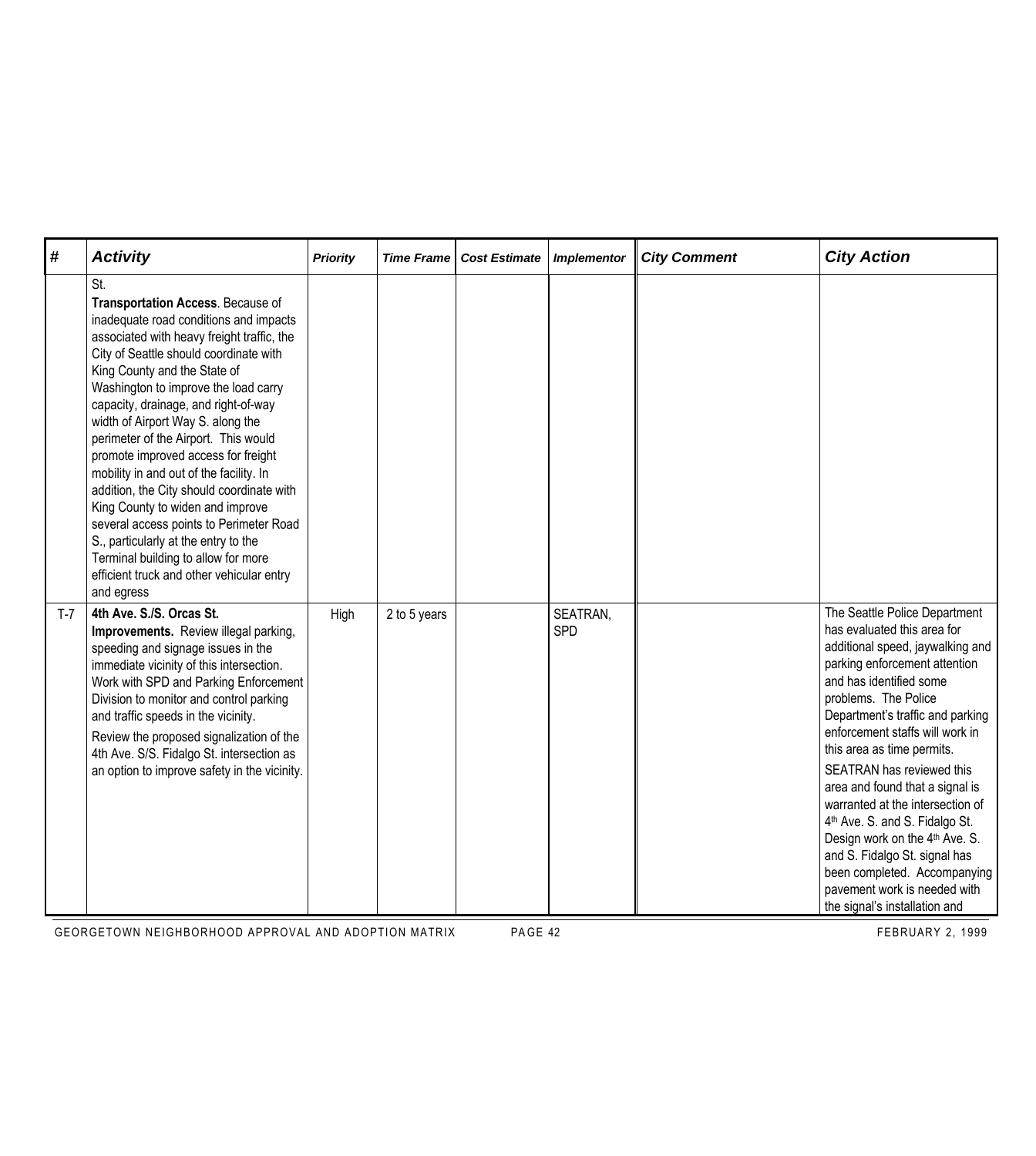| # | Activity | Priority | Time Frame | Cost Estimate | Implementor | City Comment | City Action |
|---|---|---|---|---|---|---|---|
| | St.<br>**Transportation Access**. Because of inadequate road conditions and impacts associated with heavy freight traffic, the City of Seattle should coordinate with King County and the State of Washington to improve the load carry capacity, drainage, and right-of-way width of Airport Way S. along the perimeter of the Airport. This would promote improved access for freight mobility in and out of the facility. In addition, the City should coordinate with King County to widen and improve several access points to Perimeter Road S., particularly at the entry to the Terminal building to allow for more efficient truck and other vehicular entry and egress | | | | | | |
| T-7 | **4th Ave. S./S. Orcas St. Improvements.** Review illegal parking, speeding and signage issues in the immediate vicinity of this intersection. Work with SPD and Parking Enforcement Division to monitor and control parking and traffic speeds in the vicinity.<br>Review the proposed signalization of the 4th Ave. S/S. Fidalgo St. intersection as an option to improve safety in the vicinity. | High | 2 to 5 years | | SEATRAN, SPD | | The Seattle Police Department has evaluated this area for additional speed, jaywalking and parking enforcement attention and has identified some problems. The Police Department's traffic and parking enforcement staffs will work in this area as time permits.<br>SEATRAN has reviewed this area and found that a signal is warranted at the intersection of 4th Ave. S. and S. Fidalgo St. Design work on the 4th Ave. S. and S. Fidalgo St. signal has been completed. Accompanying pavement work is needed with the signal's installation and |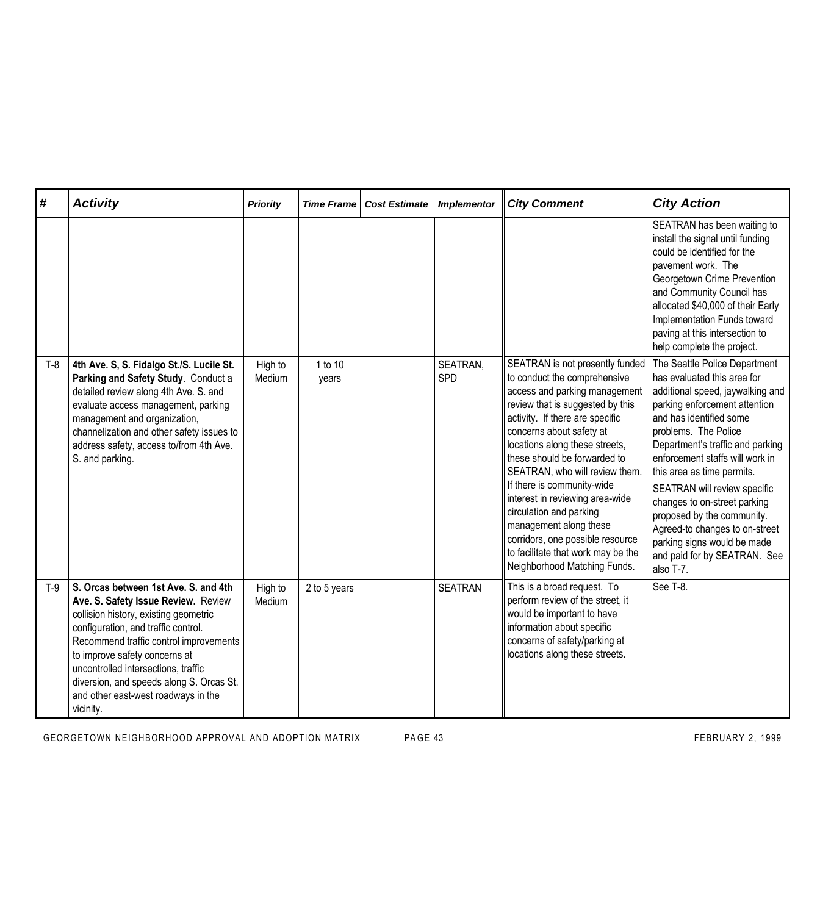| # | Activity | Priority | Time Frame | Cost Estimate | Implementor | City Comment | City Action |
|---|---|---|---|---|---|---|---|
| | | | | | | | SEATRAN has been waiting to install the signal until funding could be identified for the pavement work. The Georgetown Crime Prevention and Community Council has allocated $40,000 of their Early Implementation Funds toward paving at this intersection to help complete the project. |
| T-8 | **4th Ave. S, S. Fidalgo St./S. Lucile St. Parking and Safety Study**. Conduct a detailed review along 4th Ave. S. and evaluate access management, parking management and organization, channelization and other safety issues to address safety, access to/from 4th Ave. S. and parking. | High to Medium | 1 to 10 years | | SEATRAN, SPD | SEATRAN is not presently funded to conduct the comprehensive access and parking management review that is suggested by this activity. If there are specific concerns about safety at locations along these streets, these should be forwarded to SEATRAN, who will review them. If there is community-wide interest in reviewing area-wide circulation and parking management along these corridors, one possible resource to facilitate that work may be the Neighborhood Matching Funds. | The Seattle Police Department has evaluated this area for additional speed, jaywalking and parking enforcement attention and has identified some problems. The Police Department's traffic and parking enforcement staffs will work in this area as time permits. SEATRAN will review specific changes to on-street parking proposed by the community. Agreed-to changes to on-street parking signs would be made and paid for by SEATRAN. See also T-7. |
| T-9 | **S. Orcas between 1st Ave. S. and 4th Ave. S. Safety Issue Review.** Review collision history, existing geometric configuration, and traffic control. Recommend traffic control improvements to improve safety concerns at uncontrolled intersections, traffic diversion, and speeds along S. Orcas St. and other east-west roadways in the vicinity. | High to Medium | 2 to 5 years | | SEATRAN | This is a broad request. To perform review of the street, it would be important to have information about specific concerns of safety/parking at locations along these streets. | See T-8. |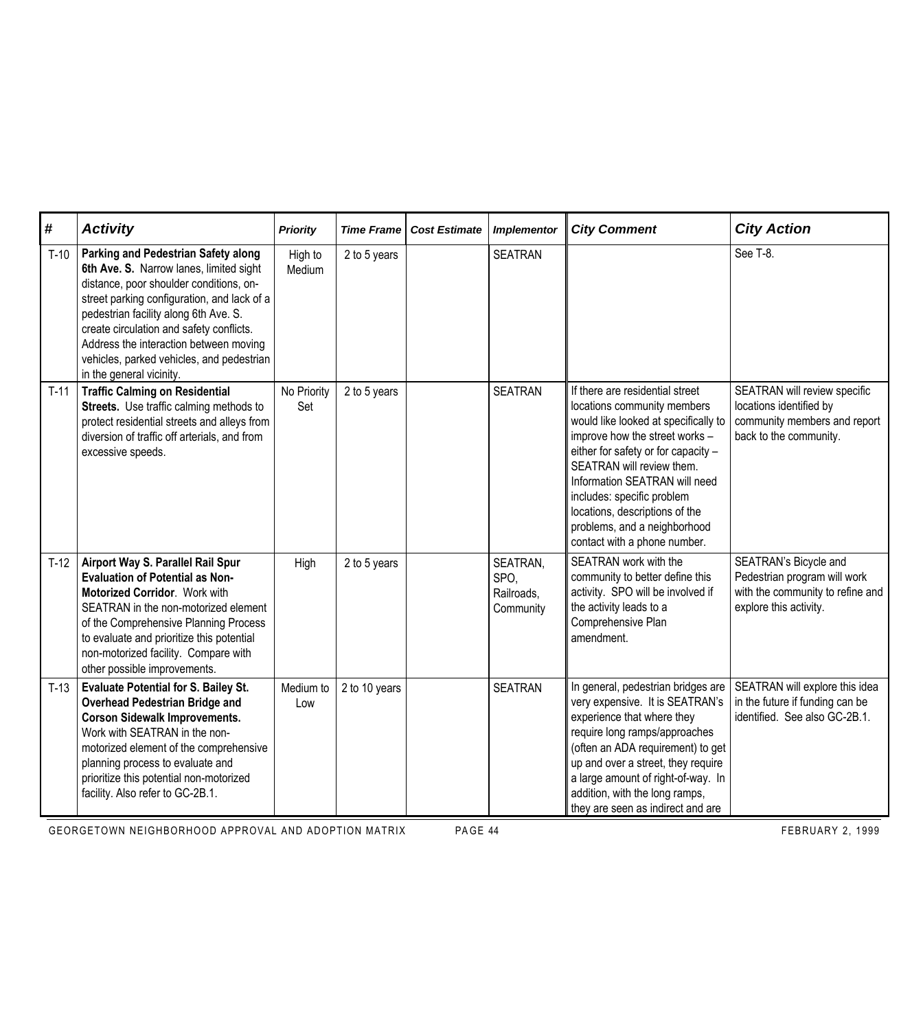| # | Activity | Priority | Time Frame | Cost Estimate | Implementor | City Comment | City Action |
|---|---|---|---|---|---|---|---|
| T-10 | **Parking and Pedestrian Safety along 6th Ave. S.** Narrow lanes, limited sight distance, poor shoulder conditions, on-street parking configuration, and lack of a pedestrian facility along 6th Ave. S. create circulation and safety conflicts. Address the interaction between moving vehicles, parked vehicles, and pedestrian in the general vicinity. | High to Medium | 2 to 5 years | | SEATRAN | | See T-8. |
| T-11 | **Traffic Calming on Residential Streets.** Use traffic calming methods to protect residential streets and alleys from diversion of traffic off arterials, and from excessive speeds. | No Priority Set | 2 to 5 years | | SEATRAN | If there are residential street locations community members would like looked at specifically to improve how the street works – either for safety or for capacity – SEATRAN will review them. Information SEATRAN will need includes: specific problem locations, descriptions of the problems, and a neighborhood contact with a phone number. | SEATRAN will review specific locations identified by community members and report back to the community. |
| T-12 | **Airport Way S. Parallel Rail Spur Evaluation of Potential as Non-Motorized Corridor**. Work with SEATRAN in the non-motorized element of the Comprehensive Planning Process to evaluate and prioritize this potential non-motorized facility. Compare with other possible improvements. | High | 2 to 5 years | | SEATRAN, SPO, Railroads, Community | SEATRAN work with the community to better define this activity. SPO will be involved if the activity leads to a Comprehensive Plan amendment. | SEATRAN's Bicycle and Pedestrian program will work with the community to refine and explore this activity. |
| T-13 | **Evaluate Potential for S. Bailey St. Overhead Pedestrian Bridge and Corson Sidewalk Improvements.** Work with SEATRAN in the non-motorized element of the comprehensive planning process to evaluate and prioritize this potential non-motorized facility. Also refer to GC-2B.1. | Medium to Low | 2 to 10 years | | SEATRAN | In general, pedestrian bridges are very expensive. It is SEATRAN's experience that where they require long ramps/approaches (often an ADA requirement) to get up and over a street, they require a large amount of right-of-way. In addition, with the long ramps, they are seen as indirect and are | SEATRAN will explore this idea in the future if funding can be identified. See also GC-2B.1. |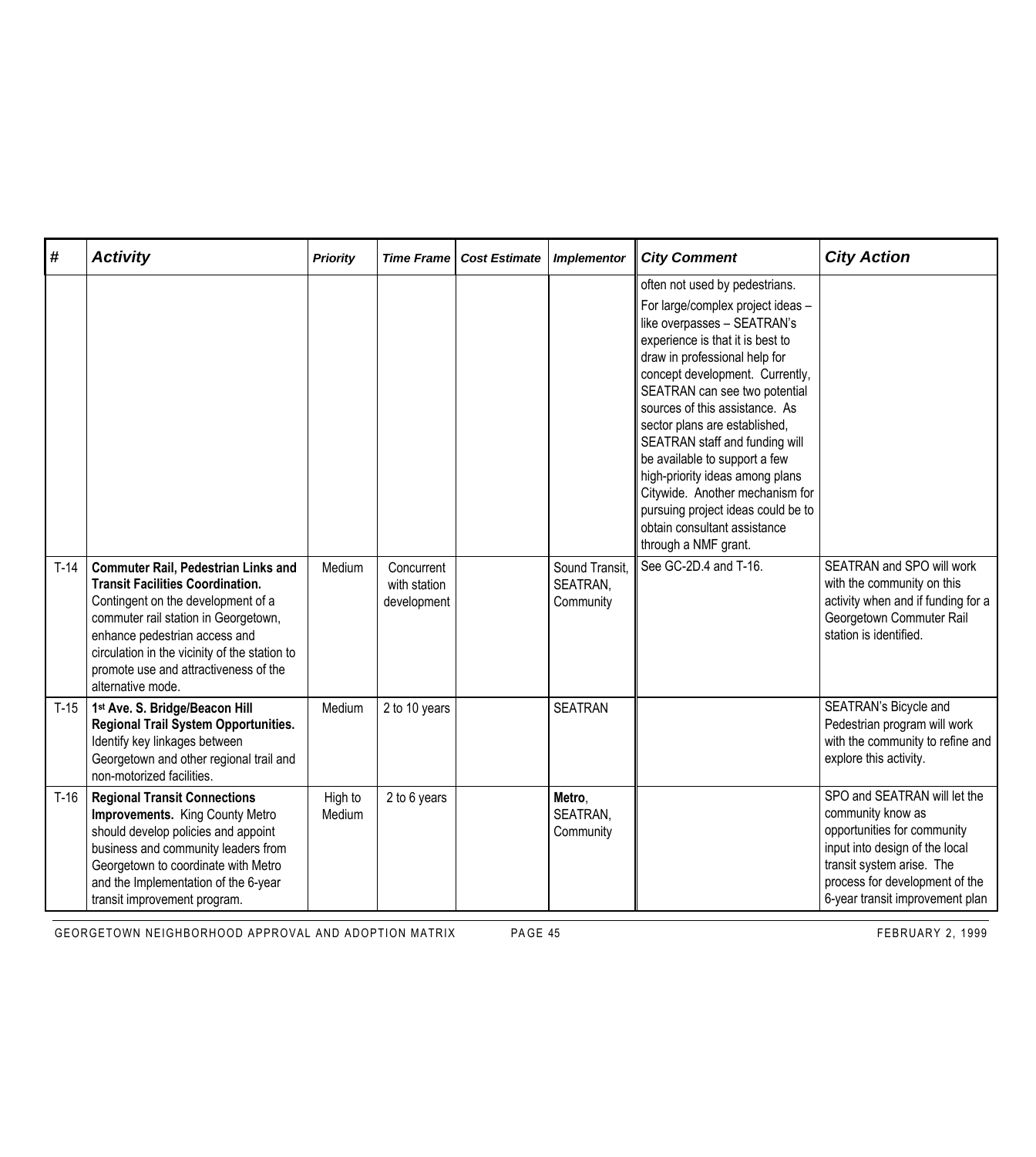| # | Activity | Priority | Time Frame | Cost Estimate | Implementor | City Comment | City Action |
|---|---|---|---|---|---|---|---|
| | | | | | | often not used by pedestrians. For large/complex project ideas – like overpasses – SEATRAN's experience is that it is best to draw in professional help for concept development. Currently, SEATRAN can see two potential sources of this assistance. As sector plans are established, SEATRAN staff and funding will be available to support a few high-priority ideas among plans Citywide. Another mechanism for pursuing project ideas could be to obtain consultant assistance through a NMF grant. | |
| T-14 | **Commuter Rail, Pedestrian Links and Transit Facilities Coordination.** Contingent on the development of a commuter rail station in Georgetown, enhance pedestrian access and circulation in the vicinity of the station to promote use and attractiveness of the alternative mode. | Medium | Concurrent with station development | | Sound Transit, SEATRAN, Community | See GC-2D.4 and T-16. | SEATRAN and SPO will work with the community on this activity when and if funding for a Georgetown Commuter Rail station is identified. |
| T-15 | **1st Ave. S. Bridge/Beacon Hill Regional Trail System Opportunities.** Identify key linkages between Georgetown and other regional trail and non-motorized facilities. | Medium | 2 to 10 years | | SEATRAN | | SEATRAN's Bicycle and Pedestrian program will work with the community to refine and explore this activity. |
| T-16 | **Regional Transit Connections Improvements.** King County Metro should develop policies and appoint business and community leaders from Georgetown to coordinate with Metro and the Implementation of the 6-year transit improvement program. | High to Medium | 2 to 6 years | | **Metro**, SEATRAN, Community | | SPO and SEATRAN will let the community know as opportunities for community input into design of the local transit system arise. The process for development of the 6-year transit improvement plan |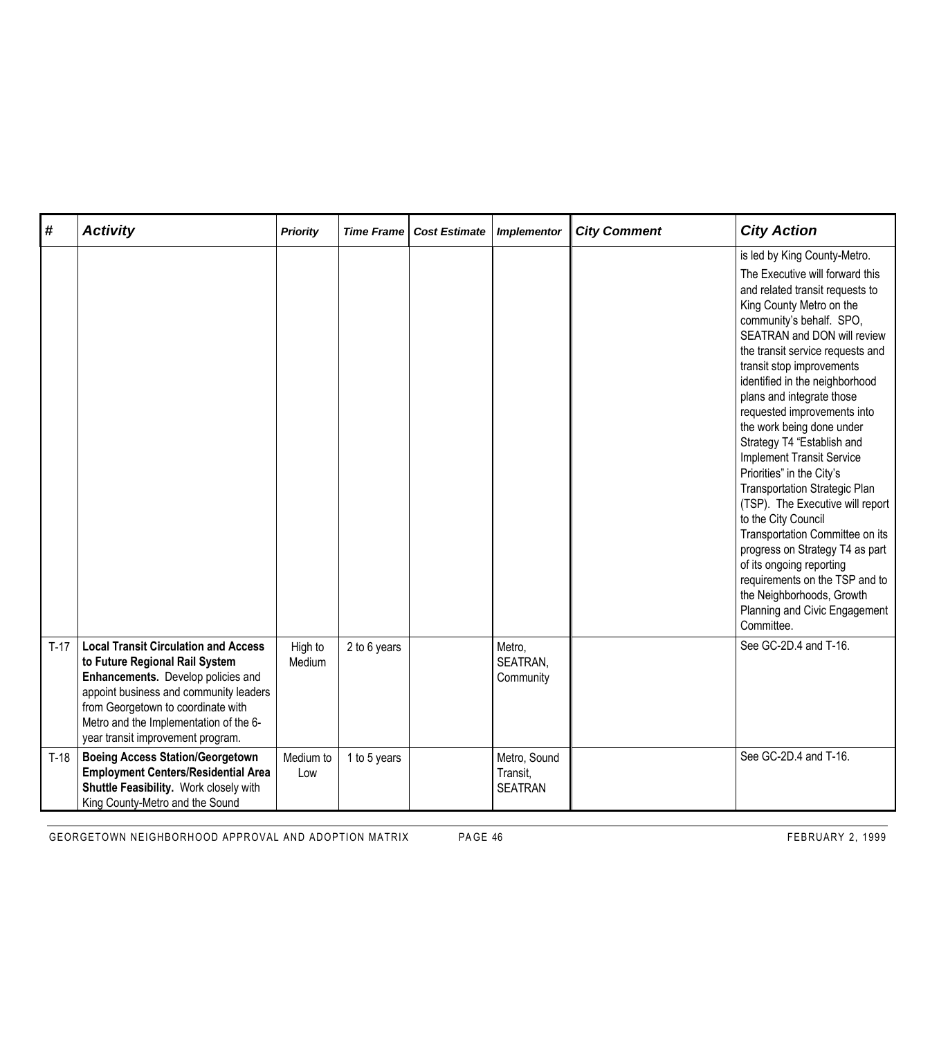| # | Activity | Priority | Time Frame | Cost Estimate | Implementor | City Comment | City Action |
|---|---|---|---|---|---|---|---|
| | | | | | | | is led by King County-Metro. The Executive will forward this and related transit requests to King County Metro on the community's behalf. SPO, SEATRAN and DON will review the transit service requests and transit stop improvements identified in the neighborhood plans and integrate those requested improvements into the work being done under Strategy T4 "Establish and Implement Transit Service Priorities" in the City's Transportation Strategic Plan (TSP). The Executive will report to the City Council Transportation Committee on its progress on Strategy T4 as part of its ongoing reporting requirements on the TSP and to the Neighborhoods, Growth Planning and Civic Engagement Committee. |
| T-17 | **Local Transit Circulation and Access to Future Regional Rail System Enhancements.** Develop policies and appoint business and community leaders from Georgetown to coordinate with Metro and the Implementation of the 6-year transit improvement program. | High to Medium | 2 to 6 years | | Metro, SEATRAN, Community | | See GC-2D.4 and T-16. |
| T-18 | **Boeing Access Station/Georgetown Employment Centers/Residential Area Shuttle Feasibility.** Work closely with King County-Metro and the Sound | Medium to Low | 1 to 5 years | | Metro, Sound Transit, SEATRAN | | See GC-2D.4 and T-16. |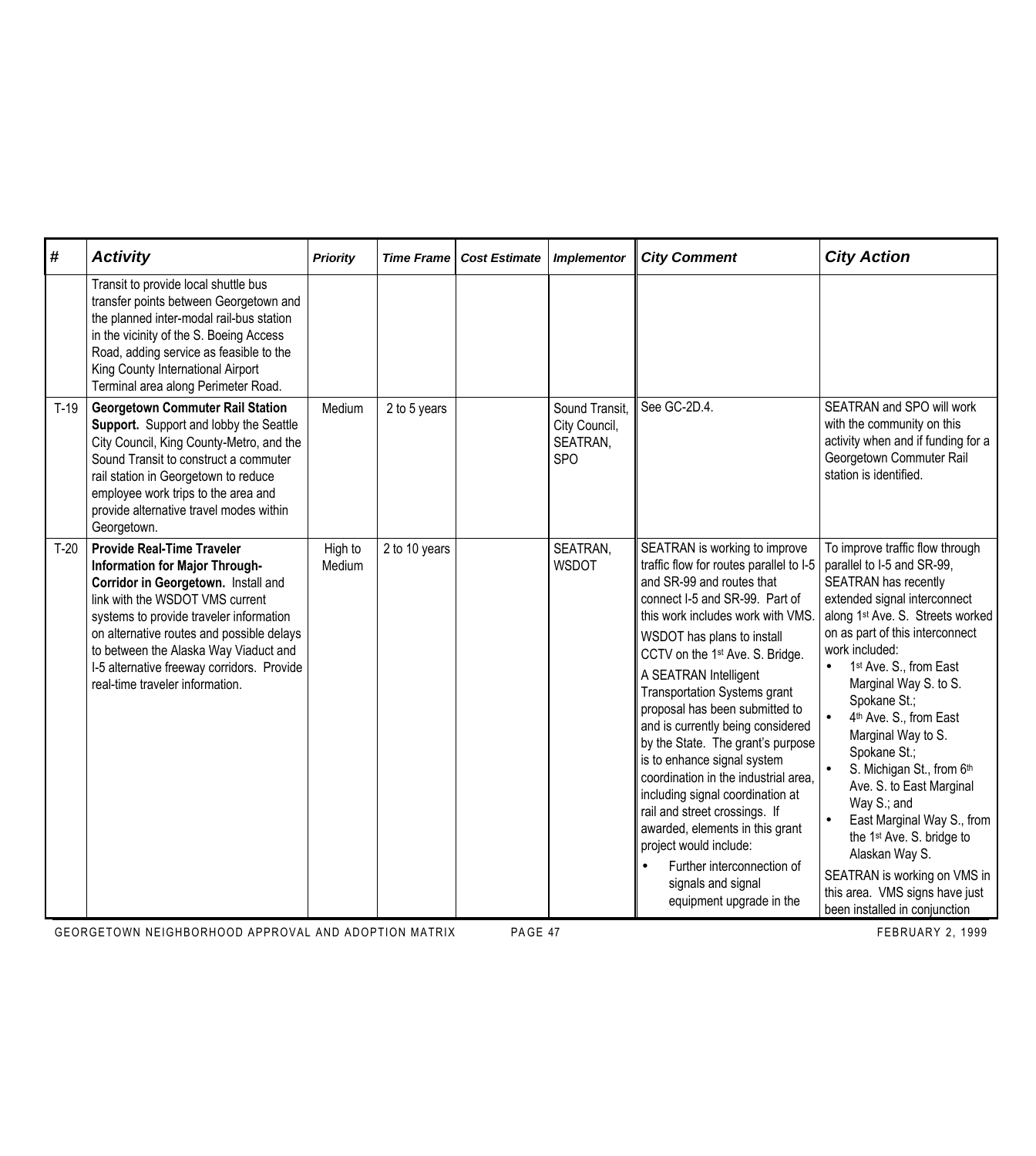| # | Activity | Priority | Time Frame | Cost Estimate | Implementor | City Comment | City Action |
|---|---|---|---|---|---|---|---|
| | Transit to provide local shuttle bus transfer points between Georgetown and the planned inter-modal rail-bus station in the vicinity of the S. Boeing Access Road, adding service as feasible to the King County International Airport Terminal area along Perimeter Road. | | | | | | |
| T-19 | **Georgetown Commuter Rail Station Support.** Support and lobby the Seattle City Council, King County-Metro, and the Sound Transit to construct a commuter rail station in Georgetown to reduce employee work trips to the area and provide alternative travel modes within Georgetown. | Medium | 2 to 5 years | | Sound Transit, City Council, SEATRAN, SPO | See GC-2D.4. | SEATRAN and SPO will work with the community on this activity when and if funding for a Georgetown Commuter Rail station is identified. |
| T-20 | **Provide Real-Time Traveler Information for Major Through-Corridor in Georgetown.** Install and link with the WSDOT VMS current systems to provide traveler information on alternative routes and possible delays to between the Alaska Way Viaduct and I-5 alternative freeway corridors. Provide real-time traveler information. | High to Medium | 2 to 10 years | | SEATRAN, WSDOT | SEATRAN is working to improve traffic flow for routes parallel to I-5 and SR-99 and routes that connect I-5 and SR-99. Part of this work includes work with VMS.<br><br>WSDOT has plans to install CCTV on the 1st Ave. S. Bridge.<br><br>A SEATRAN Intelligent Transportation Systems grant proposal has been submitted to and is currently being considered by the State. The grant's purpose is to enhance signal system coordination in the industrial area, including signal coordination at rail and street crossings. If awarded, elements in this grant project would include:<br>• Further interconnection of signals and signal equipment upgrade in the | To improve traffic flow through parallel to I-5 and SR-99, SEATRAN has recently extended signal interconnect along 1st Ave. S. Streets worked on as part of this interconnect work included:<br>• 1st Ave. S., from East Marginal Way S. to S. Spokane St.;<br>• 4th Ave. S., from East Marginal Way to S. Spokane St.;<br>• S. Michigan St., from 6th Ave. S. to East Marginal Way S.; and<br>• East Marginal Way S., from the 1st Ave. S. bridge to Alaskan Way S.<br><br>SEATRAN is working on VMS in this area. VMS signs have just been installed in conjunction |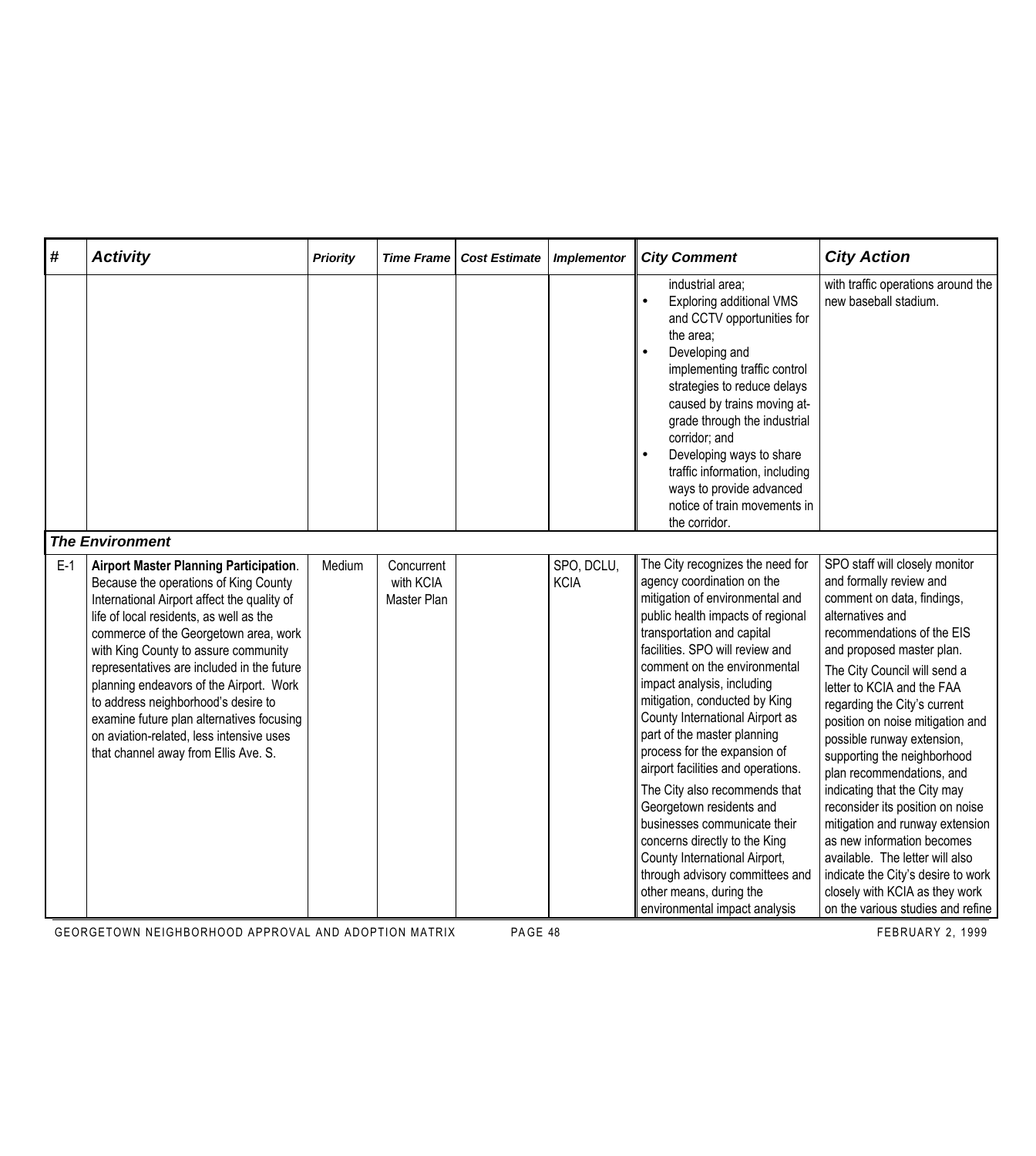| # | Activity | Priority | Time Frame | Cost Estimate | Implementor | City Comment | City Action |
|---|---|---|---|---|---|---|---|
| | | | | | | industrial area; <br>• Exploring additional VMS and CCTV opportunities for the area; <br>• Developing and implementing traffic control strategies to reduce delays caused by trains moving at-grade through the industrial corridor; and <br>• Developing ways to share traffic information, including ways to provide advanced notice of train movements in the corridor. | with traffic operations around the new baseball stadium. |
| ***The Environment*** | | | | | | | |
| E-1 | **Airport Master Planning Participation**. Because the operations of King County International Airport affect the quality of life of local residents, as well as the commerce of the Georgetown area, work with King County to assure community representatives are included in the future planning endeavors of the Airport. Work to address neighborhood's desire to examine future plan alternatives focusing on aviation-related, less intensive uses that channel away from Ellis Ave. S. | Medium | Concurrent with KCIA Master Plan | | SPO, DCLU, KCIA | The City recognizes the need for agency coordination on the mitigation of environmental and public health impacts of regional transportation and capital facilities. SPO will review and comment on the environmental impact analysis, including mitigation, conducted by King County International Airport as part of the master planning process for the expansion of airport facilities and operations. <br>The City also recommends that Georgetown residents and businesses communicate their concerns directly to the King County International Airport, through advisory committees and other means, during the environmental impact analysis | SPO staff will closely monitor and formally review and comment on data, findings, alternatives and recommendations of the EIS and proposed master plan. <br>The City Council will send a letter to KCIA and the FAA regarding the City's current position on noise mitigation and possible runway extension, supporting the neighborhood plan recommendations, and indicating that the City may reconsider its position on noise mitigation and runway extension as new information becomes available. The letter will also indicate the City's desire to work closely with KCIA as they work on the various studies and refine |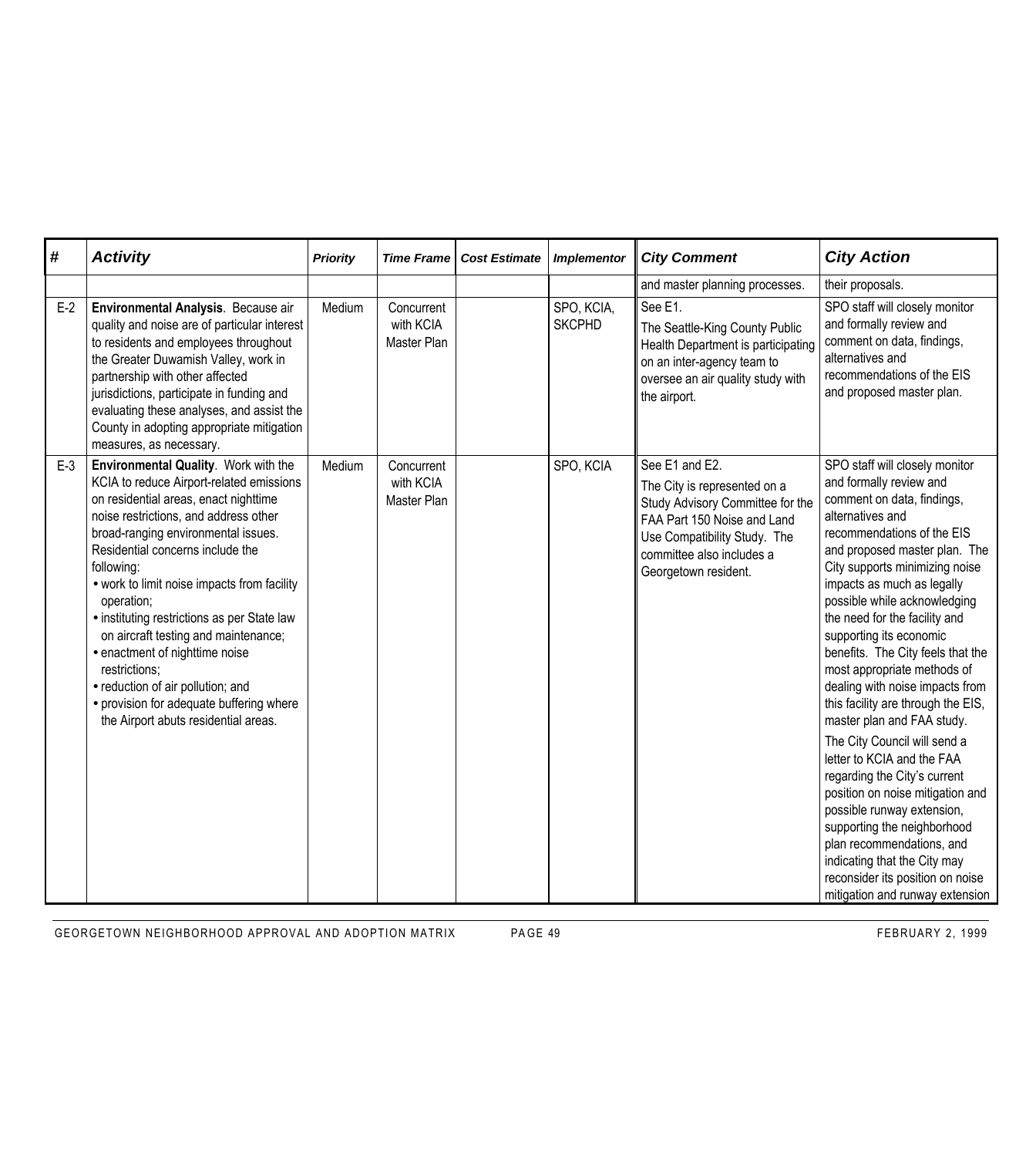| # | Activity | Priority | Time Frame | Cost Estimate | Implementor | City Comment | City Action |
|---|---|---|---|---|---|---|---|
| | | | | | | and master planning processes. | their proposals. |
| E-2 | **Environmental Analysis**. Because air quality and noise are of particular interest to residents and employees throughout the Greater Duwamish Valley, work in partnership with other affected jurisdictions, participate in funding and evaluating these analyses, and assist the County in adopting appropriate mitigation measures, as necessary. | Medium | Concurrent with KCIA Master Plan | | SPO, KCIA, SKCPHD | See E1.<br>The Seattle-King County Public Health Department is participating on an inter-agency team to oversee an air quality study with the airport. | SPO staff will closely monitor and formally review and comment on data, findings, alternatives and recommendations of the EIS and proposed master plan. |
| E-3 | **Environmental Quality**. Work with the KCIA to reduce Airport-related emissions on residential areas, enact nighttime noise restrictions, and address other broad-ranging environmental issues. Residential concerns include the following:<br>• work to limit noise impacts from facility operation;<br>• instituting restrictions as per State law on aircraft testing and maintenance;<br>• enactment of nighttime noise restrictions;<br>• reduction of air pollution; and<br>• provision for adequate buffering where the Airport abuts residential areas. | Medium | Concurrent with KCIA Master Plan | | SPO, KCIA | See E1 and E2.<br>The City is represented on a Study Advisory Committee for the FAA Part 150 Noise and Land Use Compatibility Study. The committee also includes a Georgetown resident. | SPO staff will closely monitor and formally review and comment on data, findings, alternatives and recommendations of the EIS and proposed master plan. The City supports minimizing noise impacts as much as legally possible while acknowledging the need for the facility and supporting its economic benefits. The City feels that the most appropriate methods of dealing with noise impacts from this facility are through the EIS, master plan and FAA study.<br>The City Council will send a letter to KCIA and the FAA regarding the City's current position on noise mitigation and possible runway extension, supporting the neighborhood plan recommendations, and indicating that the City may reconsider its position on noise mitigation and runway extension |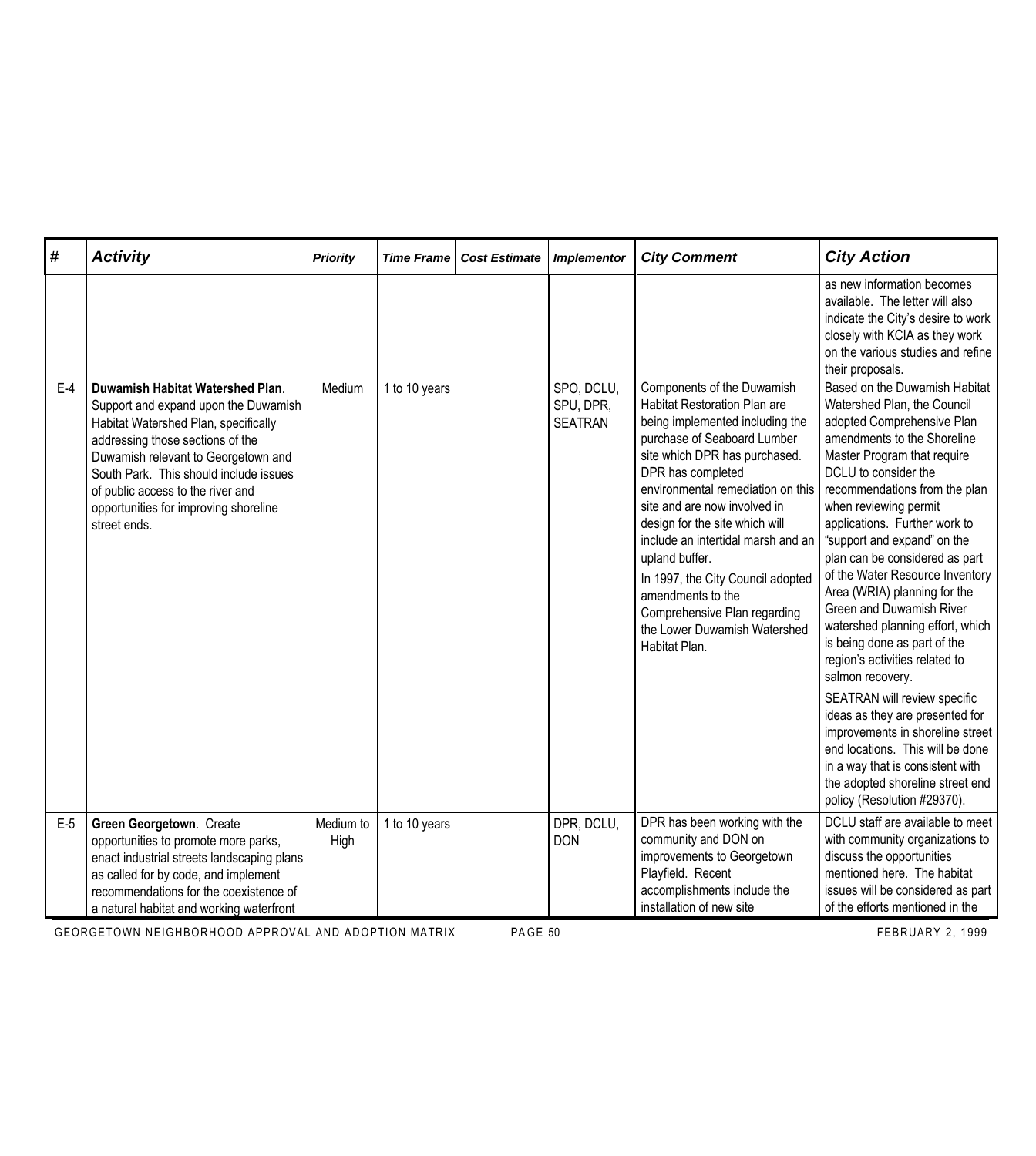| # | Activity | Priority | Time Frame | Cost Estimate | Implementor | City Comment | City Action |
|---|---|---|---|---|---|---|---|
| | | | | | | | as new information becomes available. The letter will also indicate the City's desire to work closely with KCIA as they work on the various studies and refine their proposals. |
| E-4 | **Duwamish Habitat Watershed Plan**. Support and expand upon the Duwamish Habitat Watershed Plan, specifically addressing those sections of the Duwamish relevant to Georgetown and South Park. This should include issues of public access to the river and opportunities for improving shoreline street ends. | Medium | 1 to 10 years | | SPO, DCLU, SPU, DPR, SEATRAN | Components of the Duwamish Habitat Restoration Plan are being implemented including the purchase of Seaboard Lumber site which DPR has purchased. DPR has completed environmental remediation on this site and are now involved in design for the site which will include an intertidal marsh and an upland buffer.<br><br>In 1997, the City Council adopted amendments to the Comprehensive Plan regarding the Lower Duwamish Watershed Habitat Plan. | Based on the Duwamish Habitat Watershed Plan, the Council adopted Comprehensive Plan amendments to the Shoreline Master Program that require DCLU to consider the recommendations from the plan when reviewing permit applications. Further work to "support and expand" on the plan can be considered as part of the Water Resource Inventory Area (WRIA) planning for the Green and Duwamish River watershed planning effort, which is being done as part of the region's activities related to salmon recovery.<br><br>SEATRAN will review specific ideas as they are presented for improvements in shoreline street end locations. This will be done in a way that is consistent with the adopted shoreline street end policy (Resolution #29370). |
| E-5 | **Green Georgetown**. Create opportunities to promote more parks, enact industrial streets landscaping plans as called for by code, and implement recommendations for the coexistence of a natural habitat and working waterfront | Medium to High | 1 to 10 years | | DPR, DCLU, DON | DPR has been working with the community and DON on improvements to Georgetown Playfield. Recent accomplishments include the installation of new site | DCLU staff are available to meet with community organizations to discuss the opportunities mentioned here. The habitat issues will be considered as part of the efforts mentioned in the |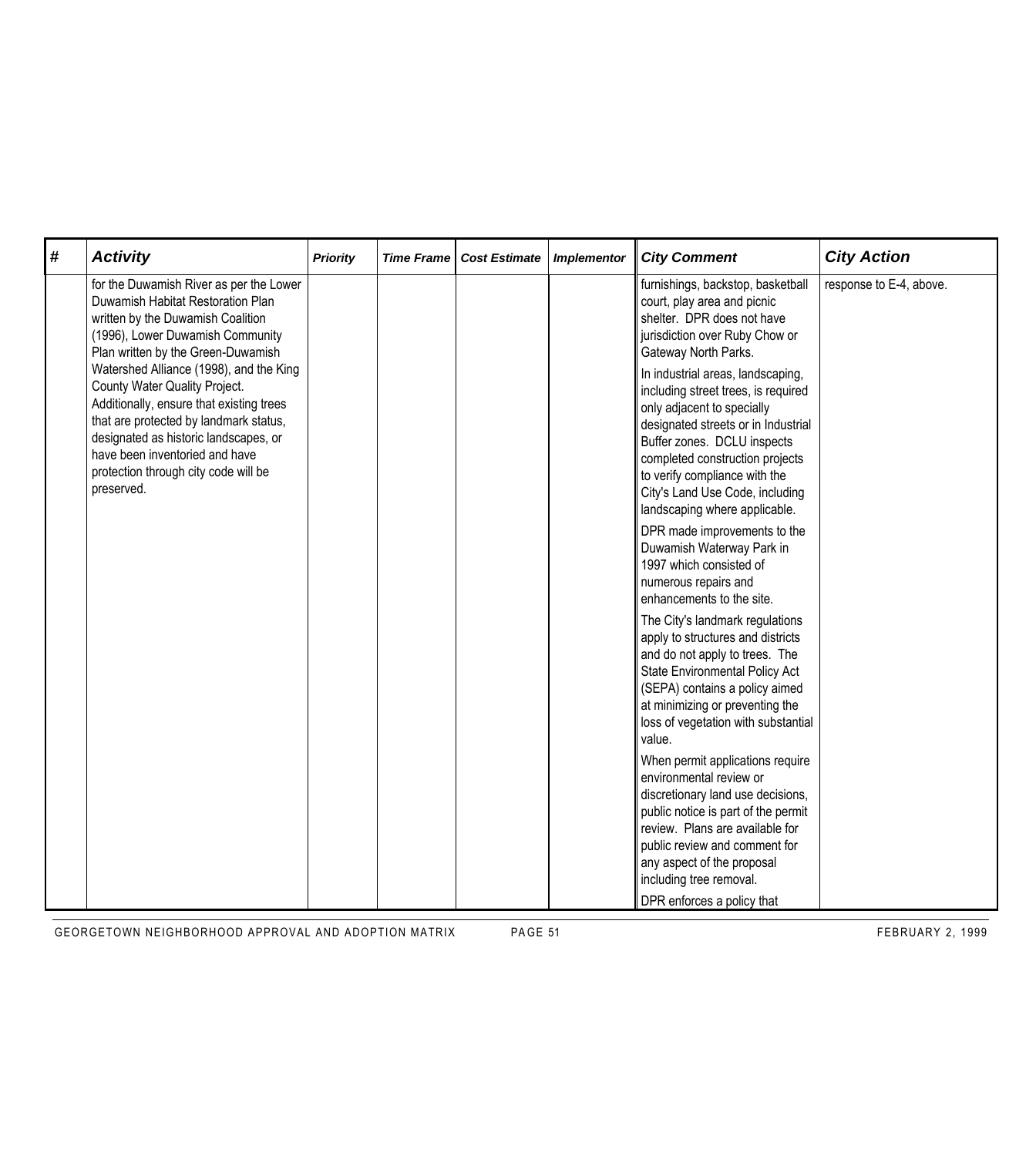| # | Activity | Priority | Time Frame | Cost Estimate | Implementor | City Comment | City Action |
|---|---|---|---|---|---|---|---|
| | for the Duwamish River as per the Lower Duwamish Habitat Restoration Plan written by the Duwamish Coalition (1996), Lower Duwamish Community Plan written by the Green-Duwamish Watershed Alliance (1998), and the King County Water Quality Project. Additionally, ensure that existing trees that are protected by landmark status, designated as historic landscapes, or have been inventoried and have protection through city code will be preserved. | | | | | furnishings, backstop, basketball court, play area and picnic shelter. DPR does not have jurisdiction over Ruby Chow or Gateway North Parks.<br><br>In industrial areas, landscaping, including street trees, is required only adjacent to specially designated streets or in Industrial Buffer zones. DCLU inspects completed construction projects to verify compliance with the City's Land Use Code, including landscaping where applicable.<br><br>DPR made improvements to the Duwamish Waterway Park in 1997 which consisted of numerous repairs and enhancements to the site.<br><br>The City's landmark regulations apply to structures and districts and do not apply to trees. The State Environmental Policy Act (SEPA) contains a policy aimed at minimizing or preventing the loss of vegetation with substantial value.<br><br>When permit applications require environmental review or discretionary land use decisions, public notice is part of the permit review. Plans are available for public review and comment for any aspect of the proposal including tree removal.<br><br>DPR enforces a policy that | response to E-4, above. |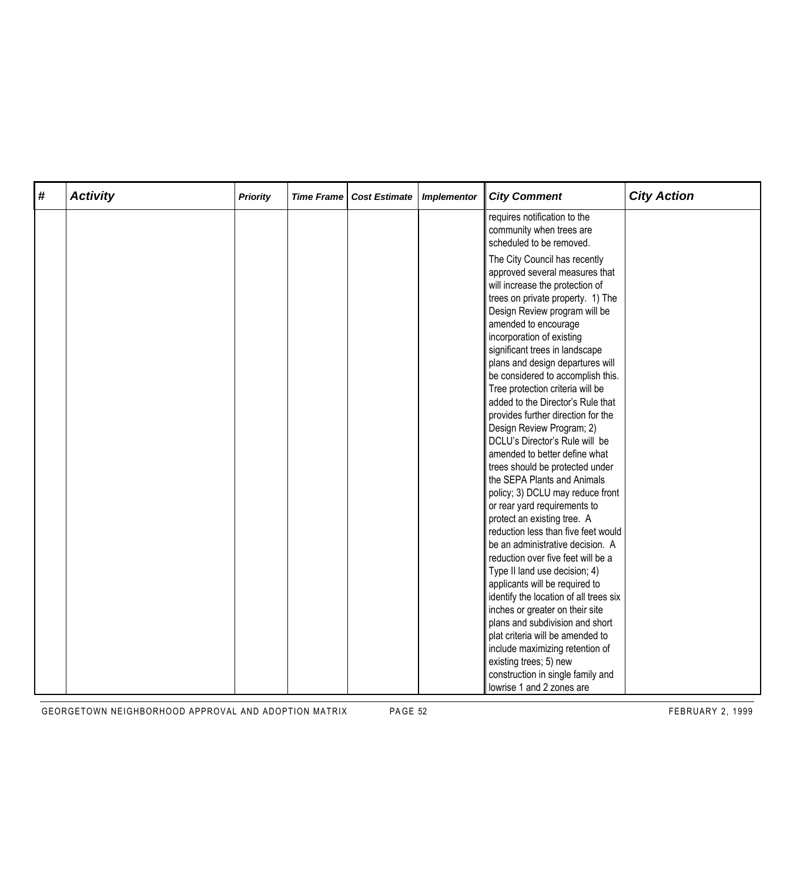| # | Activity | Priority | Time Frame | Cost Estimate | Implementor | City Comment | City Action |
|---|---|---|---|---|---|---|---|
| | | | | | | requires notification to the community when trees are scheduled to be removed.<br><br>The City Council has recently approved several measures that will increase the protection of trees on private property. 1) The Design Review program will be amended to encourage incorporation of existing significant trees in landscape plans and design departures will be considered to accomplish this. Tree protection criteria will be added to the Director's Rule that provides further direction for the Design Review Program; 2) DCLU's Director's Rule will be amended to better define what trees should be protected under the SEPA Plants and Animals policy; 3) DCLU may reduce front or rear yard requirements to protect an existing tree. A reduction less than five feet would be an administrative decision. A reduction over five feet will be a Type II land use decision; 4) applicants will be required to identify the location of all trees six inches or greater on their site plans and subdivision and short plat criteria will be amended to include maximizing retention of existing trees; 5) new construction in single family and lowrise 1 and 2 zones are | |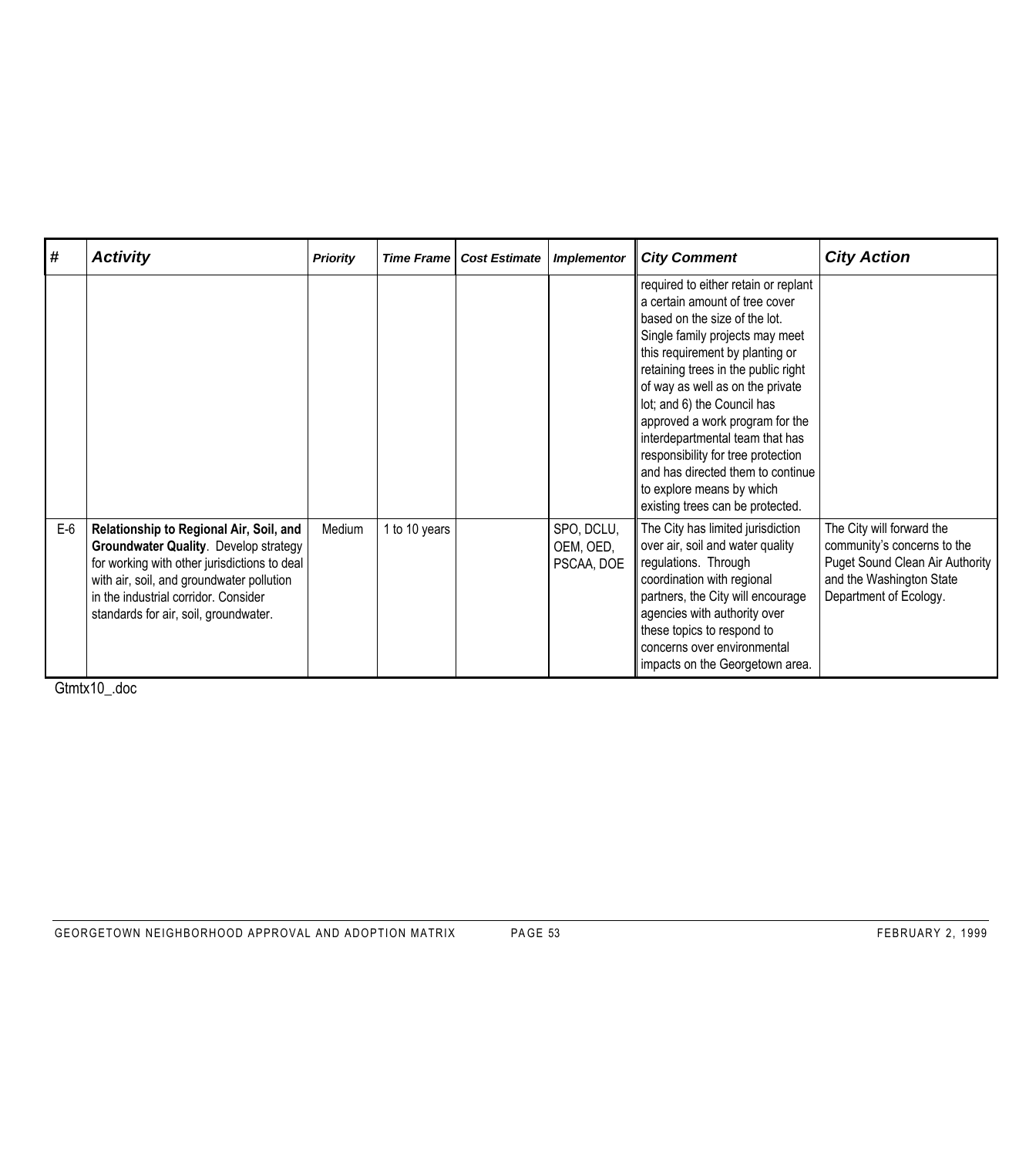| # | *Activity* | *Priority* | *Time Frame* | *Cost Estimate* | *Implementor* | *City Comment* | *City Action* |
|---|---|---|---|---|---|---|---|
| | | | | | | required to either retain or replant a certain amount of tree cover based on the size of the lot. Single family projects may meet this requirement by planting or retaining trees in the public right of way as well as on the private lot; and 6) the Council has approved a work program for the interdepartmental team that has responsibility for tree protection and has directed them to continue to explore means by which existing trees can be protected. | |
| E-6 | **Relationship to Regional Air, Soil, and Groundwater Quality**. Develop strategy for working with other jurisdictions to deal with air, soil, and groundwater pollution in the industrial corridor. Consider standards for air, soil, groundwater. | Medium | 1 to 10 years | | SPO, DCLU, OEM, OED, PSCAA, DOE | The City has limited jurisdiction over air, soil and water quality regulations. Through coordination with regional partners, the City will encourage agencies with authority over these topics to respond to concerns over environmental impacts on the Georgetown area. | The City will forward the community's concerns to the Puget Sound Clean Air Authority and the Washington State Department of Ecology. |

Gtmtx10_.doc